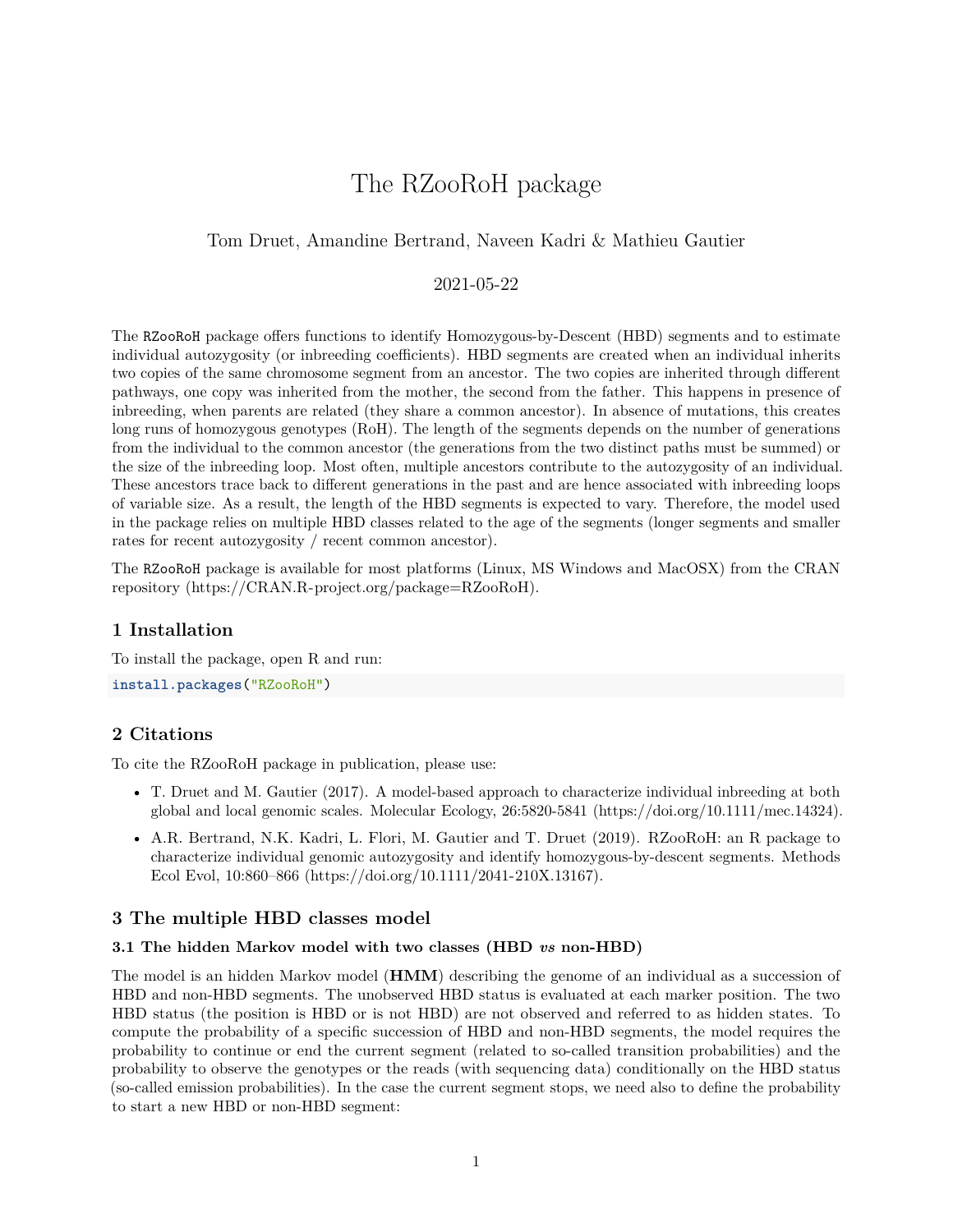# The RZooRoH package

Tom Druet, Amandine Bertrand, Naveen Kadri & Mathieu Gautier

2021-05-22

The `RZooRoH` package offers functions to identify Homozygous-by-Descent (HBD) segments and to estimate individual autozygosity (or inbreeding coefficients). HBD segments are created when an individual inherits two copies of the same chromosome segment from an ancestor. The two copies are inherited through different pathways, one copy was inherited from the mother, the second from the father. This happens in presence of inbreeding, when parents are related (they share a common ancestor). In absence of mutations, this creates long runs of homozygous genotypes (RoH). The length of the segments depends on the number of generations from the individual to the common ancestor (the generations from the two distinct paths must be summed) or the size of the inbreeding loop. Most often, multiple ancestors contribute to the autozygosity of an individual. These ancestors trace back to different generations in the past and are hence associated with inbreeding loops of variable size. As a result, the length of the HBD segments is expected to vary. Therefore, the model used in the package relies on multiple HBD classes related to the age of the segments (longer segments and smaller rates for recent autozygosity / recent common ancestor).

The `RZooRoH` package is available for most platforms (Linux, MS Windows and MacOSX) from the CRAN repository (https://CRAN.R-project.org/package=RZooRoH).

## 1 Installation

To install the package, open R and run:

```
install.packages("RZooRoH")
```

## 2 Citations

To cite the RZooRoH package in publication, please use:

- T. Druet and M. Gautier (2017). A model-based approach to characterize individual inbreeding at both global and local genomic scales. Molecular Ecology, 26:5820-5841 (https://doi.org/10.1111/mec.14324).
- A.R. Bertrand, N.K. Kadri, L. Flori, M. Gautier and T. Druet (2019). RZooRoH: an R package to characterize individual genomic autozygosity and identify homozygous-by-descent segments. Methods Ecol Evol, 10:860–866 (https://doi.org/10.1111/2041-210X.13167).

## 3 The multiple HBD classes model

### 3.1 The hidden Markov model with two classes (HBD *vs* non-HBD)

The model is an hidden Markov model (**HMM**) describing the genome of an individual as a succession of HBD and non-HBD segments. The unobserved HBD status is evaluated at each marker position. The two HBD status (the position is HBD or is not HBD) are not observed and referred to as hidden states. To compute the probability of a specific succession of HBD and non-HBD segments, the model requires the probability to continue or end the current segment (related to so-called transition probabilities) and the probability to observe the genotypes or the reads (with sequencing data) conditionally on the HBD status (so-called emission probabilities). In the case the current segment stops, we need also to define the probability to start a new HBD or non-HBD segment: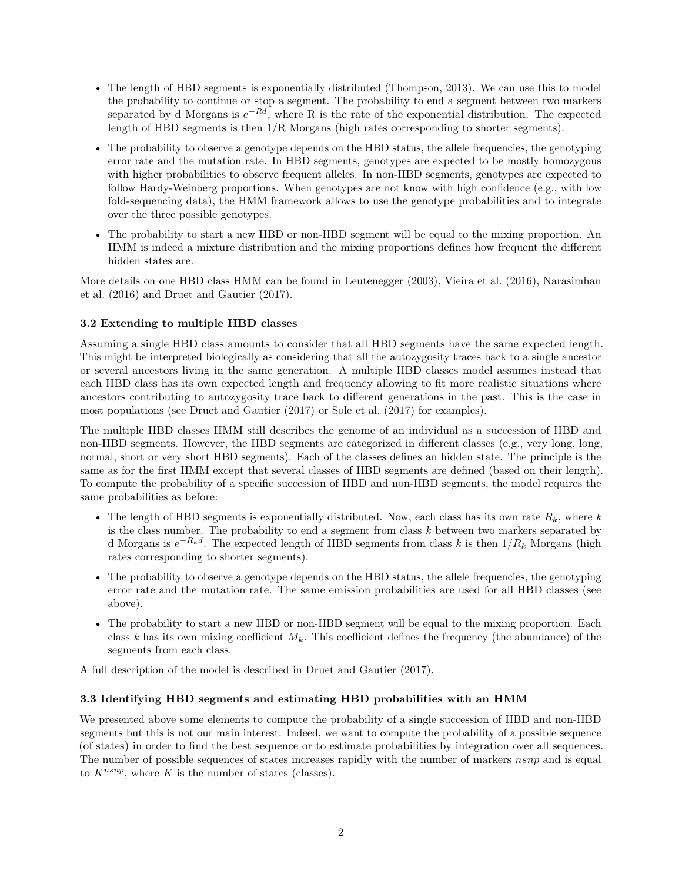- The length of HBD segments is exponentially distributed (Thompson, 2013). We can use this to model the probability to continue or stop a segment. The probability to end a segment between two markers separated by d Morgans is $e^{-Rd}$, where R is the rate of the exponential distribution. The expected length of HBD segments is then 1/R Morgans (high rates corresponding to shorter segments).
- The probability to observe a genotype depends on the HBD status, the allele frequencies, the genotyping error rate and the mutation rate. In HBD segments, genotypes are expected to be mostly homozygous with higher probabilities to observe frequent alleles. In non-HBD segments, genotypes are expected to follow Hardy-Weinberg proportions. When genotypes are not know with high confidence (e.g., with low fold-sequencing data), the HMM framework allows to use the genotype probabilities and to integrate over the three possible genotypes.
- The probability to start a new HBD or non-HBD segment will be equal to the mixing proportion. An HMM is indeed a mixture distribution and the mixing proportions defines how frequent the different hidden states are.

More details on one HBD class HMM can be found in Leutenegger (2003), Vieira et al. (2016), Narasimhan et al. (2016) and Druet and Gautier (2017).

### 3.2 Extending to multiple HBD classes

Assuming a single HBD class amounts to consider that all HBD segments have the same expected length. This might be interpreted biologically as considering that all the autozygosity traces back to a single ancestor or several ancestors living in the same generation. A multiple HBD classes model assumes instead that each HBD class has its own expected length and frequency allowing to fit more realistic situations where ancestors contributing to autozygosity trace back to different generations in the past. This is the case in most populations (see Druet and Gautier (2017) or Sole et al. (2017) for examples).

The multiple HBD classes HMM still describes the genome of an individual as a succession of HBD and non-HBD segments. However, the HBD segments are categorized in different classes (e.g., very long, long, normal, short or very short HBD segments). Each of the classes defines an hidden state. The principle is the same as for the first HMM except that several classes of HBD segments are defined (based on their length). To compute the probability of a specific succession of HBD and non-HBD segments, the model requires the same probabilities as before:

- The length of HBD segments is exponentially distributed. Now, each class has its own rate $R_k$, where $k$ is the class number. The probability to end a segment from class $k$ between two markers separated by d Morgans is $e^{-R_k d}$. The expected length of HBD segments from class $k$ is then $1/R_k$ Morgans (high rates corresponding to shorter segments).
- The probability to observe a genotype depends on the HBD status, the allele frequencies, the genotyping error rate and the mutation rate. The same emission probabilities are used for all HBD classes (see above).
- The probability to start a new HBD or non-HBD segment will be equal to the mixing proportion. Each class $k$ has its own mixing coefficient $M_k$. This coefficient defines the frequency (the abundance) of the segments from each class.

A full description of the model is described in Druet and Gautier (2017).

### 3.3 Identifying HBD segments and estimating HBD probabilities with an HMM

We presented above some elements to compute the probability of a single succession of HBD and non-HBD segments but this is not our main interest. Indeed, we want to compute the probability of a possible sequence (of states) in order to find the best sequence or to estimate probabilities by integration over all sequences. The number of possible sequences of states increases rapidly with the number of markers *nsnp* and is equal to $K^{nsnp}$, where $K$ is the number of states (classes).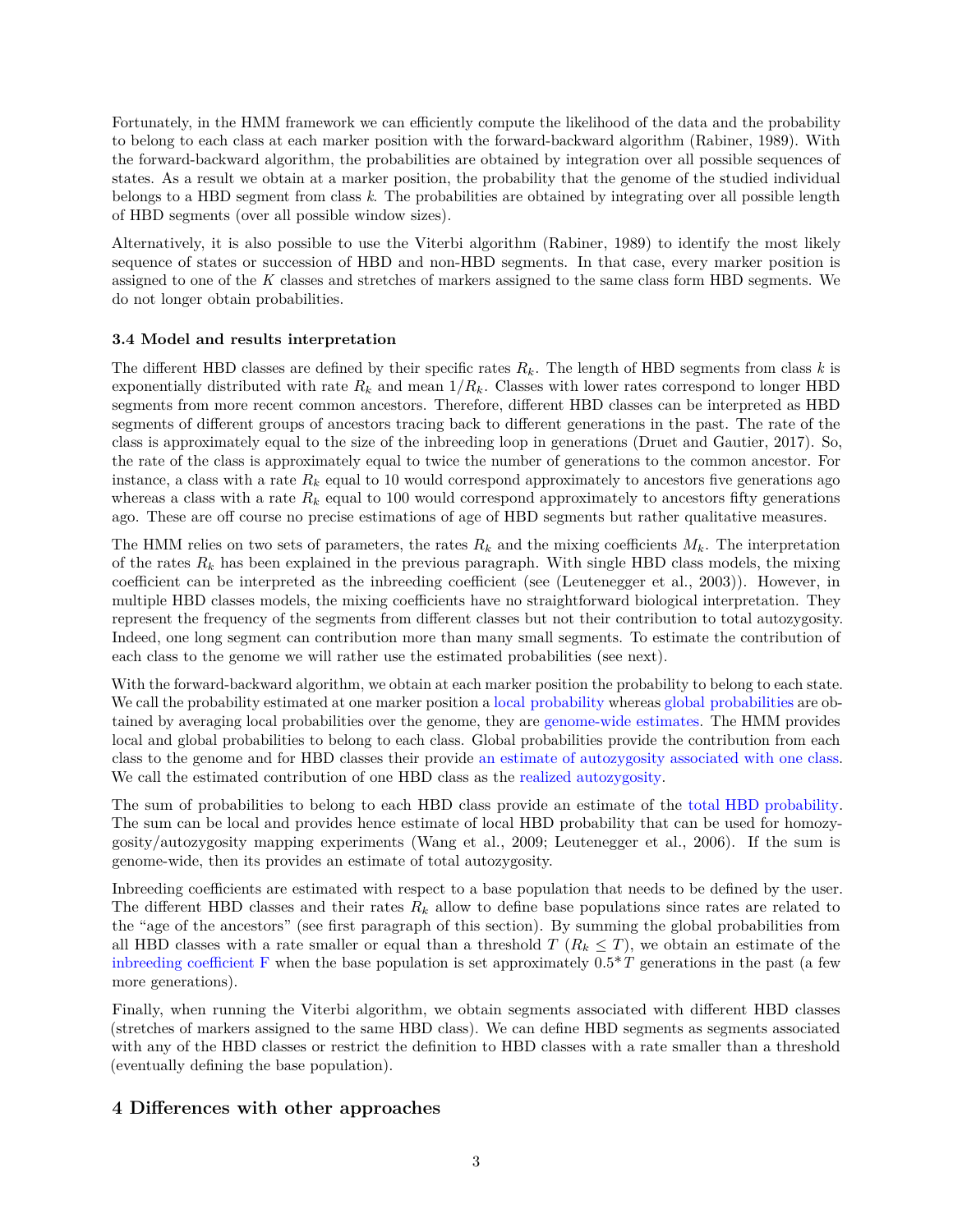Fortunately, in the HMM framework we can efficiently compute the likelihood of the data and the probability to belong to each class at each marker position with the forward-backward algorithm (Rabiner, 1989). With the forward-backward algorithm, the probabilities are obtained by integration over all possible sequences of states. As a result we obtain at a marker position, the probability that the genome of the studied individual belongs to a HBD segment from class *k*. The probabilities are obtained by integrating over all possible length of HBD segments (over all possible window sizes).

Alternatively, it is also possible to use the Viterbi algorithm (Rabiner, 1989) to identify the most likely sequence of states or succession of HBD and non-HBD segments. In that case, every marker position is assigned to one of the $K$ classes and stretches of markers assigned to the same class form HBD segments. We do not longer obtain probabilities.

### 3.4 Model and results interpretation

The different HBD classes are defined by their specific rates $R_k$. The length of HBD segments from class *k* is exponentially distributed with rate $R_k$ and mean $1/R_k$. Classes with lower rates correspond to longer HBD segments from more recent common ancestors. Therefore, different HBD classes can be interpreted as HBD segments of different groups of ancestors tracing back to different generations in the past. The rate of the class is approximately equal to the size of the inbreeding loop in generations (Druet and Gautier, 2017). So, the rate of the class is approximately equal to twice the number of generations to the common ancestor. For instance, a class with a rate $R_k$ equal to 10 would correspond approximately to ancestors five generations ago whereas a class with a rate $R_k$ equal to 100 would correspond approximately to ancestors fifty generations ago. These are off course no precise estimations of age of HBD segments but rather qualitative measures.

The HMM relies on two sets of parameters, the rates $R_k$ and the mixing coefficients $M_k$. The interpretation of the rates $R_k$ has been explained in the previous paragraph. With single HBD class models, the mixing coefficient can be interpreted as the inbreeding coefficient (see (Leutenegger et al., 2003)). However, in multiple HBD classes models, the mixing coefficients have no straightforward biological interpretation. They represent the frequency of the segments from different classes but not their contribution to total autozygosity. Indeed, one long segment can contribution more than many small segments. To estimate the contribution of each class to the genome we will rather use the estimated probabilities (see next).

With the forward-backward algorithm, we obtain at each marker position the probability to belong to each state. We call the probability estimated at one marker position a local probability whereas global probabilities are obtained by averaging local probabilities over the genome, they are genome-wide estimates. The HMM provides local and global probabilities to belong to each class. Global probabilities provide the contribution from each class to the genome and for HBD classes their provide an estimate of autozygosity associated with one class. We call the estimated contribution of one HBD class as the realized autozygosity.

The sum of probabilities to belong to each HBD class provide an estimate of the total HBD probability. The sum can be local and provides hence estimate of local HBD probability that can be used for homozygosity/autozygosity mapping experiments (Wang et al., 2009; Leutenegger et al., 2006). If the sum is genome-wide, then its provides an estimate of total autozygosity.

Inbreeding coefficients are estimated with respect to a base population that needs to be defined by the user. The different HBD classes and their rates $R_k$ allow to define base populations since rates are related to the "age of the ancestors" (see first paragraph of this section). By summing the global probabilities from all HBD classes with a rate smaller or equal than a threshold $T$ ($R_k \leq T$), we obtain an estimate of the inbreeding coefficient F when the base population is set approximately $0.5^*T$ generations in the past (a few more generations).

Finally, when running the Viterbi algorithm, we obtain segments associated with different HBD classes (stretches of markers assigned to the same HBD class). We can define HBD segments as segments associated with any of the HBD classes or restrict the definition to HBD classes with a rate smaller than a threshold (eventually defining the base population).

## 4 Differences with other approaches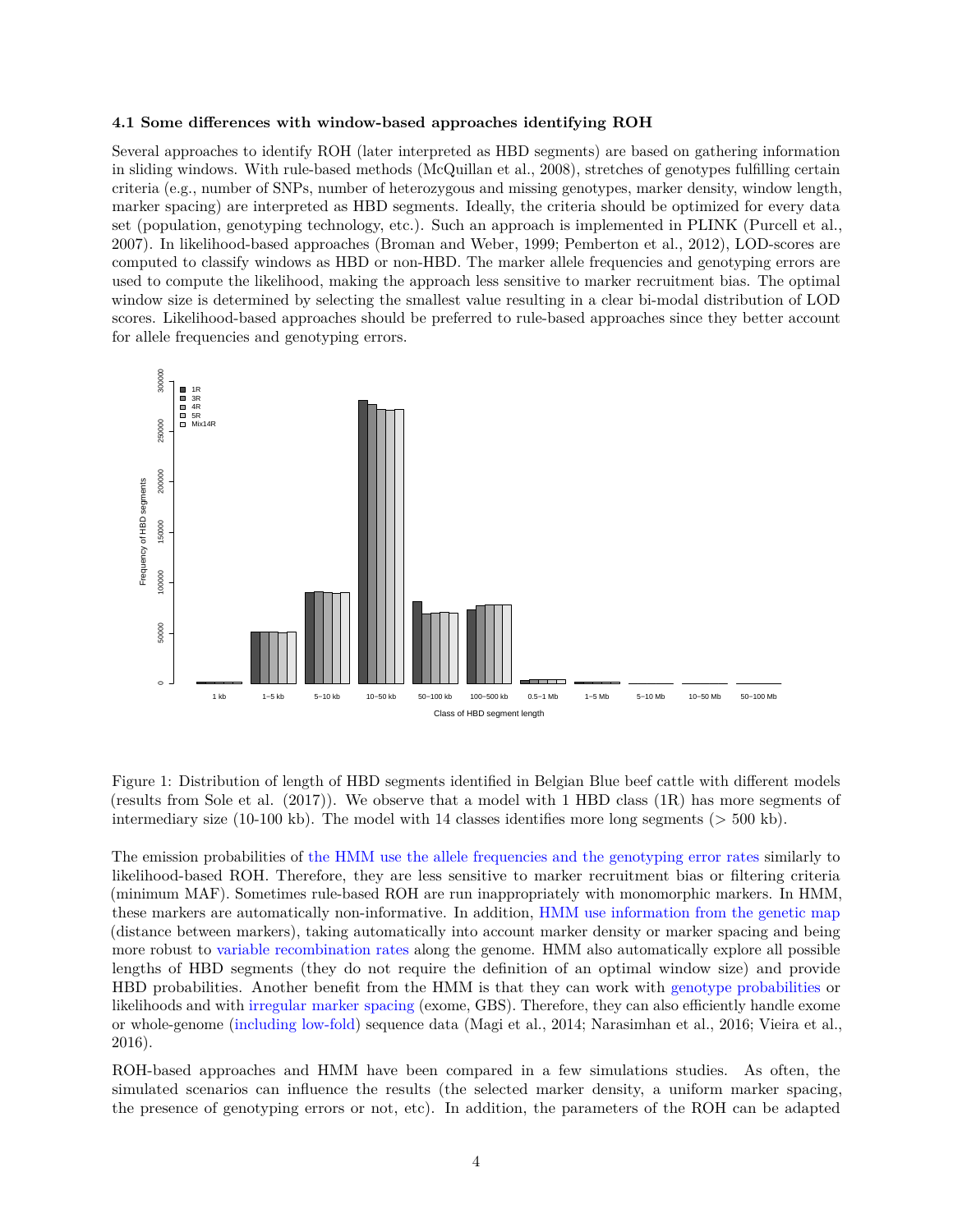### 4.1 Some differences with window-based approaches identifying ROH

Several approaches to identify ROH (later interpreted as HBD segments) are based on gathering information in sliding windows. With rule-based methods (McQuillan et al., 2008), stretches of genotypes fulfilling certain criteria (e.g., number of SNPs, number of heterozygous and missing genotypes, marker density, window length, marker spacing) are interpreted as HBD segments. Ideally, the criteria should be optimized for every data set (population, genotyping technology, etc.). Such an approach is implemented in PLINK (Purcell et al., 2007). In likelihood-based approaches (Broman and Weber, 1999; Pemberton et al., 2012), LOD-scores are computed to classify windows as HBD or non-HBD. The marker allele frequencies and genotyping errors are used to compute the likelihood, making the approach less sensitive to marker recruitment bias. The optimal window size is determined by selecting the smallest value resulting in a clear bi-modal distribution of LOD scores. Likelihood-based approaches should be preferred to rule-based approaches since they better account for allele frequencies and genotyping errors.

Figure 1: Distribution of length of HBD segments identified in Belgian Blue beef cattle with different models (results from Sole et al. (2017)). We observe that a model with 1 HBD class (1R) has more segments of intermediary size (10-100 kb). The model with 14 classes identifies more long segments (> 500 kb).

The emission probabilities of the HMM use the allele frequencies and the genotyping error rates similarly to likelihood-based ROH. Therefore, they are less sensitive to marker recruitment bias or filtering criteria (minimum MAF). Sometimes rule-based ROH are run inappropriately with monomorphic markers. In HMM, these markers are automatically non-informative. In addition, HMM use information from the genetic map (distance between markers), taking automatically into account marker density or marker spacing and being more robust to variable recombination rates along the genome. HMM also automatically explore all possible lengths of HBD segments (they do not require the definition of an optimal window size) and provide HBD probabilities. Another benefit from the HMM is that they can work with genotype probabilities or likelihoods and with irregular marker spacing (exome, GBS). Therefore, they can also efficiently handle exome or whole-genome (including low-fold) sequence data (Magi et al., 2014; Narasimhan et al., 2016; Vieira et al., 2016).

ROH-based approaches and HMM have been compared in a few simulations studies. As often, the simulated scenarios can influence the results (the selected marker density, a uniform marker spacing, the presence of genotyping errors or not, etc). In addition, the parameters of the ROH can be adapted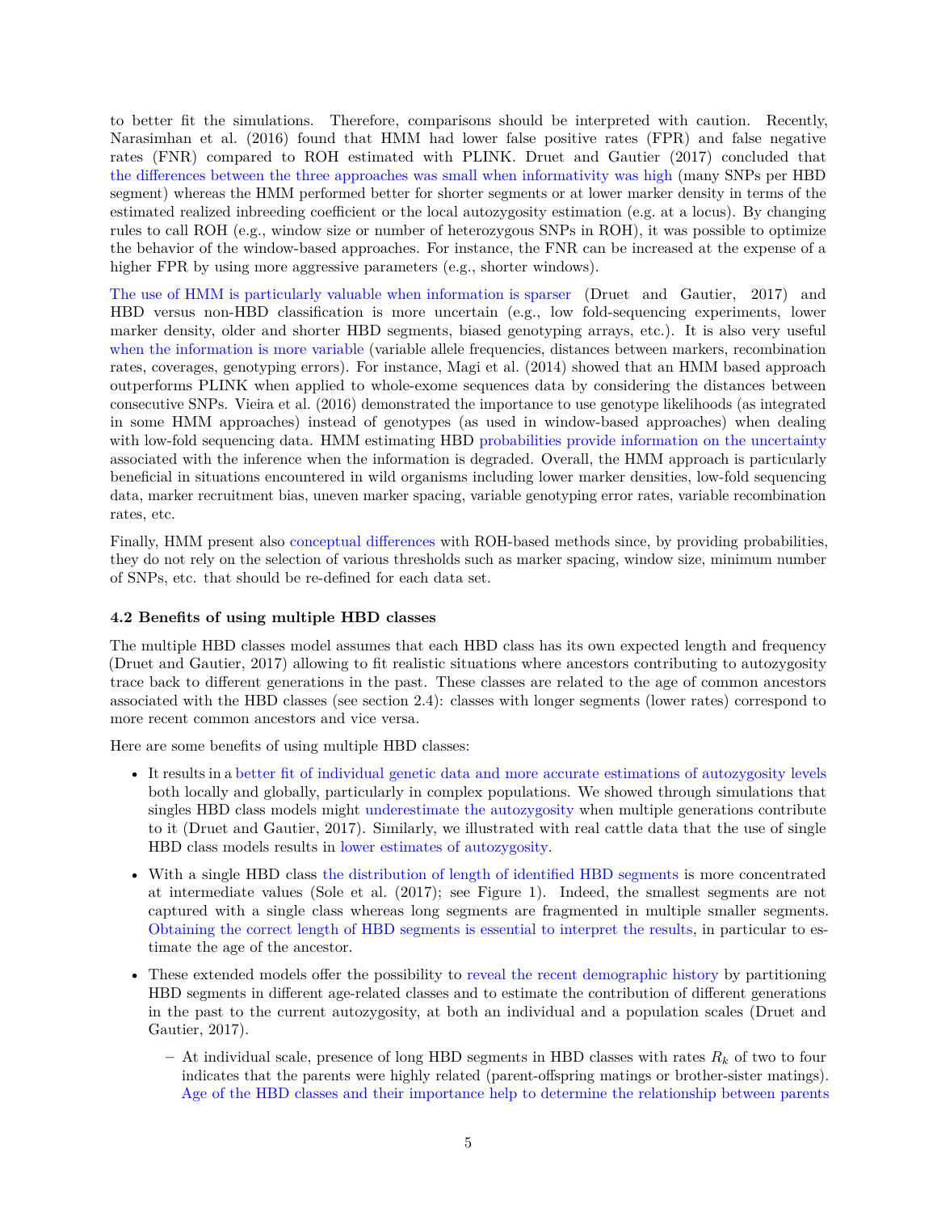to better fit the simulations. Therefore, comparisons should be interpreted with caution. Recently, Narasimhan et al. (2016) found that HMM had lower false positive rates (FPR) and false negative rates (FNR) compared to ROH estimated with PLINK. Druet and Gautier (2017) concluded that the differences between the three approaches was small when informativity was high (many SNPs per HBD segment) whereas the HMM performed better for shorter segments or at lower marker density in terms of the estimated realized inbreeding coefficient or the local autozygosity estimation (e.g. at a locus). By changing rules to call ROH (e.g., window size or number of heterozygous SNPs in ROH), it was possible to optimize the behavior of the window-based approaches. For instance, the FNR can be increased at the expense of a higher FPR by using more aggressive parameters (e.g., shorter windows).

The use of HMM is particularly valuable when information is sparser (Druet and Gautier, 2017) and HBD versus non-HBD classification is more uncertain (e.g., low fold-sequencing experiments, lower marker density, older and shorter HBD segments, biased genotyping arrays, etc.). It is also very useful when the information is more variable (variable allele frequencies, distances between markers, recombination rates, coverages, genotyping errors). For instance, Magi et al. (2014) showed that an HMM based approach outperforms PLINK when applied to whole-exome sequences data by considering the distances between consecutive SNPs. Vieira et al. (2016) demonstrated the importance to use genotype likelihoods (as integrated in some HMM approaches) instead of genotypes (as used in window-based approaches) when dealing with low-fold sequencing data. HMM estimating HBD probabilities provide information on the uncertainty associated with the inference when the information is degraded. Overall, the HMM approach is particularly beneficial in situations encountered in wild organisms including lower marker densities, low-fold sequencing data, marker recruitment bias, uneven marker spacing, variable genotyping error rates, variable recombination rates, etc.

Finally, HMM present also conceptual differences with ROH-based methods since, by providing probabilities, they do not rely on the selection of various thresholds such as marker spacing, window size, minimum number of SNPs, etc. that should be re-defined for each data set.

### 4.2 Benefits of using multiple HBD classes

The multiple HBD classes model assumes that each HBD class has its own expected length and frequency (Druet and Gautier, 2017) allowing to fit realistic situations where ancestors contributing to autozygosity trace back to different generations in the past. These classes are related to the age of common ancestors associated with the HBD classes (see section 2.4): classes with longer segments (lower rates) correspond to more recent common ancestors and vice versa.

Here are some benefits of using multiple HBD classes:

- It results in a better fit of individual genetic data and more accurate estimations of autozygosity levels both locally and globally, particularly in complex populations. We showed through simulations that singles HBD class models might underestimate the autozygosity when multiple generations contribute to it (Druet and Gautier, 2017). Similarly, we illustrated with real cattle data that the use of single HBD class models results in lower estimates of autozygosity.
- With a single HBD class the distribution of length of identified HBD segments is more concentrated at intermediate values (Sole et al. (2017); see Figure 1). Indeed, the smallest segments are not captured with a single class whereas long segments are fragmented in multiple smaller segments. Obtaining the correct length of HBD segments is essential to interpret the results, in particular to estimate the age of the ancestor.
- These extended models offer the possibility to reveal the recent demographic history by partitioning HBD segments in different age-related classes and to estimate the contribution of different generations in the past to the current autozygosity, at both an individual and a population scales (Druet and Gautier, 2017).
  - At individual scale, presence of long HBD segments in HBD classes with rates $R_k$ of two to four indicates that the parents were highly related (parent-offspring matings or brother-sister matings). Age of the HBD classes and their importance help to determine the relationship between parents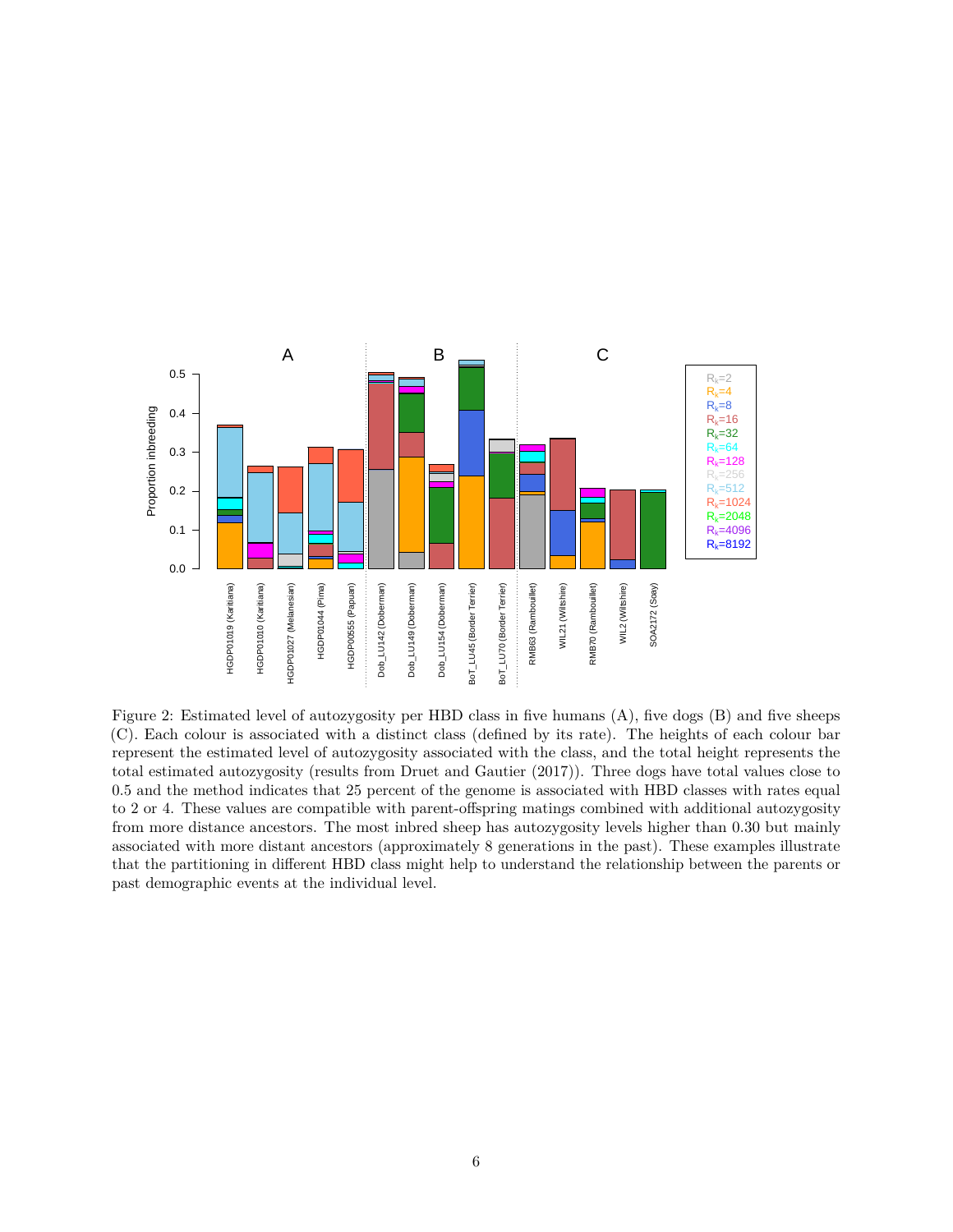Figure 2: Estimated level of autozygosity per HBD class in five humans (A), five dogs (B) and five sheeps (C). Each colour is associated with a distinct class (defined by its rate). The heights of each colour bar represent the estimated level of autozygosity associated with the class, and the total height represents the total estimated autozygosity (results from Druet and Gautier (2017)). Three dogs have total values close to 0.5 and the method indicates that 25 percent of the genome is associated with HBD classes with rates equal to 2 or 4. These values are compatible with parent-offspring matings combined with additional autozygosity from more distance ancestors. The most inbred sheep has autozygosity levels higher than 0.30 but mainly associated with more distant ancestors (approximately 8 generations in the past). These examples illustrate that the partitioning in different HBD class might help to understand the relationship between the parents or past demographic events at the individual level.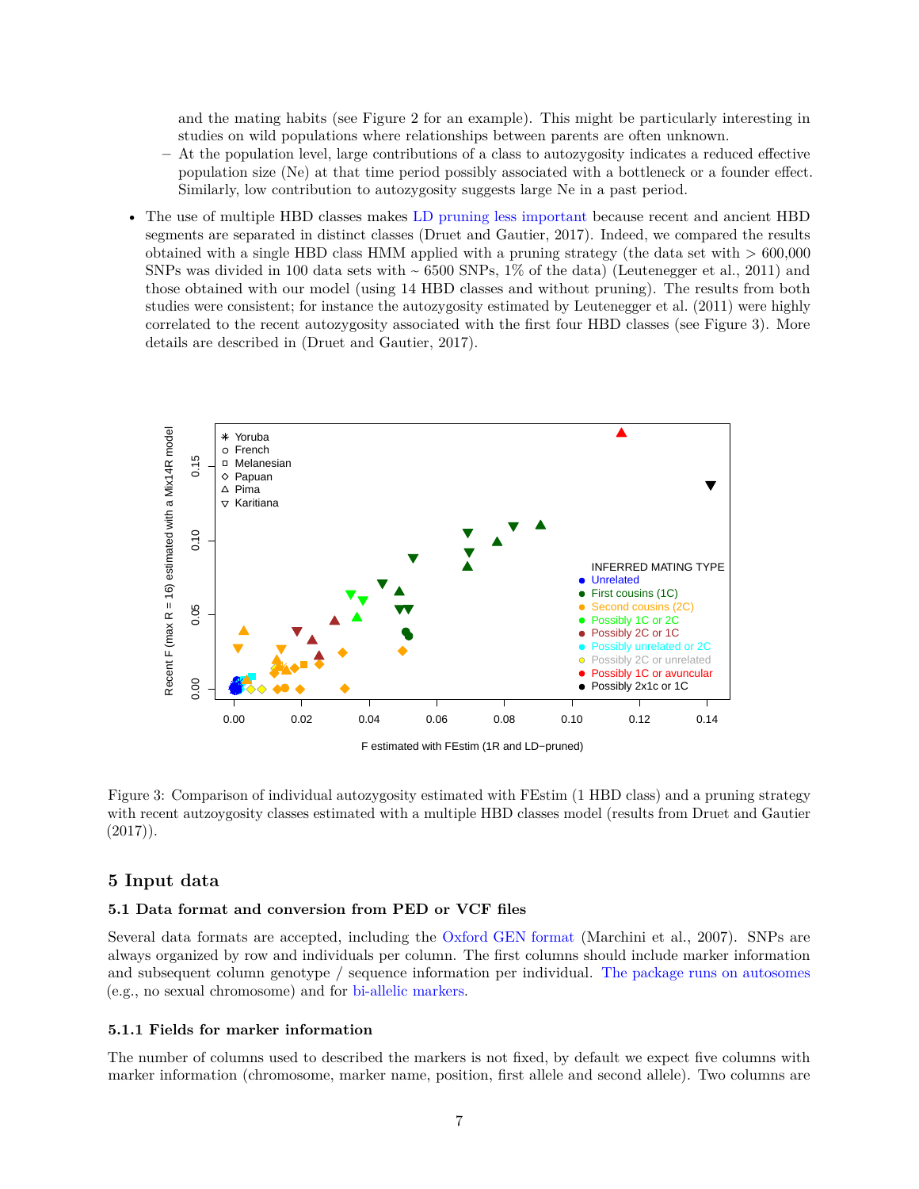and the mating habits (see Figure 2 for an example). This might be particularly interesting in studies on wild populations where relationships between parents are often unknown.
  - At the population level, large contributions of a class to autozygosity indicates a reduced effective population size (Ne) at that time period possibly associated with a bottleneck or a founder effect. Similarly, low contribution to autozygosity suggests large Ne in a past period.

- The use of multiple HBD classes makes LD pruning less important because recent and ancient HBD segments are separated in distinct classes (Druet and Gautier, 2017). Indeed, we compared the results obtained with a single HBD class HMM applied with a pruning strategy (the data set with > 600,000 SNPs was divided in 100 data sets with ~ 6500 SNPs, 1% of the data) (Leutenegger et al., 2011) and those obtained with our model (using 14 HBD classes and without pruning). The results from both studies were consistent; for instance the autozygosity estimated by Leutenegger et al. (2011) were highly correlated to the recent autozygosity associated with the first four HBD classes (see Figure 3). More details are described in (Druet and Gautier, 2017).

Figure 3: Comparison of individual autozygosity estimated with FEstim (1 HBD class) and a pruning strategy with recent autzoygosity classes estimated with a multiple HBD classes model (results from Druet and Gautier (2017)).

## 5 Input data

### 5.1 Data format and conversion from PED or VCF files

Several data formats are accepted, including the Oxford GEN format (Marchini et al., 2007). SNPs are always organized by row and individuals per column. The first columns should include marker information and subsequent column genotype / sequence information per individual. The package runs on autosomes (e.g., no sexual chromosome) and for bi-allelic markers.

#### 5.1.1 Fields for marker information

The number of columns used to described the markers is not fixed, by default we expect five columns with marker information (chromosome, marker name, position, first allele and second allele). Two columns are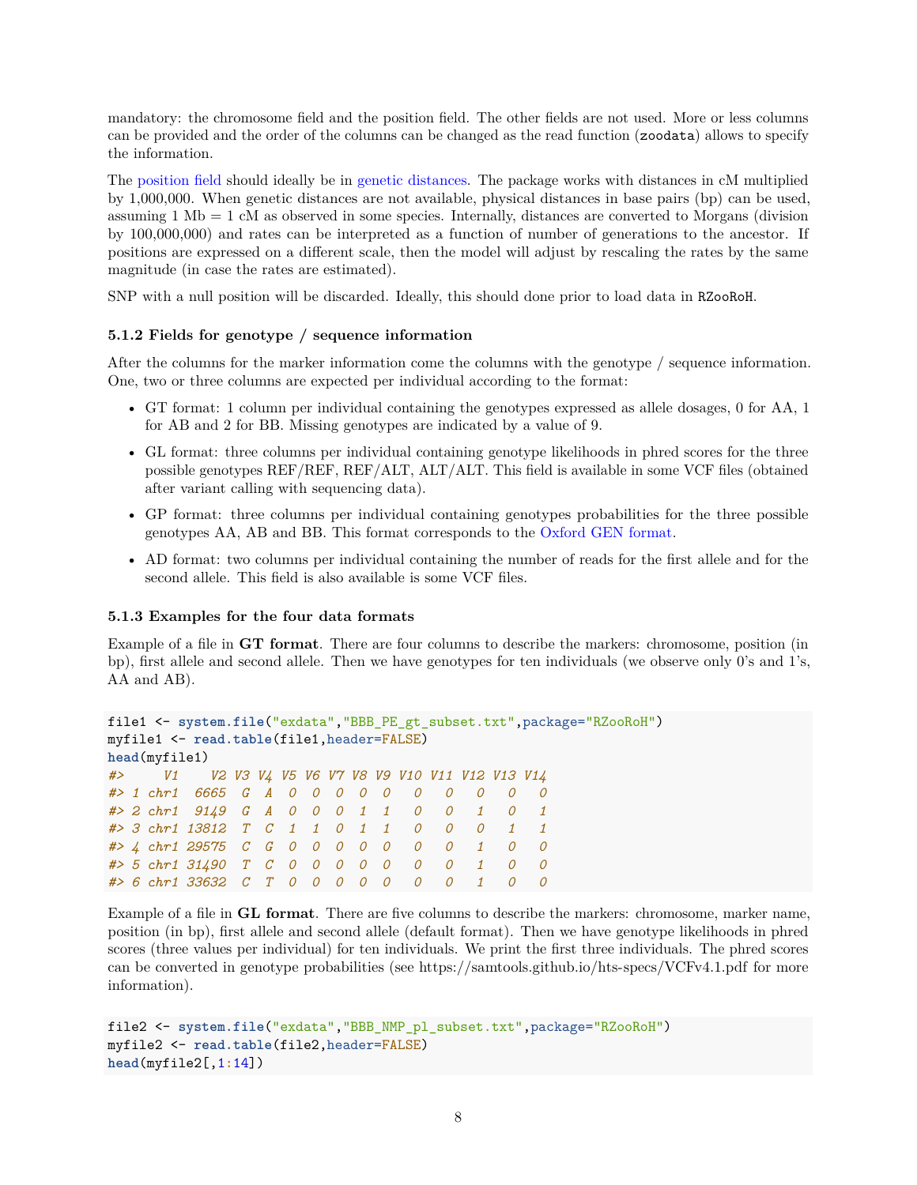mandatory: the chromosome field and the position field. The other fields are not used. More or less columns can be provided and the order of the columns can be changed as the read function (zoodata) allows to specify the information.

The position field should ideally be in genetic distances. The package works with distances in cM multiplied by 1,000,000. When genetic distances are not available, physical distances in base pairs (bp) can be used, assuming 1 Mb = 1 cM as observed in some species. Internally, distances are converted to Morgans (division by 100,000,000) and rates can be interpreted as a function of number of generations to the ancestor. If positions are expressed on a different scale, then the model will adjust by rescaling the rates by the same magnitude (in case the rates are estimated).

SNP with a null position will be discarded. Ideally, this should done prior to load data in RZooRoH.

### 5.1.2 Fields for genotype / sequence information

After the columns for the marker information come the columns with the genotype / sequence information. One, two or three columns are expected per individual according to the format:

- GT format: 1 column per individual containing the genotypes expressed as allele dosages, 0 for AA, 1 for AB and 2 for BB. Missing genotypes are indicated by a value of 9.
- GL format: three columns per individual containing genotype likelihoods in phred scores for the three possible genotypes REF/REF, REF/ALT, ALT/ALT. This field is available in some VCF files (obtained after variant calling with sequencing data).
- GP format: three columns per individual containing genotypes probabilities for the three possible genotypes AA, AB and BB. This format corresponds to the Oxford GEN format.
- AD format: two columns per individual containing the number of reads for the first allele and for the second allele. This field is also available is some VCF files.

### 5.1.3 Examples for the four data formats

Example of a file in **GT format**. There are four columns to describe the markers: chromosome, position (in bp), first allele and second allele. Then we have genotypes for ten individuals (we observe only 0's and 1's, AA and AB).

```
file1 <- system.file("exdata","BBB_PE_gt_subset.txt",package="RZooRoH")
myfile1 <- read.table(file1,header=FALSE)
head(myfile1)
#>     V1    V2 V3 V4 V5 V6 V7 V8 V9 V10 V11 V12 V13 V14
#> 1 chr1  6665  G  A  0  0  0  0  0   0   0   0   0   0
#> 2 chr1  9149  G  A  0  0  0  1  1   0   0   1   0   1
#> 3 chr1 13812  T  C  1  1  0  1  1   0   0   0   1   1
#> 4 chr1 29575  C  G  0  0  0  0  0   0   0   1   0   0
#> 5 chr1 31490  T  C  0  0  0  0  0   0   0   1   0   0
#> 6 chr1 33632  C  T  0  0  0  0  0   0   0   1   0   0
```

Example of a file in **GL format**. There are five columns to describe the markers: chromosome, marker name, position (in bp), first allele and second allele (default format). Then we have genotype likelihoods in phred scores (three values per individual) for ten individuals. We print the first three individuals. The phred scores can be converted in genotype probabilities (see https://samtools.github.io/hts-specs/VCFv4.1.pdf for more information).

```
file2 <- system.file("exdata","BBB_NMP_pl_subset.txt",package="RZooRoH")
myfile2 <- read.table(file2,header=FALSE)
head(myfile2[,1:14])
```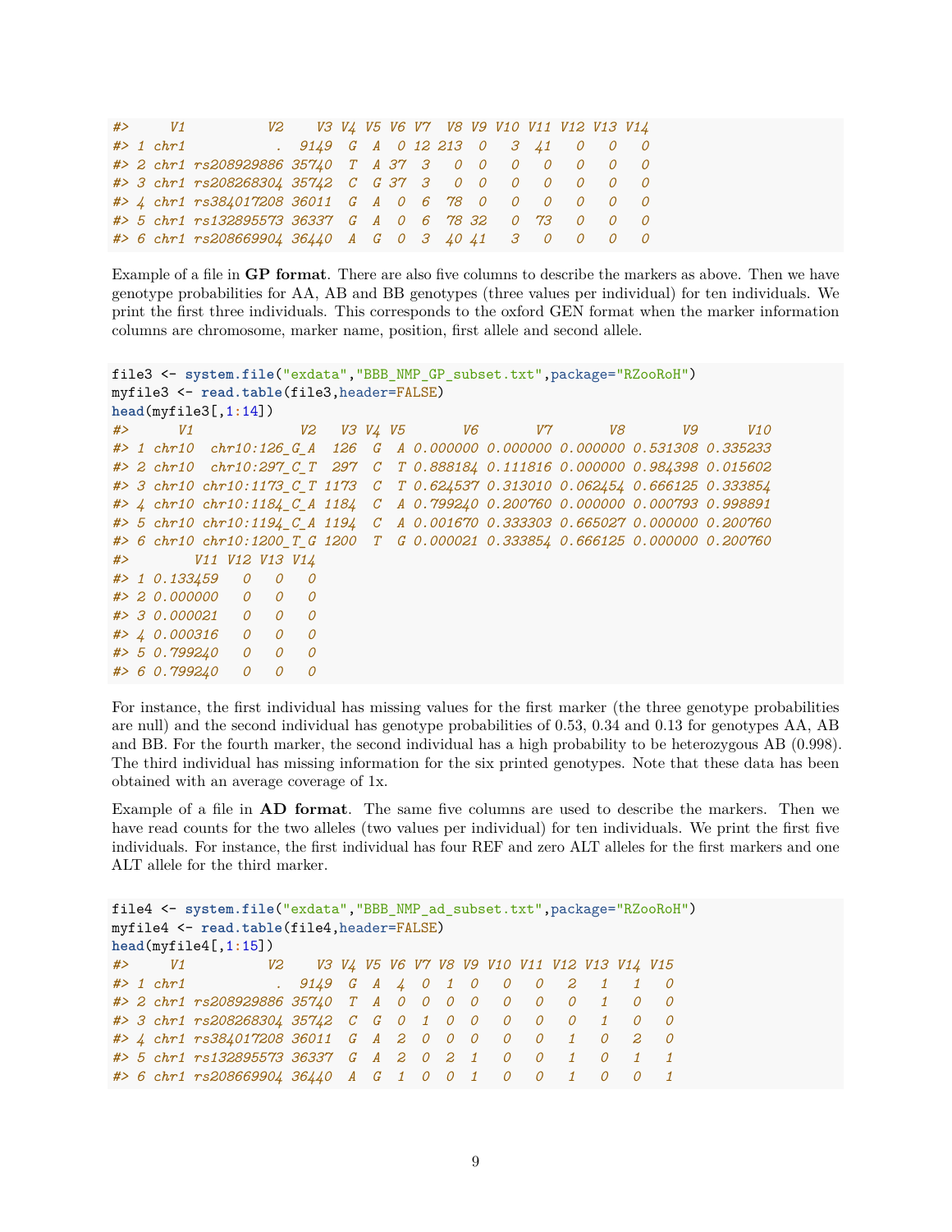```
#>     V1          V2    V3 V4 V5 V6 V7  V8 V9 V10 V11 V12 V13 V14
#> 1 chr1           .  9149  G  A  0 12 213  0   3  41   0   0   0
#> 2 chr1 rs208929886 35740  T  A 37  3   0  0   0   0   0   0   0
#> 3 chr1 rs208268304 35742  C  G 37  3   0  0   0   0   0   0   0
#> 4 chr1 rs384017208 36011  G  A  0  6  78  0   0   0   0   0   0
#> 5 chr1 rs132895573 36337  G  A  0  6  78 32   0  73   0   0   0
#> 6 chr1 rs208669904 36440  A  G  0  3  40 41   3   0   0   0   0
```

Example of a file in **GP format**. There are also five columns to describe the markers as above. Then we have genotype probabilities for AA, AB and BB genotypes (three values per individual) for ten individuals. We print the first three individuals. This corresponds to the oxford GEN format when the marker information columns are chromosome, marker name, position, first allele and second allele.

```
file3 <- system.file("exdata","BBB_NMP_GP_subset.txt",package="RZooRoH")
myfile3 <- read.table(file3,header=FALSE)
head(myfile3[,1:14])
#>      V1             V2   V3 V4 V5       V6       V7       V8       V9      V10
#> 1 chr10  chr10:126_G_A  126  G  A 0.000000 0.000000 0.000000 0.531308 0.335233
#> 2 chr10  chr10:297_C_T  297  C  T 0.888184 0.111816 0.000000 0.984398 0.015602
#> 3 chr10 chr10:1173_C_T 1173  C  T 0.624537 0.313010 0.062454 0.666125 0.333854
#> 4 chr10 chr10:1184_C_A 1184  C  A 0.799240 0.200760 0.000000 0.000793 0.998891
#> 5 chr10 chr10:1194_C_A 1194  C  A 0.001670 0.333303 0.665027 0.000000 0.200760
#> 6 chr10 chr10:1200_T_G 1200  T  G 0.000021 0.333854 0.666125 0.000000 0.200760
#>        V11 V12 V13 V14
#> 1 0.133459   0   0   0
#> 2 0.000000   0   0   0
#> 3 0.000021   0   0   0
#> 4 0.000316   0   0   0
#> 5 0.799240   0   0   0
#> 6 0.799240   0   0   0
```

For instance, the first individual has missing values for the first marker (the three genotype probabilities are null) and the second individual has genotype probabilities of 0.53, 0.34 and 0.13 for genotypes AA, AB and BB. For the fourth marker, the second individual has a high probability to be heterozygous AB (0.998). The third individual has missing information for the six printed genotypes. Note that these data has been obtained with an average coverage of 1x.

Example of a file in **AD format**. The same five columns are used to describe the markers. Then we have read counts for the two alleles (two values per individual) for ten individuals. We print the first five individuals. For instance, the first individual has four REF and zero ALT alleles for the first markers and one ALT allele for the third marker.

```
file4 <- system.file("exdata","BBB_NMP_ad_subset.txt",package="RZooRoH")
myfile4 <- read.table(file4,header=FALSE)
head(myfile4[,1:15])
#>     V1          V2    V3 V4 V5 V6 V7 V8 V9 V10 V11 V12 V13 V14 V15
#> 1 chr1           .  9149  G  A  4  0  1  0   0   0   2   1   1   0
#> 2 chr1 rs208929886 35740  T  A  0  0  0  0   0   0   0   1   0   0
#> 3 chr1 rs208268304 35742  C  G  0  1  0  0   0   0   0   1   0   0
#> 4 chr1 rs384017208 36011  G  A  2  0  0  0   0   0   1   0   2   0
#> 5 chr1 rs132895573 36337  G  A  2  0  2  1   0   0   1   0   1   1
#> 6 chr1 rs208669904 36440  A  G  1  0  0  1   0   0   1   0   0   1
```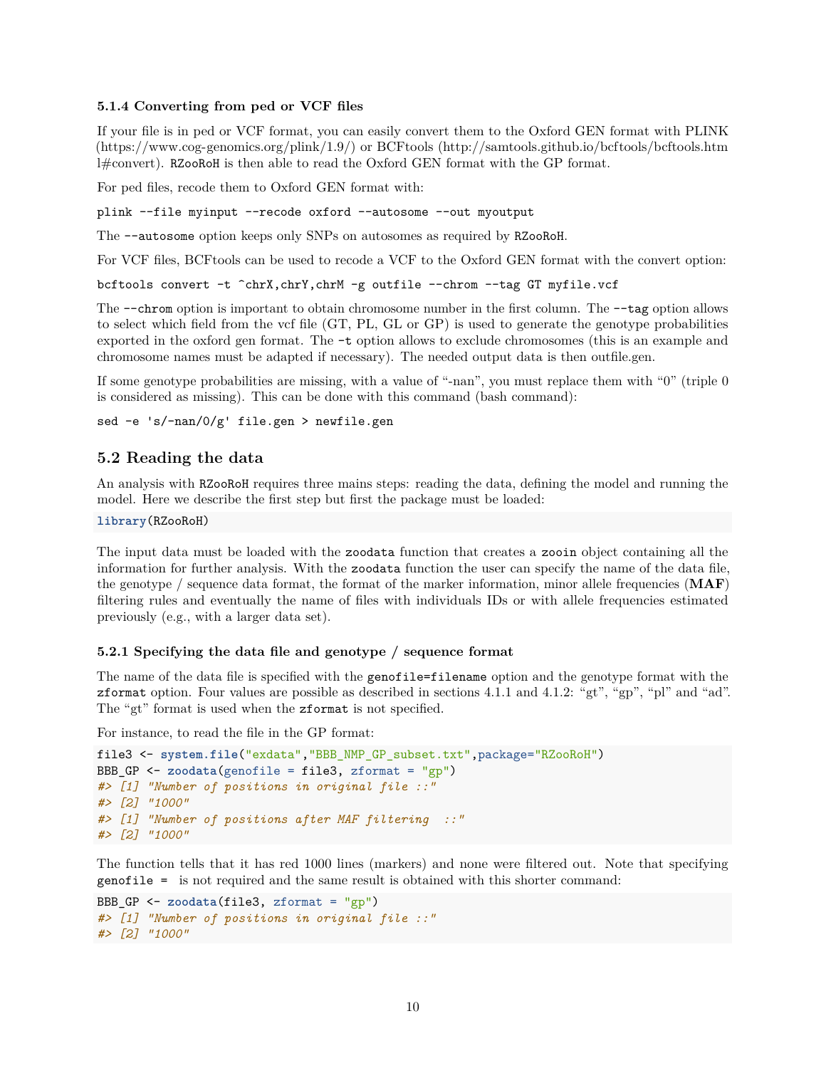### 5.1.4 Converting from ped or VCF files

If your file is in ped or VCF format, you can easily convert them to the Oxford GEN format with PLINK (https://www.cog-genomics.org/plink/1.9/) or BCFtools (http://samtools.github.io/bcftools/bcftools.html#convert). `RZooRoH` is then able to read the Oxford GEN format with the GP format.

For ped files, recode them to Oxford GEN format with:

```
plink --file myinput --recode oxford --autosome --out myoutput
```

The `--autosome` option keeps only SNPs on autosomes as required by `RZooRoH`.

For VCF files, BCFtools can be used to recode a VCF to the Oxford GEN format with the convert option:

```
bcftools convert -t ^chrX,chrY,chrM -g outfile --chrom --tag GT myfile.vcf
```

The `--chrom` option is important to obtain chromosome number in the first column. The `--tag` option allows to select which field from the vcf file (GT, PL, GL or GP) is used to generate the genotype probabilities exported in the oxford gen format. The `-t` option allows to exclude chromosomes (this is an example and chromosome names must be adapted if necessary). The needed output data is then outfile.gen.

If some genotype probabilities are missing, with a value of "-nan", you must replace them with "0" (triple 0 is considered as missing). This can be done with this command (bash command):

```
sed -e 's/-nan/0/g' file.gen > newfile.gen
```

## 5.2 Reading the data

An analysis with `RZooRoH` requires three mains steps: reading the data, defining the model and running the model. Here we describe the first step but first the package must be loaded:

```
library(RZooRoH)
```

The input data must be loaded with the `zoodata` function that creates a `zooin` object containing all the information for further analysis. With the `zoodata` function the user can specify the name of the data file, the genotype / sequence data format, the format of the marker information, minor allele frequencies (**MAF**) filtering rules and eventually the name of files with individuals IDs or with allele frequencies estimated previously (e.g., with a larger data set).

### 5.2.1 Specifying the data file and genotype / sequence format

The name of the data file is specified with the `genofile=filename` option and the genotype format with the `zformat` option. Four values are possible as described in sections 4.1.1 and 4.1.2: "gt", "gp", "pl" and "ad". The "gt" format is used when the `zformat` is not specified.

For instance, to read the file in the GP format:

```
file3 <- system.file("exdata","BBB_NMP_GP_subset.txt",package="RZooRoH")
BBB_GP <- zoodata(genofile = file3, zformat = "gp")
#> [1] "Number of positions in original file ::"
#> [2] "1000"
#> [1] "Number of positions after MAF filtering  ::"
#> [2] "1000"
```

The function tells that it has red 1000 lines (markers) and none were filtered out. Note that specifying `genofile =` is not required and the same result is obtained with this shorter command:

```
BBB_GP <- zoodata(file3, zformat = "gp")
#> [1] "Number of positions in original file ::"
#> [2] "1000"
```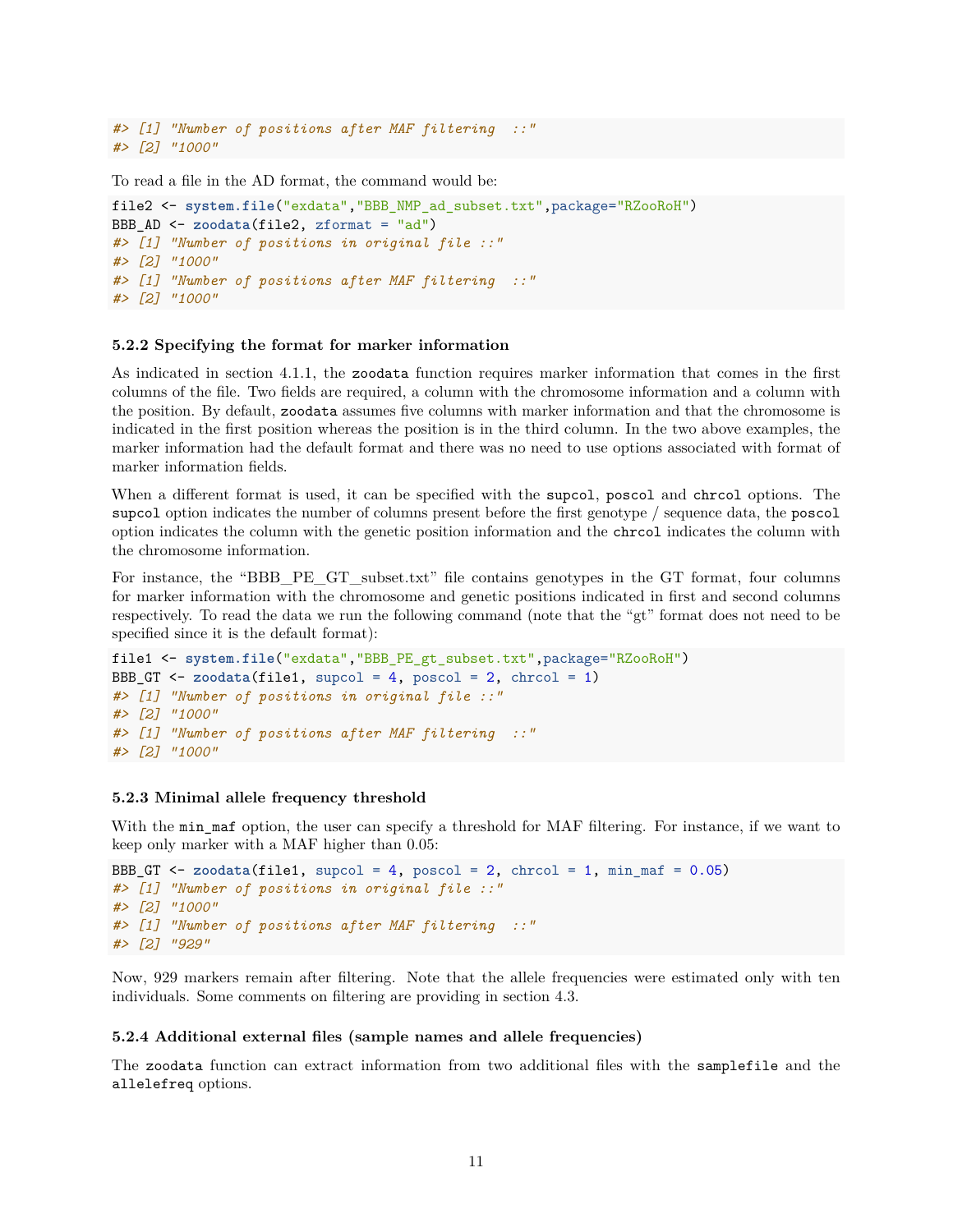```
#> [1] "Number of positions after MAF filtering  ::"
#> [2] "1000"
```

To read a file in the AD format, the command would be:

```
file2 <- system.file("exdata","BBB_NMP_ad_subset.txt",package="RZooRoH")
BBB_AD <- zoodata(file2, zformat = "ad")
#> [1] "Number of positions in original file ::"
#> [2] "1000"
#> [1] "Number of positions after MAF filtering  ::"
#> [2] "1000"
```

#### 5.2.2 Specifying the format for marker information

As indicated in section 4.1.1, the `zoodata` function requires marker information that comes in the first columns of the file. Two fields are required, a column with the chromosome information and a column with the position. By default, `zoodata` assumes five columns with marker information and that the chromosome is indicated in the first position whereas the position is in the third column. In the two above examples, the marker information had the default format and there was no need to use options associated with format of marker information fields.

When a different format is used, it can be specified with the `supcol`, `poscol` and `chrcol` options. The `supcol` option indicates the number of columns present before the first genotype / sequence data, the `poscol` option indicates the column with the genetic position information and the `chrcol` indicates the column with the chromosome information.

For instance, the "BBB_PE_GT_subset.txt" file contains genotypes in the GT format, four columns for marker information with the chromosome and genetic positions indicated in first and second columns respectively. To read the data we run the following command (note that the "gt" format does not need to be specified since it is the default format):

```
file1 <- system.file("exdata","BBB_PE_gt_subset.txt",package="RZooRoH")
BBB_GT <- zoodata(file1, supcol = 4, poscol = 2, chrcol = 1)
#> [1] "Number of positions in original file ::"
#> [2] "1000"
#> [1] "Number of positions after MAF filtering  ::"
#> [2] "1000"
```

#### 5.2.3 Minimal allele frequency threshold

With the `min_maf` option, the user can specify a threshold for MAF filtering. For instance, if we want to keep only marker with a MAF higher than 0.05:

```
BBB_GT <- zoodata(file1, supcol = 4, poscol = 2, chrcol = 1, min_maf = 0.05)
#> [1] "Number of positions in original file ::"
#> [2] "1000"
#> [1] "Number of positions after MAF filtering  ::"
#> [2] "929"
```

Now, 929 markers remain after filtering. Note that the allele frequencies were estimated only with ten individuals. Some comments on filtering are providing in section 4.3.

#### 5.2.4 Additional external files (sample names and allele frequencies)

The `zoodata` function can extract information from two additional files with the `samplefile` and the `allelefreq` options.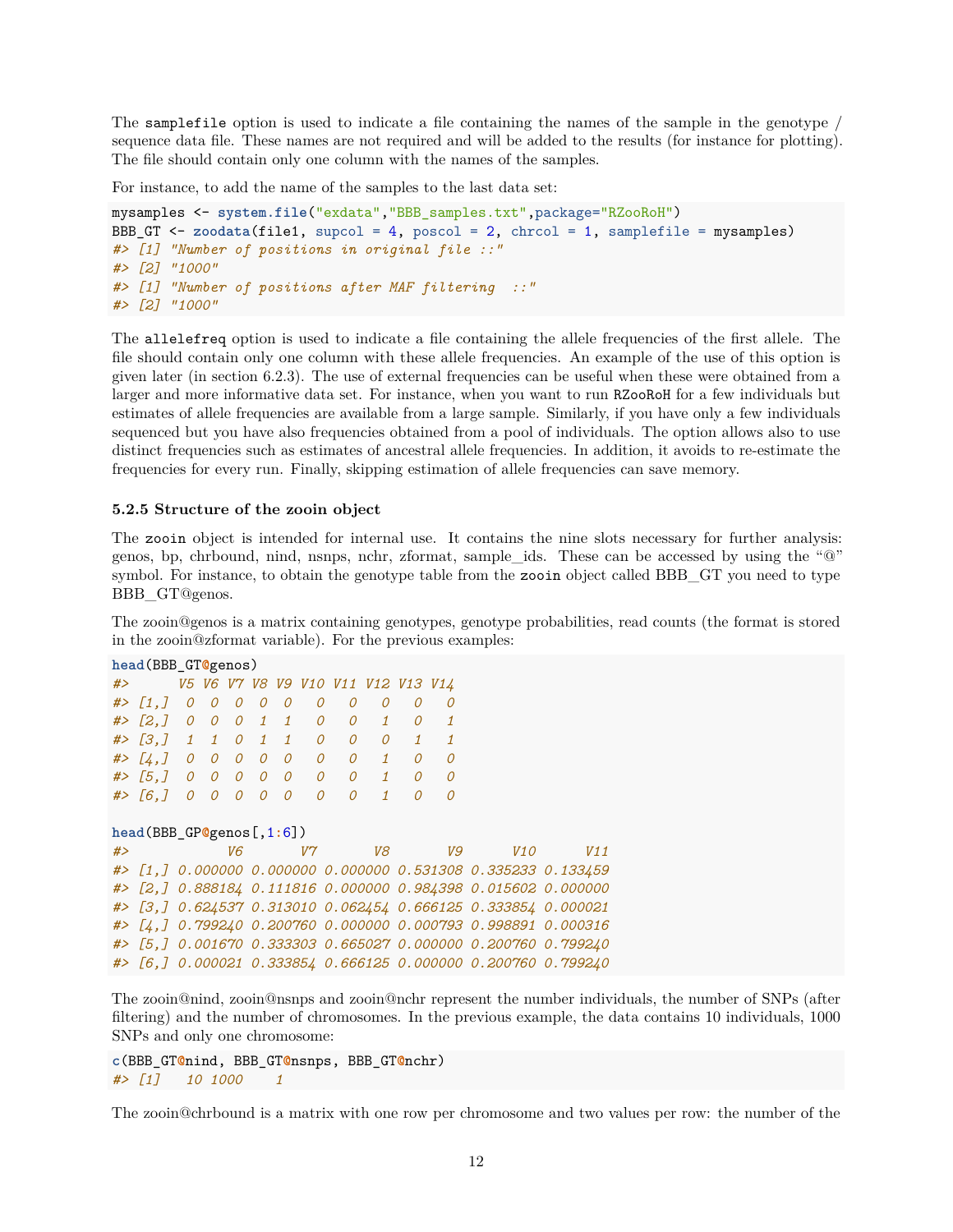The `samplefile` option is used to indicate a file containing the names of the sample in the genotype / sequence data file. These names are not required and will be added to the results (for instance for plotting). The file should contain only one column with the names of the samples.

For instance, to add the name of the samples to the last data set:

```
mysamples <- system.file("exdata","BBB_samples.txt",package="RZooRoH")
BBB_GT <- zoodata(file1, supcol = 4, poscol = 2, chrcol = 1, samplefile = mysamples)
#> [1] "Number of positions in original file ::"
#> [2] "1000"
#> [1] "Number of positions after MAF filtering  ::"
#> [2] "1000"
```

The `allelefreq` option is used to indicate a file containing the allele frequencies of the first allele. The file should contain only one column with these allele frequencies. An example of the use of this option is given later (in section 6.2.3). The use of external frequencies can be useful when these were obtained from a larger and more informative data set. For instance, when you want to run `RZooRoH` for a few individuals but estimates of allele frequencies are available from a large sample. Similarly, if you have only a few individuals sequenced but you have also frequencies obtained from a pool of individuals. The option allows also to use distinct frequencies such as estimates of ancestral allele frequencies. In addition, it avoids to re-estimate the frequencies for every run. Finally, skipping estimation of allele frequencies can save memory.

#### 5.2.5 Structure of the zooin object

The `zooin` object is intended for internal use. It contains the nine slots necessary for further analysis: genos, bp, chrbound, nind, nsnps, nchr, zformat, sample_ids. These can be accessed by using the "@" symbol. For instance, to obtain the genotype table from the `zooin` object called BBB_GT you need to type BBB_GT@genos.

The zooin@genos is a matrix containing genotypes, genotype probabilities, read counts (the format is stored in the zooin@zformat variable). For the previous examples:

```
head(BBB_GT@genos)
#>      V5 V6 V7 V8 V9 V10 V11 V12 V13 V14
#> [1,]  0  0  0  0  0   0   0   0   0   0
#> [2,]  0  0  0  1  1   0   0   1   0   1
#> [3,]  1  1  0  1  1   0   0   0   1   1
#> [4,]  0  0  0  0  0   0   0   1   0   0
#> [5,]  0  0  0  0  0   0   0   1   0   0
#> [6,]  0  0  0  0  0   0   0   1   0   0

head(BBB_GP@genos[,1:6])
#>            V6       V7       V8       V9      V10      V11
#> [1,] 0.000000 0.000000 0.000000 0.531308 0.335233 0.133459
#> [2,] 0.888184 0.111816 0.000000 0.984398 0.015602 0.000000
#> [3,] 0.624537 0.313010 0.062454 0.666125 0.333854 0.000021
#> [4,] 0.799240 0.200760 0.000000 0.000793 0.998891 0.000316
#> [5,] 0.001670 0.333303 0.665027 0.000000 0.200760 0.799240
#> [6,] 0.000021 0.333854 0.666125 0.000000 0.200760 0.799240
```

The zooin@nind, zooin@nsnps and zooin@nchr represent the number individuals, the number of SNPs (after filtering) and the number of chromosomes. In the previous example, the data contains 10 individuals, 1000 SNPs and only one chromosome:

```
c(BBB_GT@nind, BBB_GT@nsnps, BBB_GT@nchr)
#> [1]   10 1000    1
```

The zooin@chrbound is a matrix with one row per chromosome and two values per row: the number of the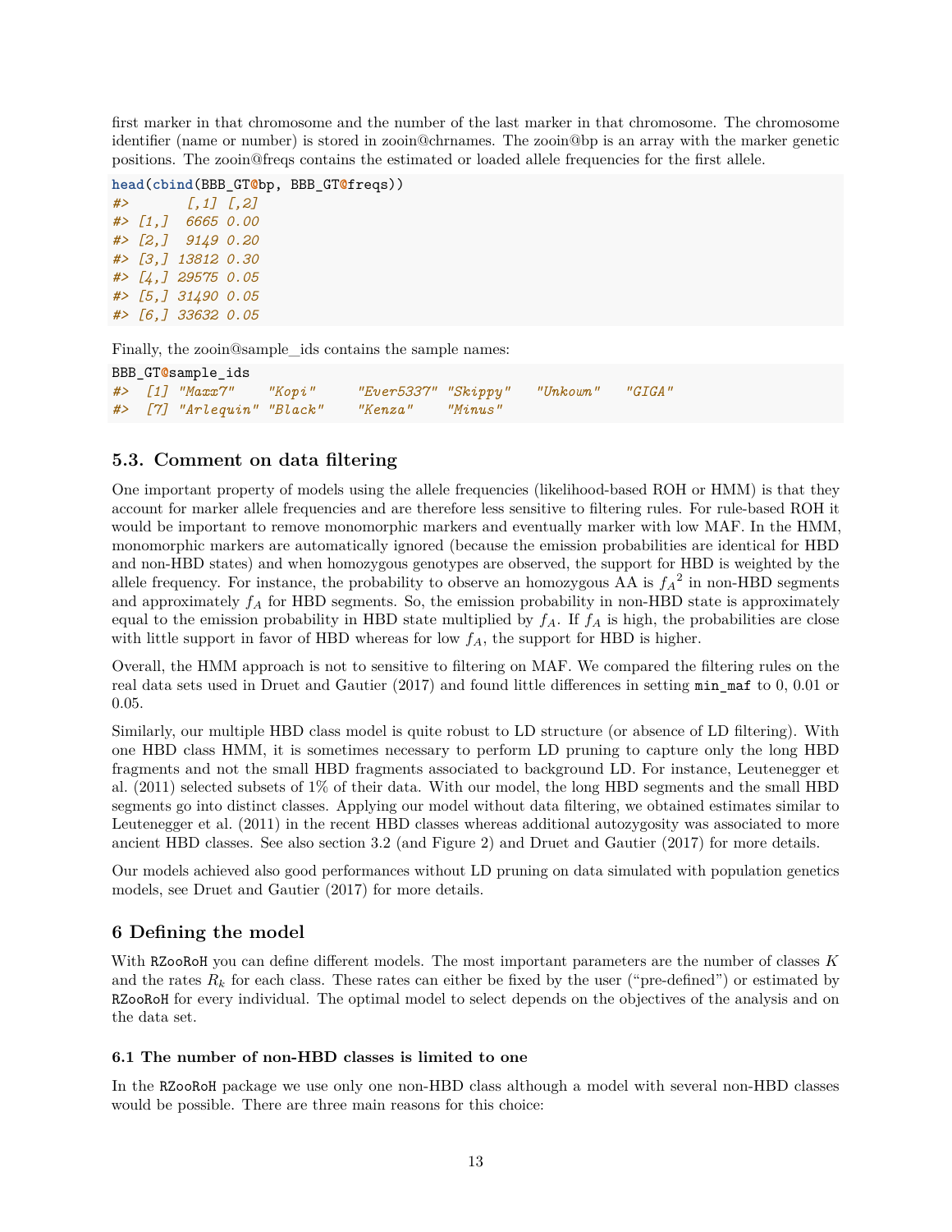first marker in that chromosome and the number of the last marker in that chromosome. The chromosome identifier (name or number) is stored in zooin@chrnames. The zooin@bp is an array with the marker genetic positions. The zooin@freqs contains the estimated or loaded allele frequencies for the first allele.

```
head(cbind(BBB_GT@bp, BBB_GT@freqs))
#>       [,1] [,2]
#> [1,]  6665 0.00
#> [2,]  9149 0.20
#> [3,] 13812 0.30
#> [4,] 29575 0.05
#> [5,] 31490 0.05
#> [6,] 33632 0.05
```

Finally, the zooin@sample_ids contains the sample names:

```
BBB_GT@sample_ids
#>  [1] "Maxx7"    "Kopi"     "Ever5337" "Skippy"   "Unkown"   "GIGA"
#>  [7] "Arlequin" "Black"    "Kenza"    "Minus"
```

## 5.3. Comment on data filtering

One important property of models using the allele frequencies (likelihood-based ROH or HMM) is that they account for marker allele frequencies and are therefore less sensitive to filtering rules. For rule-based ROH it would be important to remove monomorphic markers and eventually marker with low MAF. In the HMM, monomorphic markers are automatically ignored (because the emission probabilities are identical for HBD and non-HBD states) and when homozygous genotypes are observed, the support for HBD is weighted by the allele frequency. For instance, the probability to observe an homozygous AA is $f_A{}^2$ in non-HBD segments and approximately $f_A$ for HBD segments. So, the emission probability in non-HBD state is approximately equal to the emission probability in HBD state multiplied by $f_A$. If $f_A$ is high, the probabilities are close with little support in favor of HBD whereas for low $f_A$, the support for HBD is higher.

Overall, the HMM approach is not to sensitive to filtering on MAF. We compared the filtering rules on the real data sets used in Druet and Gautier (2017) and found little differences in setting `min_maf` to 0, 0.01 or 0.05.

Similarly, our multiple HBD class model is quite robust to LD structure (or absence of LD filtering). With one HBD class HMM, it is sometimes necessary to perform LD pruning to capture only the long HBD fragments and not the small HBD fragments associated to background LD. For instance, Leutenegger et al. (2011) selected subsets of 1% of their data. With our model, the long HBD segments and the small HBD segments go into distinct classes. Applying our model without data filtering, we obtained estimates similar to Leutenegger et al. (2011) in the recent HBD classes whereas additional autozygosity was associated to more ancient HBD classes. See also section 3.2 (and Figure 2) and Druet and Gautier (2017) for more details.

Our models achieved also good performances without LD pruning on data simulated with population genetics models, see Druet and Gautier (2017) for more details.

## 6 Defining the model

With `RZooRoH` you can define different models. The most important parameters are the number of classes $K$ and the rates $R_k$ for each class. These rates can either be fixed by the user ("pre-defined") or estimated by `RZooRoH` for every individual. The optimal model to select depends on the objectives of the analysis and on the data set.

### 6.1 The number of non-HBD classes is limited to one

In the `RZooRoH` package we use only one non-HBD class although a model with several non-HBD classes would be possible. There are three main reasons for this choice: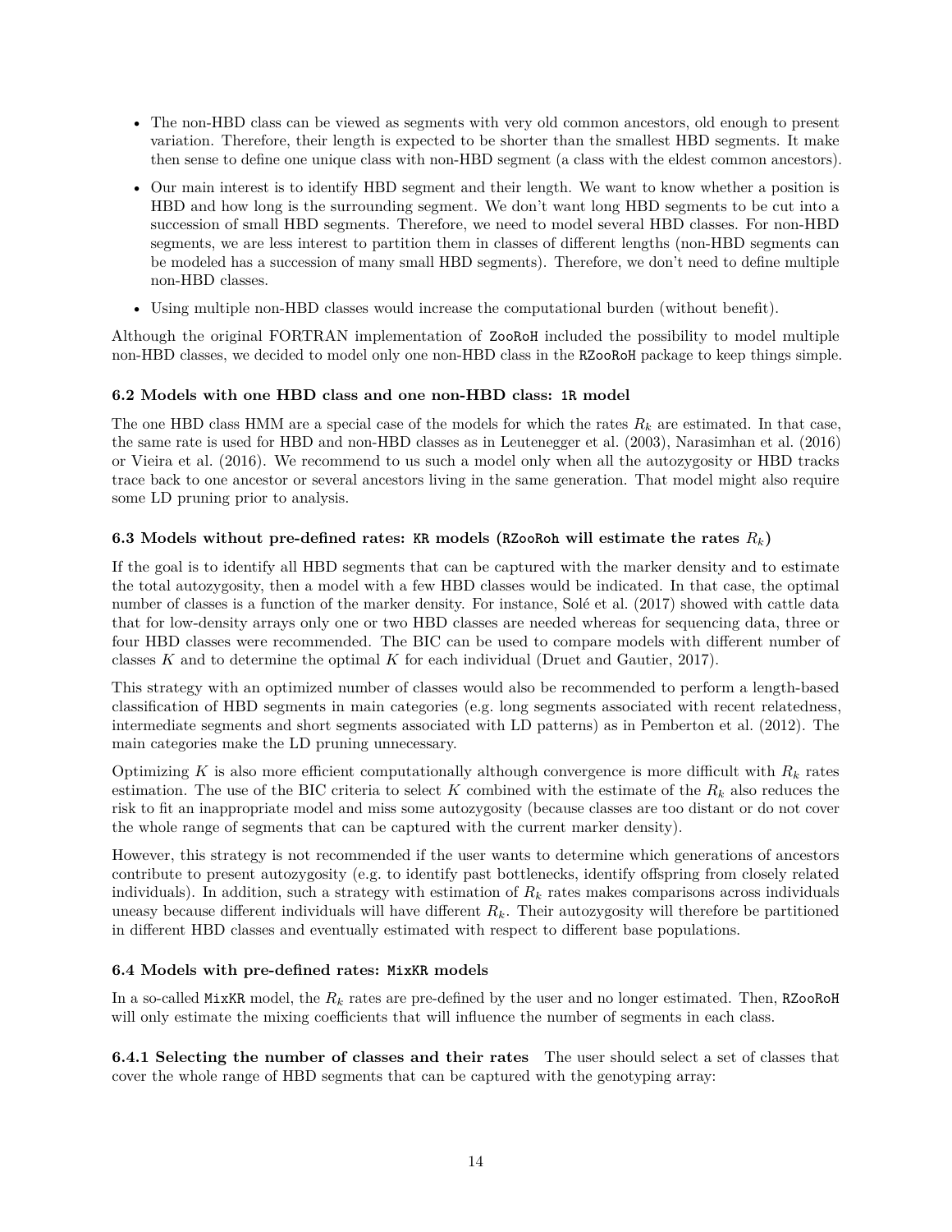- The non-HBD class can be viewed as segments with very old common ancestors, old enough to present variation. Therefore, their length is expected to be shorter than the smallest HBD segments. It make then sense to define one unique class with non-HBD segment (a class with the eldest common ancestors).
- Our main interest is to identify HBD segment and their length. We want to know whether a position is HBD and how long is the surrounding segment. We don't want long HBD segments to be cut into a succession of small HBD segments. Therefore, we need to model several HBD classes. For non-HBD segments, we are less interest to partition them in classes of different lengths (non-HBD segments can be modeled has a succession of many small HBD segments). Therefore, we don't need to define multiple non-HBD classes.
- Using multiple non-HBD classes would increase the computational burden (without benefit).

Although the original FORTRAN implementation of `ZooRoH` included the possibility to model multiple non-HBD classes, we decided to model only one non-HBD class in the `RZooRoH` package to keep things simple.

#### 6.2 Models with one HBD class and one non-HBD class: `1R` model

The one HBD class HMM are a special case of the models for which the rates $R_k$ are estimated. In that case, the same rate is used for HBD and non-HBD classes as in Leutenegger et al. (2003), Narasimhan et al. (2016) or Vieira et al. (2016). We recommend to us such a model only when all the autozygosity or HBD tracks trace back to one ancestor or several ancestors living in the same generation. That model might also require some LD pruning prior to analysis.

#### 6.3 Models without pre-defined rates: `KR` models (`RZooRoh` will estimate the rates $R_k$)

If the goal is to identify all HBD segments that can be captured with the marker density and to estimate the total autozygosity, then a model with a few HBD classes would be indicated. In that case, the optimal number of classes is a function of the marker density. For instance, Solé et al. (2017) showed with cattle data that for low-density arrays only one or two HBD classes are needed whereas for sequencing data, three or four HBD classes were recommended. The BIC can be used to compare models with different number of classes $K$ and to determine the optimal $K$ for each individual (Druet and Gautier, 2017).

This strategy with an optimized number of classes would also be recommended to perform a length-based classification of HBD segments in main categories (e.g. long segments associated with recent relatedness, intermediate segments and short segments associated with LD patterns) as in Pemberton et al. (2012). The main categories make the LD pruning unnecessary.

Optimizing $K$ is also more efficient computationally although convergence is more difficult with $R_k$ rates estimation. The use of the BIC criteria to select $K$ combined with the estimate of the $R_k$ also reduces the risk to fit an inappropriate model and miss some autozygosity (because classes are too distant or do not cover the whole range of segments that can be captured with the current marker density).

However, this strategy is not recommended if the user wants to determine which generations of ancestors contribute to present autozygosity (e.g. to identify past bottlenecks, identify offspring from closely related individuals). In addition, such a strategy with estimation of $R_k$ rates makes comparisons across individuals uneasy because different individuals will have different $R_k$. Their autozygosity will therefore be partitioned in different HBD classes and eventually estimated with respect to different base populations.

#### 6.4 Models with pre-defined rates: `MixKR` models

In a so-called `MixKR` model, the $R_k$ rates are pre-defined by the user and no longer estimated. Then, `RZooRoH` will only estimate the mixing coefficients that will influence the number of segments in each class.

**6.4.1 Selecting the number of classes and their rates** The user should select a set of classes that cover the whole range of HBD segments that can be captured with the genotyping array: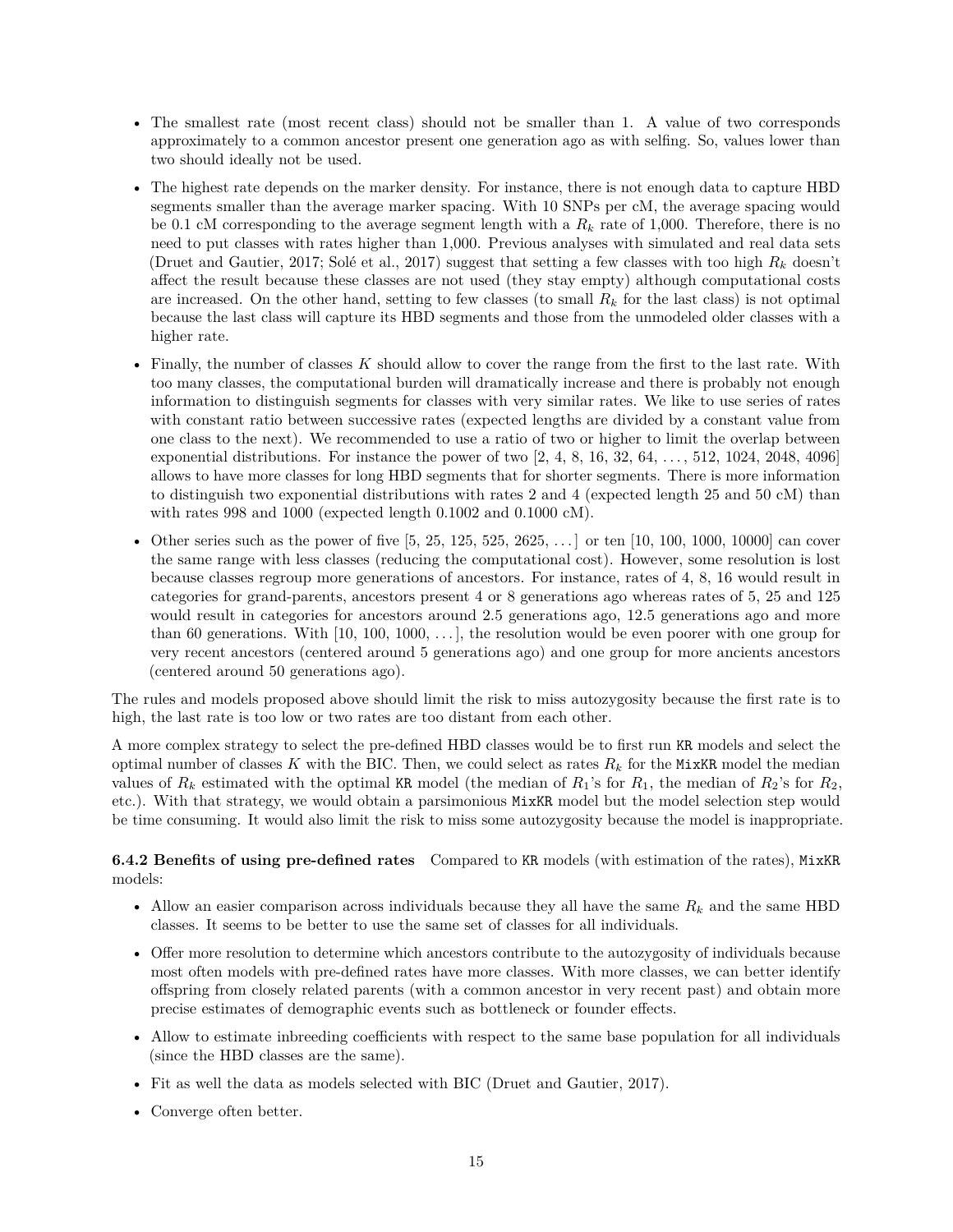- The smallest rate (most recent class) should not be smaller than 1. A value of two corresponds approximately to a common ancestor present one generation ago as with selfing. So, values lower than two should ideally not be used.
- The highest rate depends on the marker density. For instance, there is not enough data to capture HBD segments smaller than the average marker spacing. With 10 SNPs per cM, the average spacing would be 0.1 cM corresponding to the average segment length with a $R_k$ rate of 1,000. Therefore, there is no need to put classes with rates higher than 1,000. Previous analyses with simulated and real data sets (Druet and Gautier, 2017; Solé et al., 2017) suggest that setting a few classes with too high $R_k$ doesn't affect the result because these classes are not used (they stay empty) although computational costs are increased. On the other hand, setting to few classes (to small $R_k$ for the last class) is not optimal because the last class will capture its HBD segments and those from the unmodeled older classes with a higher rate.
- Finally, the number of classes $K$ should allow to cover the range from the first to the last rate. With too many classes, the computational burden will dramatically increase and there is probably not enough information to distinguish segments for classes with very similar rates. We like to use series of rates with constant ratio between successive rates (expected lengths are divided by a constant value from one class to the next). We recommended to use a ratio of two or higher to limit the overlap between exponential distributions. For instance the power of two [2, 4, 8, 16, 32, 64, ..., 512, 1024, 2048, 4096] allows to have more classes for long HBD segments that for shorter segments. There is more information to distinguish two exponential distributions with rates 2 and 4 (expected length 25 and 50 cM) than with rates 998 and 1000 (expected length 0.1002 and 0.1000 cM).
- Other series such as the power of five [5, 25, 125, 525, 2625, ...] or ten [10, 100, 1000, 10000] can cover the same range with less classes (reducing the computational cost). However, some resolution is lost because classes regroup more generations of ancestors. For instance, rates of 4, 8, 16 would result in categories for grand-parents, ancestors present 4 or 8 generations ago whereas rates of 5, 25 and 125 would result in categories for ancestors around 2.5 generations ago, 12.5 generations ago and more than 60 generations. With [10, 100, 1000, ...], the resolution would be even poorer with one group for very recent ancestors (centered around 5 generations ago) and one group for more ancients ancestors (centered around 50 generations ago).

The rules and models proposed above should limit the risk to miss autozygosity because the first rate is to high, the last rate is too low or two rates are too distant from each other.

A more complex strategy to select the pre-defined HBD classes would be to first run `KR` models and select the optimal number of classes $K$ with the BIC. Then, we could select as rates $R_k$ for the `MixKR` model the median values of $R_k$ estimated with the optimal `KR` model (the median of $R_1$'s for $R_1$, the median of $R_2$'s for $R_2$, etc.). With that strategy, we would obtain a parsimonious `MixKR` model but the model selection step would be time consuming. It would also limit the risk to miss some autozygosity because the model is inappropriate.

**6.4.2 Benefits of using pre-defined rates** Compared to `KR` models (with estimation of the rates), `MixKR` models:

- Allow an easier comparison across individuals because they all have the same $R_k$ and the same HBD classes. It seems to be better to use the same set of classes for all individuals.
- Offer more resolution to determine which ancestors contribute to the autozygosity of individuals because most often models with pre-defined rates have more classes. With more classes, we can better identify offspring from closely related parents (with a common ancestor in very recent past) and obtain more precise estimates of demographic events such as bottleneck or founder effects.
- Allow to estimate inbreeding coefficients with respect to the same base population for all individuals (since the HBD classes are the same).
- Fit as well the data as models selected with BIC (Druet and Gautier, 2017).
- Converge often better.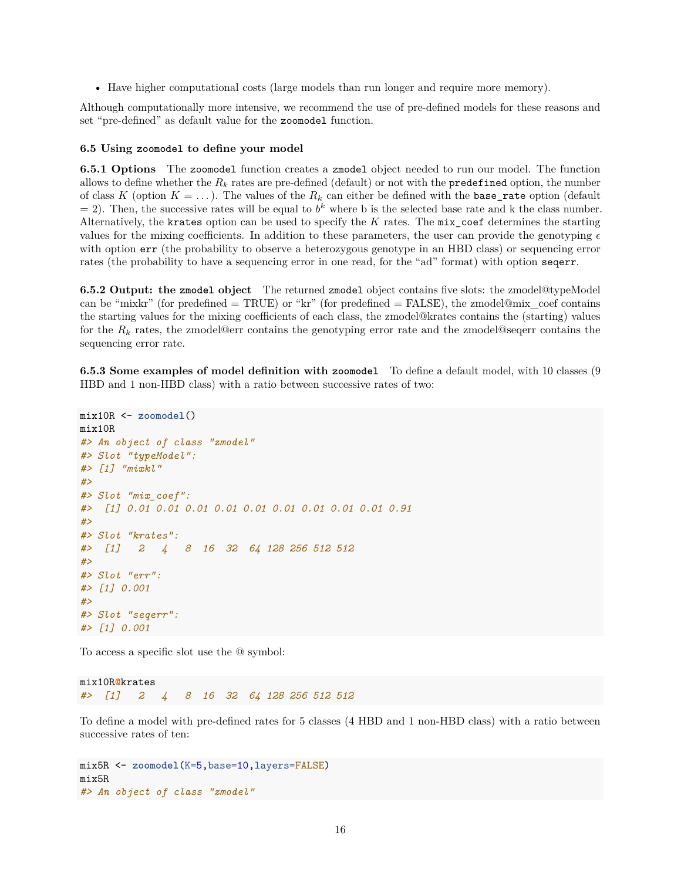- Have higher computational costs (large models than run longer and require more memory).

Although computationally more intensive, we recommend the use of pre-defined models for these reasons and set "pre-defined" as default value for the `zoomodel` function.

### 6.5 Using `zoomodel` to define your model

**6.5.1 Options** The `zoomodel` function creates a `zmodel` object needed to run our model. The function allows to define whether the $R_k$ rates are pre-defined (default) or not with the `predefined` option, the number of class $K$ (option $K = \ldots$). The values of the $R_k$ can either be defined with the `base_rate` option (default = 2). Then, the successive rates will be equal to $b^k$ where b is the selected base rate and k the class number. Alternatively, the `krates` option can be used to specify the $K$ rates. The `mix_coef` determines the starting values for the mixing coefficients. In addition to these parameters, the user can provide the genotyping $\epsilon$ with option `err` (the probability to observe a heterozygous genotype in an HBD class) or sequencing error rates (the probability to have a sequencing error in one read, for the "ad" format) with option `seqerr`.

**6.5.2 Output: the `zmodel` object** The returned `zmodel` object contains five slots: the zmodel@typeModel can be "mixkr" (for predefined = TRUE) or "kr" (for predefined = FALSE), the zmodel@mix_coef contains the starting values for the mixing coefficients of each class, the zmodel@krates contains the (starting) values for the $R_k$ rates, the zmodel@err contains the genotyping error rate and the zmodel@seqerr contains the sequencing error rate.

**6.5.3 Some examples of model definition with `zoomodel`** To define a default model, with 10 classes (9 HBD and 1 non-HBD class) with a ratio between successive rates of two:

```
mix10R <- zoomodel()
mix10R
#> An object of class "zmodel"
#> Slot "typeModel":
#> [1] "mixkl"
#>
#> Slot "mix_coef":
#>  [1] 0.01 0.01 0.01 0.01 0.01 0.01 0.01 0.01 0.01 0.91
#>
#> Slot "krates":
#>  [1]   2   4   8  16  32  64 128 256 512 512
#>
#> Slot "err":
#> [1] 0.001
#>
#> Slot "seqerr":
#> [1] 0.001
```

To access a specific slot use the @ symbol:

```
mix10R@krates
#>  [1]   2   4   8  16  32  64 128 256 512 512
```

To define a model with pre-defined rates for 5 classes (4 HBD and 1 non-HBD class) with a ratio between successive rates of ten:

```
mix5R <- zoomodel(K=5,base=10,layers=FALSE)
mix5R
#> An object of class "zmodel"
```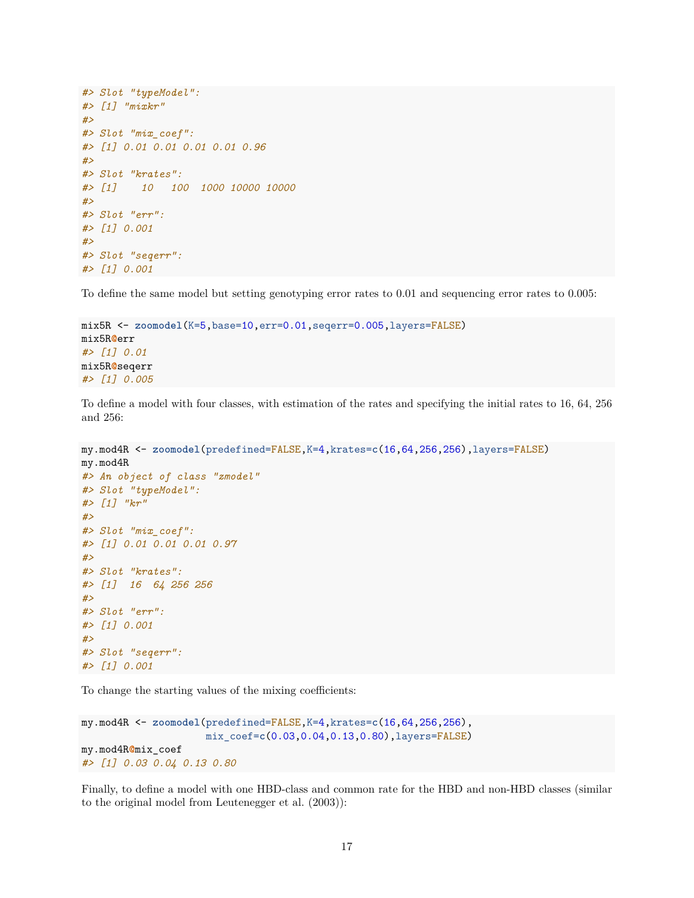```
#> Slot "typeModel":
#> [1] "mixkr"
#>
#> Slot "mix_coef":
#> [1] 0.01 0.01 0.01 0.01 0.96
#>
#> Slot "krates":
#> [1]    10   100  1000 10000 10000
#>
#> Slot "err":
#> [1] 0.001
#>
#> Slot "seqerr":
#> [1] 0.001
```

To define the same model but setting genotyping error rates to 0.01 and sequencing error rates to 0.005:

```
mix5R <- zoomodel(K=5,base=10,err=0.01,seqerr=0.005,layers=FALSE)
mix5R@err
#> [1] 0.01
mix5R@seqerr
#> [1] 0.005
```

To define a model with four classes, with estimation of the rates and specifying the initial rates to 16, 64, 256 and 256:

```
my.mod4R <- zoomodel(predefined=FALSE,K=4,krates=c(16,64,256,256),layers=FALSE)
my.mod4R
#> An object of class "zmodel"
#> Slot "typeModel":
#> [1] "kr"
#>
#> Slot "mix_coef":
#> [1] 0.01 0.01 0.01 0.97
#>
#> Slot "krates":
#> [1]  16  64 256 256
#>
#> Slot "err":
#> [1] 0.001
#>
#> Slot "seqerr":
#> [1] 0.001
```

To change the starting values of the mixing coefficients:

```
my.mod4R <- zoomodel(predefined=FALSE,K=4,krates=c(16,64,256,256),
                     mix_coef=c(0.03,0.04,0.13,0.80),layers=FALSE)
my.mod4R@mix_coef
#> [1] 0.03 0.04 0.13 0.80
```

Finally, to define a model with one HBD-class and common rate for the HBD and non-HBD classes (similar to the original model from Leutenegger et al. (2003)):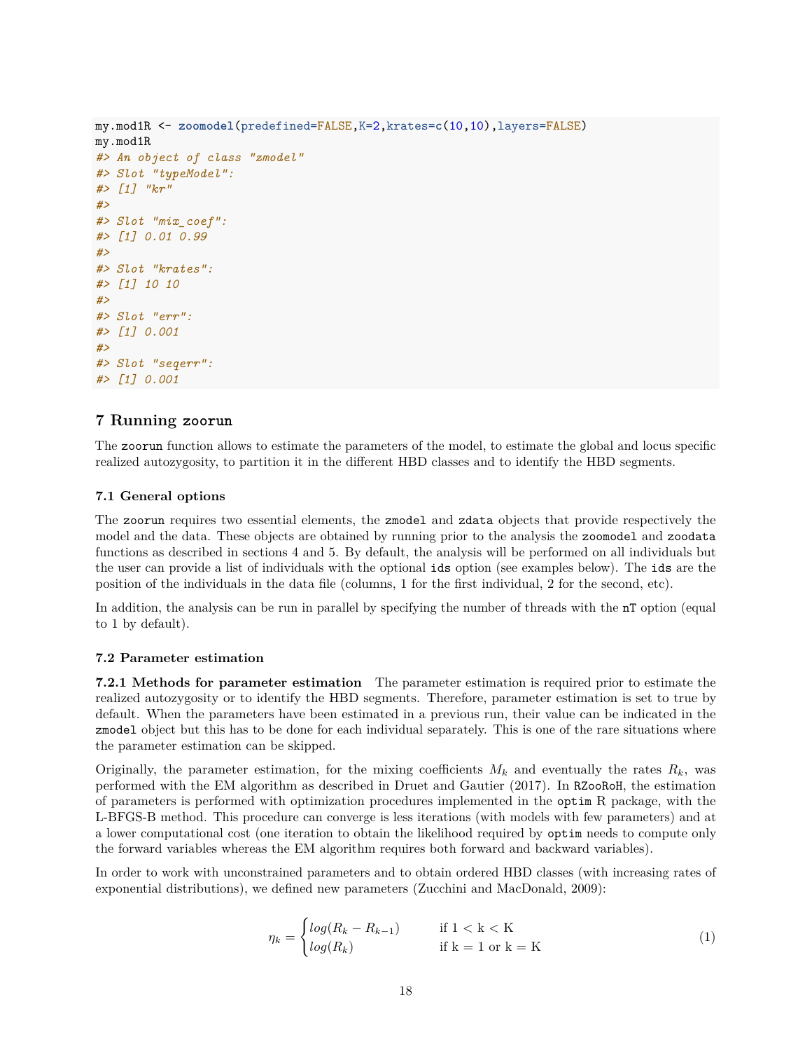```
my.mod1R <- zoomodel(predefined=FALSE,K=2,krates=c(10,10),layers=FALSE)
my.mod1R
#> An object of class "zmodel"
#> Slot "typeModel":
#> [1] "kr"
#>
#> Slot "mix_coef":
#> [1] 0.01 0.99
#>
#> Slot "krates":
#> [1] 10 10
#>
#> Slot "err":
#> [1] 0.001
#>
#> Slot "seqerr":
#> [1] 0.001
```

## 7 Running zoorun

The `zoorun` function allows to estimate the parameters of the model, to estimate the global and locus specific realized autozygosity, to partition it in the different HBD classes and to identify the HBD segments.

### 7.1 General options

The `zoorun` requires two essential elements, the `zmodel` and `zdata` objects that provide respectively the model and the data. These objects are obtained by running prior to the analysis the `zoomodel` and `zoodata` functions as described in sections 4 and 5. By default, the analysis will be performed on all individuals but the user can provide a list of individuals with the optional `ids` option (see examples below). The `ids` are the position of the individuals in the data file (columns, 1 for the first individual, 2 for the second, etc).

In addition, the analysis can be run in parallel by specifying the number of threads with the `nT` option (equal to 1 by default).

### 7.2 Parameter estimation

**7.2.1 Methods for parameter estimation** The parameter estimation is required prior to estimate the realized autozygosity or to identify the HBD segments. Therefore, parameter estimation is set to true by default. When the parameters have been estimated in a previous run, their value can be indicated in the `zmodel` object but this has to be done for each individual separately. This is one of the rare situations where the parameter estimation can be skipped.

Originally, the parameter estimation, for the mixing coefficients $M_k$ and eventually the rates $R_k$, was performed with the EM algorithm as described in Druet and Gautier (2017). In `RZooRoH`, the estimation of parameters is performed with optimization procedures implemented in the `optim` R package, with the L-BFGS-B method. This procedure can converge is less iterations (with models with few parameters) and at a lower computational cost (one iteration to obtain the likelihood required by `optim` needs to compute only the forward variables whereas the EM algorithm requires both forward and backward variables).

In order to work with unconstrained parameters and to obtain ordered HBD classes (with increasing rates of exponential distributions), we defined new parameters (Zucchini and MacDonald, 2009):

$$\eta_k = \begin{cases} log(R_k - R_{k-1}) & \text{if } 1 < \text{k} < \text{K} \\ log(R_k) & \text{if k} = 1 \text{ or k} = \text{K} \end{cases} \tag{1}$$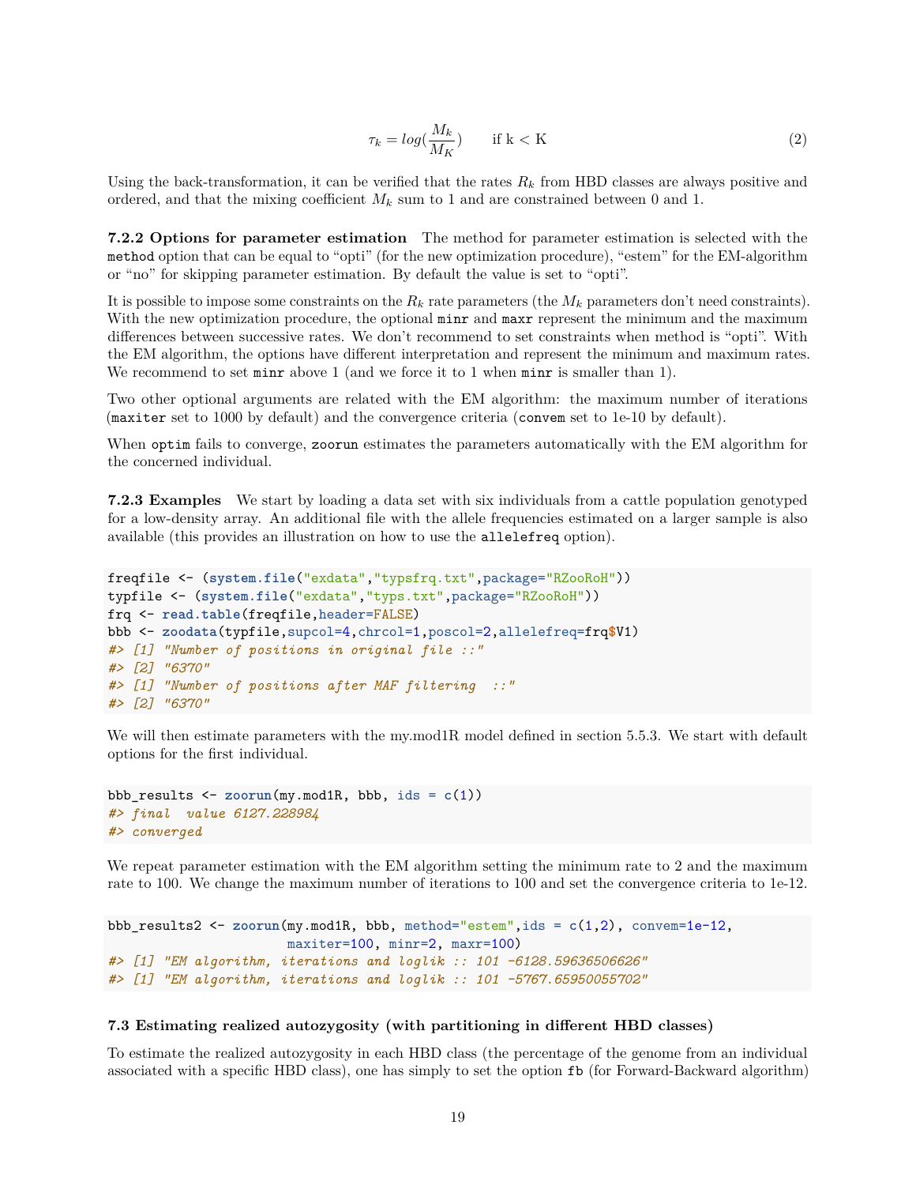$$\tau_k = log(\frac{M_k}{M_K}) \qquad \text{if k < K} \tag{2}$$

Using the back-transformation, it can be verified that the rates $R_k$ from HBD classes are always positive and ordered, and that the mixing coefficient $M_k$ sum to 1 and are constrained between 0 and 1.

**7.2.2 Options for parameter estimation** The method for parameter estimation is selected with the `method` option that can be equal to "opti" (for the new optimization procedure), "estem" for the EM-algorithm or "no" for skipping parameter estimation. By default the value is set to "opti".

It is possible to impose some constraints on the $R_k$ rate parameters (the $M_k$ parameters don't need constraints). With the new optimization procedure, the optional `minr` and `maxr` represent the minimum and the maximum differences between successive rates. We don't recommend to set constraints when method is "opti". With the EM algorithm, the options have different interpretation and represent the minimum and maximum rates. We recommend to set `minr` above 1 (and we force it to 1 when `minr` is smaller than 1).

Two other optional arguments are related with the EM algorithm: the maximum number of iterations (`maxiter` set to 1000 by default) and the convergence criteria (`convem` set to 1e-10 by default).

When `optim` fails to converge, `zoorun` estimates the parameters automatically with the EM algorithm for the concerned individual.

**7.2.3 Examples** We start by loading a data set with six individuals from a cattle population genotyped for a low-density array. An additional file with the allele frequencies estimated on a larger sample is also available (this provides an illustration on how to use the `allelefreq` option).

```
freqfile <- (system.file("exdata","typsfrq.txt",package="RZooRoH"))
typfile <- (system.file("exdata","typs.txt",package="RZooRoH"))
frq <- read.table(freqfile,header=FALSE)
bbb <- zoodata(typfile,supcol=4,chrcol=1,poscol=2,allelefreq=frq$V1)
#> [1] "Number of positions in original file ::"
#> [2] "6370"
#> [1] "Number of positions after MAF filtering  ::"
#> [2] "6370"
```

We will then estimate parameters with the my.mod1R model defined in section 5.5.3. We start with default options for the first individual.

```
bbb_results <- zoorun(my.mod1R, bbb, ids = c(1))
#> final  value 6127.228984
#> converged
```

We repeat parameter estimation with the EM algorithm setting the minimum rate to 2 and the maximum rate to 100. We change the maximum number of iterations to 100 and set the convergence criteria to 1e-12.

```
bbb_results2 <- zoorun(my.mod1R, bbb, method="estem",ids = c(1,2), convem=1e-12,
                      maxiter=100, minr=2, maxr=100)
#> [1] "EM algorithm, iterations and loglik :: 101 -6128.59636506626"
#> [1] "EM algorithm, iterations and loglik :: 101 -5767.65950055702"
```

### 7.3 Estimating realized autozygosity (with partitioning in different HBD classes)

To estimate the realized autozygosity in each HBD class (the percentage of the genome from an individual associated with a specific HBD class), one has simply to set the option `fb` (for Forward-Backward algorithm)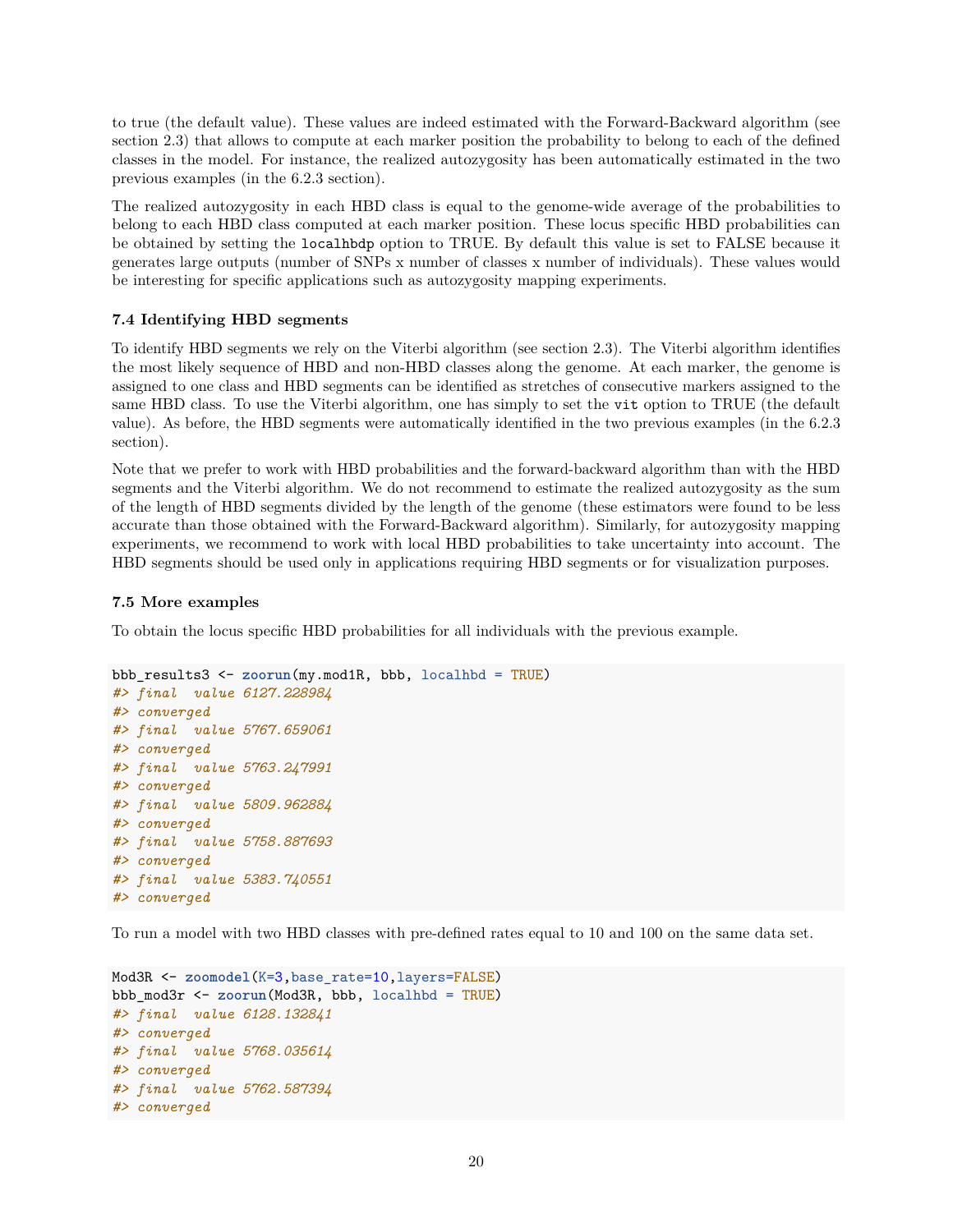to true (the default value). These values are indeed estimated with the Forward-Backward algorithm (see section 2.3) that allows to compute at each marker position the probability to belong to each of the defined classes in the model. For instance, the realized autozygosity has been automatically estimated in the two previous examples (in the 6.2.3 section).

The realized autozygosity in each HBD class is equal to the genome-wide average of the probabilities to belong to each HBD class computed at each marker position. These locus specific HBD probabilities can be obtained by setting the `localhbdp` option to TRUE. By default this value is set to FALSE because it generates large outputs (number of SNPs x number of classes x number of individuals). These values would be interesting for specific applications such as autozygosity mapping experiments.

### 7.4 Identifying HBD segments

To identify HBD segments we rely on the Viterbi algorithm (see section 2.3). The Viterbi algorithm identifies the most likely sequence of HBD and non-HBD classes along the genome. At each marker, the genome is assigned to one class and HBD segments can be identified as stretches of consecutive markers assigned to the same HBD class. To use the Viterbi algorithm, one has simply to set the `vit` option to TRUE (the default value). As before, the HBD segments were automatically identified in the two previous examples (in the 6.2.3 section).

Note that we prefer to work with HBD probabilities and the forward-backward algorithm than with the HBD segments and the Viterbi algorithm. We do not recommend to estimate the realized autozygosity as the sum of the length of HBD segments divided by the length of the genome (these estimators were found to be less accurate than those obtained with the Forward-Backward algorithm). Similarly, for autozygosity mapping experiments, we recommend to work with local HBD probabilities to take uncertainty into account. The HBD segments should be used only in applications requiring HBD segments or for visualization purposes.

### 7.5 More examples

To obtain the locus specific HBD probabilities for all individuals with the previous example.

```
bbb_results3 <- zoorun(my.mod1R, bbb, localhbd = TRUE)
#> final  value 6127.228984
#> converged
#> final  value 5767.659061
#> converged
#> final  value 5763.247991
#> converged
#> final  value 5809.962884
#> converged
#> final  value 5758.887693
#> converged
#> final  value 5383.740551
#> converged
```

To run a model with two HBD classes with pre-defined rates equal to 10 and 100 on the same data set.

```
Mod3R <- zoomodel(K=3,base_rate=10,layers=FALSE)
bbb_mod3r <- zoorun(Mod3R, bbb, localhbd = TRUE)
#> final  value 6128.132841
#> converged
#> final  value 5768.035614
#> converged
#> final  value 5762.587394
#> converged
```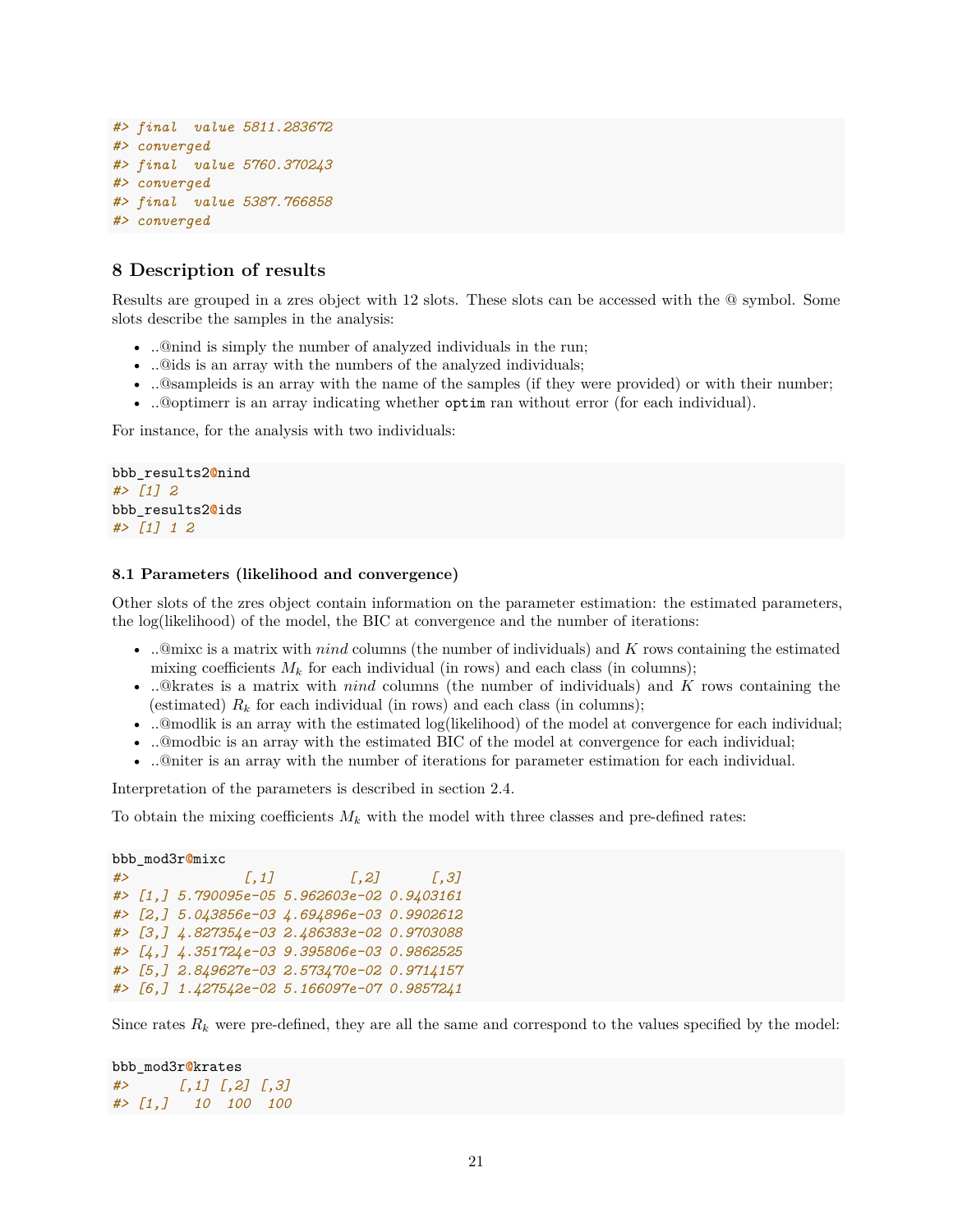```
#> final  value 5811.283672
#> converged
#> final  value 5760.370243
#> converged
#> final  value 5387.766858
#> converged
```

## 8 Description of results

Results are grouped in a zres object with 12 slots. These slots can be accessed with the @ symbol. Some slots describe the samples in the analysis:

- ..@nind is simply the number of analyzed individuals in the run;
- ..@ids is an array with the numbers of the analyzed individuals;
- ..@sampleids is an array with the name of the samples (if they were provided) or with their number;
- ..@optimerr is an array indicating whether `optim` ran without error (for each individual).

For instance, for the analysis with two individuals:

```
bbb_results2@nind
#> [1] 2
bbb_results2@ids
#> [1] 1 2
```

### 8.1 Parameters (likelihood and convergence)

Other slots of the zres object contain information on the parameter estimation: the estimated parameters, the log(likelihood) of the model, the BIC at convergence and the number of iterations:

- ..@mixc is a matrix with *nind* columns (the number of individuals) and $K$ rows containing the estimated mixing coefficients $M_k$ for each individual (in rows) and each class (in columns);
- ..@krates is a matrix with *nind* columns (the number of individuals) and $K$ rows containing the (estimated) $R_k$ for each individual (in rows) and each class (in columns);
- ..@modlik is an array with the estimated log(likelihood) of the model at convergence for each individual;
- ..@modbic is an array with the estimated BIC of the model at convergence for each individual;
- ..@niter is an array with the number of iterations for parameter estimation for each individual.

Interpretation of the parameters is described in section 2.4.

To obtain the mixing coefficients $M_k$ with the model with three classes and pre-defined rates:

```
bbb_mod3r@mixc
#>              [,1]         [,2]      [,3]
#> [1,] 5.790095e-05 5.962603e-02 0.9403161
#> [2,] 5.043856e-03 4.694896e-03 0.9902612
#> [3,] 4.827354e-03 2.486383e-02 0.9703088
#> [4,] 4.351724e-03 9.395806e-03 0.9862525
#> [5,] 2.849627e-03 2.573470e-02 0.9714157
#> [6,] 1.427542e-02 5.166097e-07 0.9857241
```

Since rates $R_k$ were pre-defined, they are all the same and correspond to the values specified by the model:

```
bbb_mod3r@krates
#>      [,1] [,2] [,3]
#> [1,]   10  100  100
```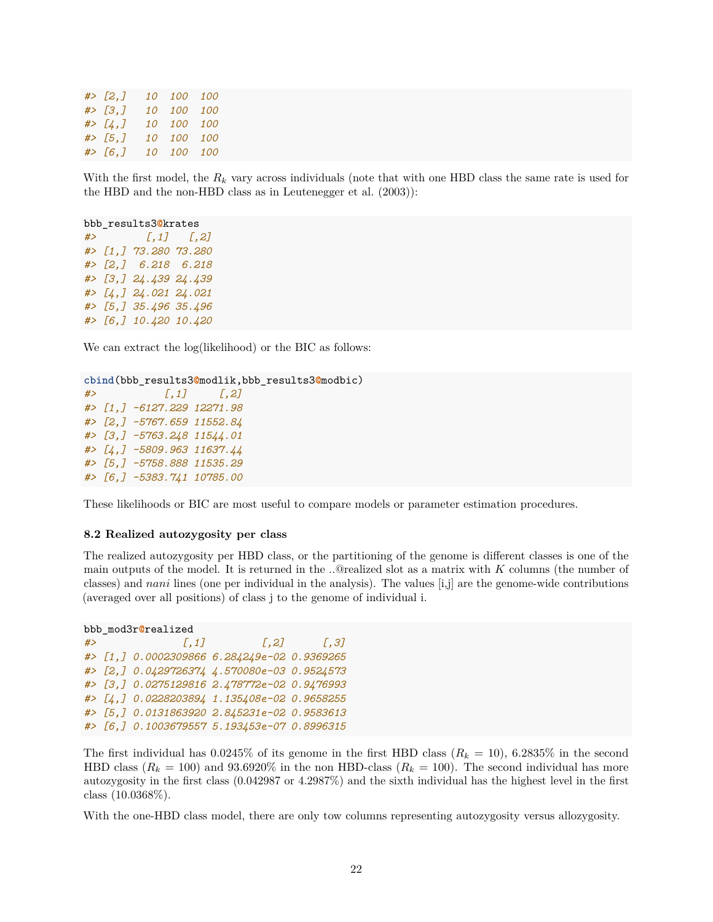```
#> [2,]   10  100  100
#> [3,]   10  100  100
#> [4,]   10  100  100
#> [5,]   10  100  100
#> [6,]   10  100  100
```

With the first model, the $R_k$ vary across individuals (note that with one HBD class the same rate is used for the HBD and the non-HBD class as in Leutenegger et al. (2003)):

```
bbb_results3@krates
#>        [,1]   [,2]
#> [1,] 73.280 73.280
#> [2,]  6.218  6.218
#> [3,] 24.439 24.439
#> [4,] 24.021 24.021
#> [5,] 35.496 35.496
#> [6,] 10.420 10.420
```

We can extract the log(likelihood) or the BIC as follows:

```
cbind(bbb_results3@modlik,bbb_results3@modbic)
#>           [,1]     [,2]
#> [1,] -6127.229 12271.98
#> [2,] -5767.659 11552.84
#> [3,] -5763.248 11544.01
#> [4,] -5809.963 11637.44
#> [5,] -5758.888 11535.29
#> [6,] -5383.741 10785.00
```

These likelihoods or BIC are most useful to compare models or parameter estimation procedures.

### 8.2 Realized autozygosity per class

The realized autozygosity per HBD class, or the partitioning of the genome is different classes is one of the main outputs of the model. It is returned in the ..@realized slot as a matrix with $K$ columns (the number of classes) and *nani* lines (one per individual in the analysis). The values [i,j] are the genome-wide contributions (averaged over all positions) of class j to the genome of individual i.

```
bbb_mod3r@realized
#>              [,1]         [,2]      [,3]
#> [1,] 0.0002309866 6.284249e-02 0.9369265
#> [2,] 0.0429726374 4.570080e-03 0.9524573
#> [3,] 0.0275129816 2.478772e-02 0.9476993
#> [4,] 0.0228203894 1.135408e-02 0.9658255
#> [5,] 0.0131863920 2.845231e-02 0.9583613
#> [6,] 0.1003679557 5.193453e-07 0.8996315
```

The first individual has 0.0245% of its genome in the first HBD class ($R_k = 10$), 6.2835% in the second HBD class ($R_k = 100$) and 93.6920% in the non HBD-class ($R_k = 100$). The second individual has more autozygosity in the first class (0.042987 or 4.2987%) and the sixth individual has the highest level in the first class (10.0368%).

With the one-HBD class model, there are only tow columns representing autozygosity versus allozygosity.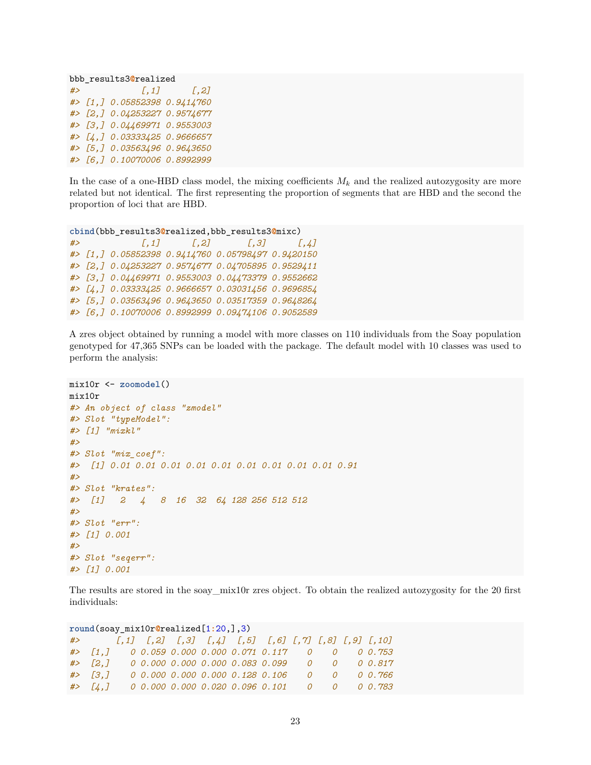```r
bbb_results3@realized
#>            [,1]      [,2]
#> [1,] 0.05852398 0.9414760
#> [2,] 0.04253227 0.9574677
#> [3,] 0.04469971 0.9553003
#> [4,] 0.03333425 0.9666657
#> [5,] 0.03563496 0.9643650
#> [6,] 0.10070006 0.8992999
```

In the case of a one-HBD class model, the mixing coefficients $M_k$ and the realized autozygosity are more related but not identical. The first representing the proportion of segments that are HBD and the second the proportion of loci that are HBD.

```r
cbind(bbb_results3@realized,bbb_results3@mixc)
#>            [,1]      [,2]       [,3]      [,4]
#> [1,] 0.05852398 0.9414760 0.05798497 0.9420150
#> [2,] 0.04253227 0.9574677 0.04705895 0.9529411
#> [3,] 0.04469971 0.9553003 0.04473379 0.9552662
#> [4,] 0.03333425 0.9666657 0.03031456 0.9696854
#> [5,] 0.03563496 0.9643650 0.03517359 0.9648264
#> [6,] 0.10070006 0.8992999 0.09474106 0.9052589
```

A zres object obtained by running a model with more classes on 110 individuals from the Soay population genotyped for 47,365 SNPs can be loaded with the package. The default model with 10 classes was used to perform the analysis:

```r
mix10r <- zoomodel()
mix10r
#> An object of class "zmodel"
#> Slot "typeModel":
#> [1] "mixkl"
#> 
#> Slot "mix_coef":
#>  [1] 0.01 0.01 0.01 0.01 0.01 0.01 0.01 0.01 0.01 0.91
#> 
#> Slot "krates":
#>  [1]   2   4   8  16  32  64 128 256 512 512
#> 
#> Slot "err":
#> [1] 0.001
#> 
#> Slot "seqerr":
#> [1] 0.001
```

The results are stored in the soay_mix10r zres object. To obtain the realized autozygosity for the 20 first individuals:

```r
round(soay_mix10r@realized[1:20,],3)
#>       [,1]  [,2]  [,3]  [,4]  [,5]  [,6] [,7] [,8] [,9] [,10]
#>  [1,]    0 0.059 0.000 0.000 0.071 0.117    0    0    0 0.753
#>  [2,]    0 0.000 0.000 0.000 0.083 0.099    0    0    0 0.817
#>  [3,]    0 0.000 0.000 0.000 0.128 0.106    0    0    0 0.766
#>  [4,]    0 0.000 0.000 0.020 0.096 0.101    0    0    0 0.783
```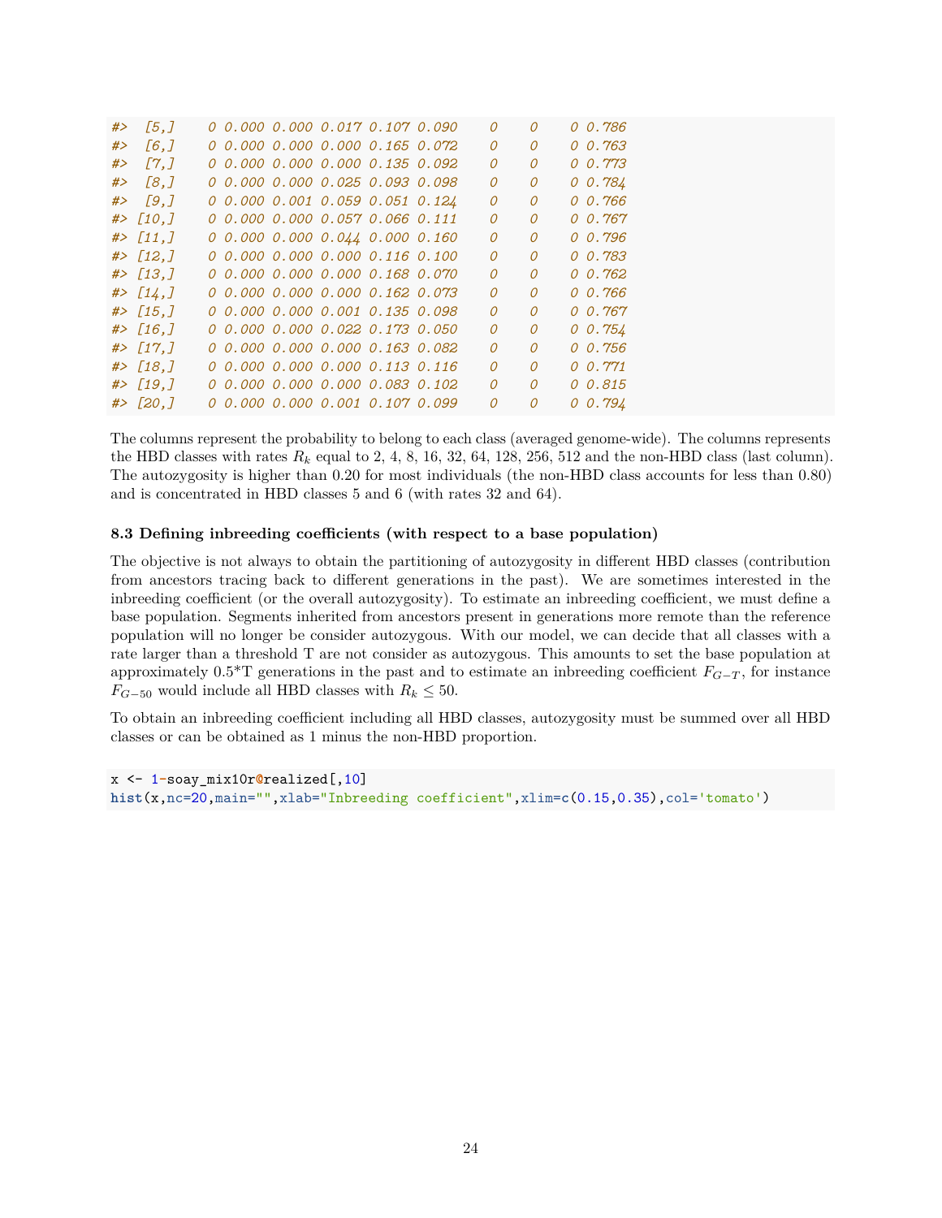```
#>  [5,]     0 0.000 0.000 0.017 0.107 0.090    0    0     0 0.786
#>  [6,]     0 0.000 0.000 0.000 0.165 0.072    0    0     0 0.763
#>  [7,]     0 0.000 0.000 0.000 0.135 0.092    0    0     0 0.773
#>  [8,]     0 0.000 0.000 0.025 0.093 0.098    0    0     0 0.784
#>  [9,]     0 0.000 0.001 0.059 0.051 0.124    0    0     0 0.766
#> [10,]     0 0.000 0.000 0.057 0.066 0.111    0    0     0 0.767
#> [11,]     0 0.000 0.000 0.044 0.000 0.160    0    0     0 0.796
#> [12,]     0 0.000 0.000 0.000 0.116 0.100    0    0     0 0.783
#> [13,]     0 0.000 0.000 0.000 0.168 0.070    0    0     0 0.762
#> [14,]     0 0.000 0.000 0.000 0.162 0.073    0    0     0 0.766
#> [15,]     0 0.000 0.000 0.001 0.135 0.098    0    0     0 0.767
#> [16,]     0 0.000 0.000 0.022 0.173 0.050    0    0     0 0.754
#> [17,]     0 0.000 0.000 0.000 0.163 0.082    0    0     0 0.756
#> [18,]     0 0.000 0.000 0.000 0.113 0.116    0    0     0 0.771
#> [19,]     0 0.000 0.000 0.000 0.083 0.102    0    0     0 0.815
#> [20,]     0 0.000 0.000 0.001 0.107 0.099    0    0     0 0.794
```

The columns represent the probability to belong to each class (averaged genome-wide). The columns represents the HBD classes with rates $R_k$ equal to 2, 4, 8, 16, 32, 64, 128, 256, 512 and the non-HBD class (last column). The autozygosity is higher than 0.20 for most individuals (the non-HBD class accounts for less than 0.80) and is concentrated in HBD classes 5 and 6 (with rates 32 and 64).

### 8.3 Defining inbreeding coefficients (with respect to a base population)

The objective is not always to obtain the partitioning of autozygosity in different HBD classes (contribution from ancestors tracing back to different generations in the past). We are sometimes interested in the inbreeding coefficient (or the overall autozygosity). To estimate an inbreeding coefficient, we must define a base population. Segments inherited from ancestors present in generations more remote than the reference population will no longer be consider autozygous. With our model, we can decide that all classes with a rate larger than a threshold T are not consider as autozygous. This amounts to set the base population at approximately 0.5*T generations in the past and to estimate an inbreeding coefficient $F_{G-T}$, for instance $F_{G-50}$ would include all HBD classes with $R_k \leq 50$.

To obtain an inbreeding coefficient including all HBD classes, autozygosity must be summed over all HBD classes or can be obtained as 1 minus the non-HBD proportion.

```
x <- 1-soay_mix10r@realized[,10]
hist(x,nc=20,main="",xlab="Inbreeding coefficient",xlim=c(0.15,0.35),col='tomato')
```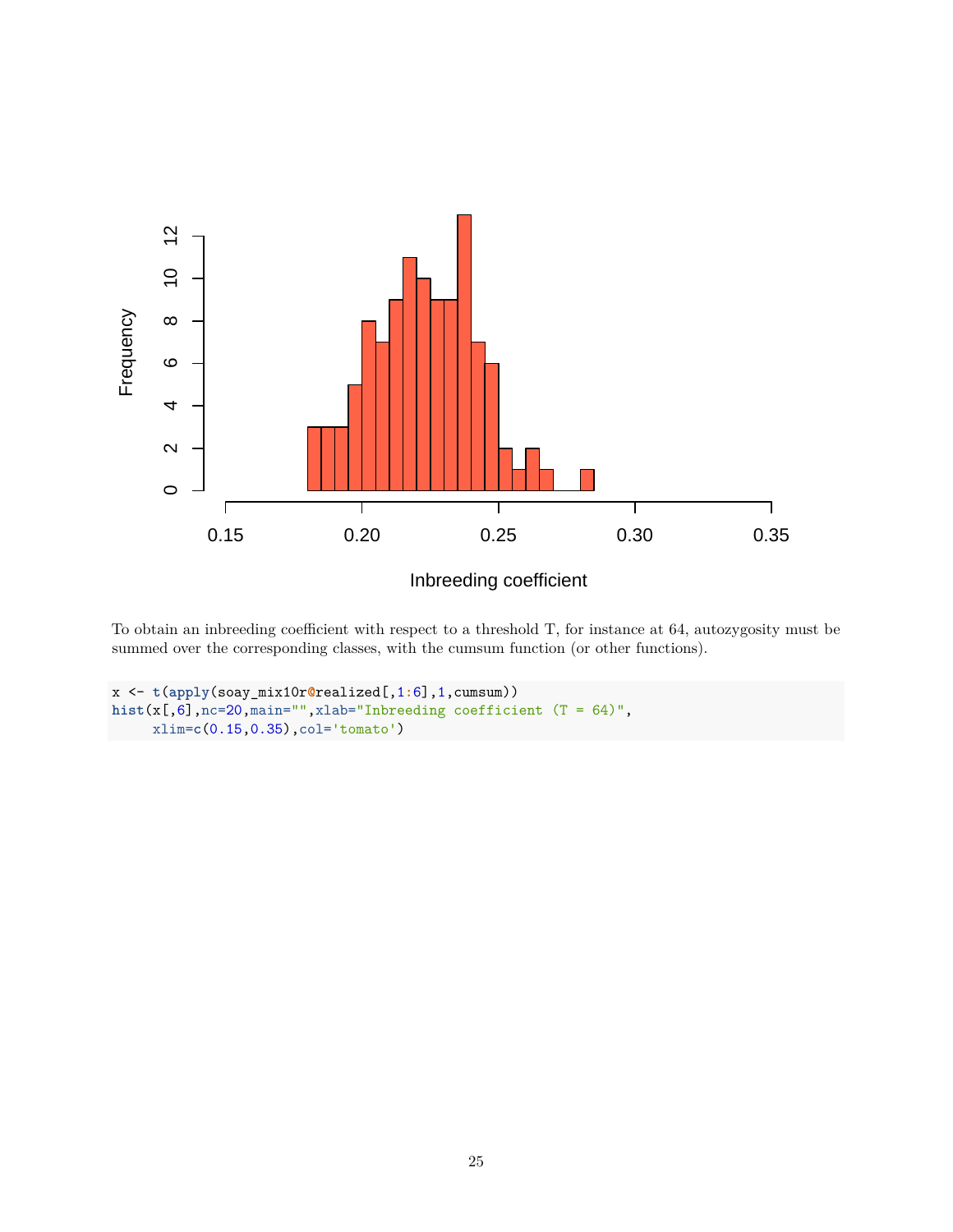To obtain an inbreeding coefficient with respect to a threshold T, for instance at 64, autozygosity must be summed over the corresponding classes, with the cumsum function (or other functions).

```
x <- t(apply(soay_mix10r@realized[,1:6],1,cumsum))
hist(x[,6],nc=20,main="",xlab="Inbreeding coefficient (T = 64)",
     xlim=c(0.15,0.35),col='tomato')
```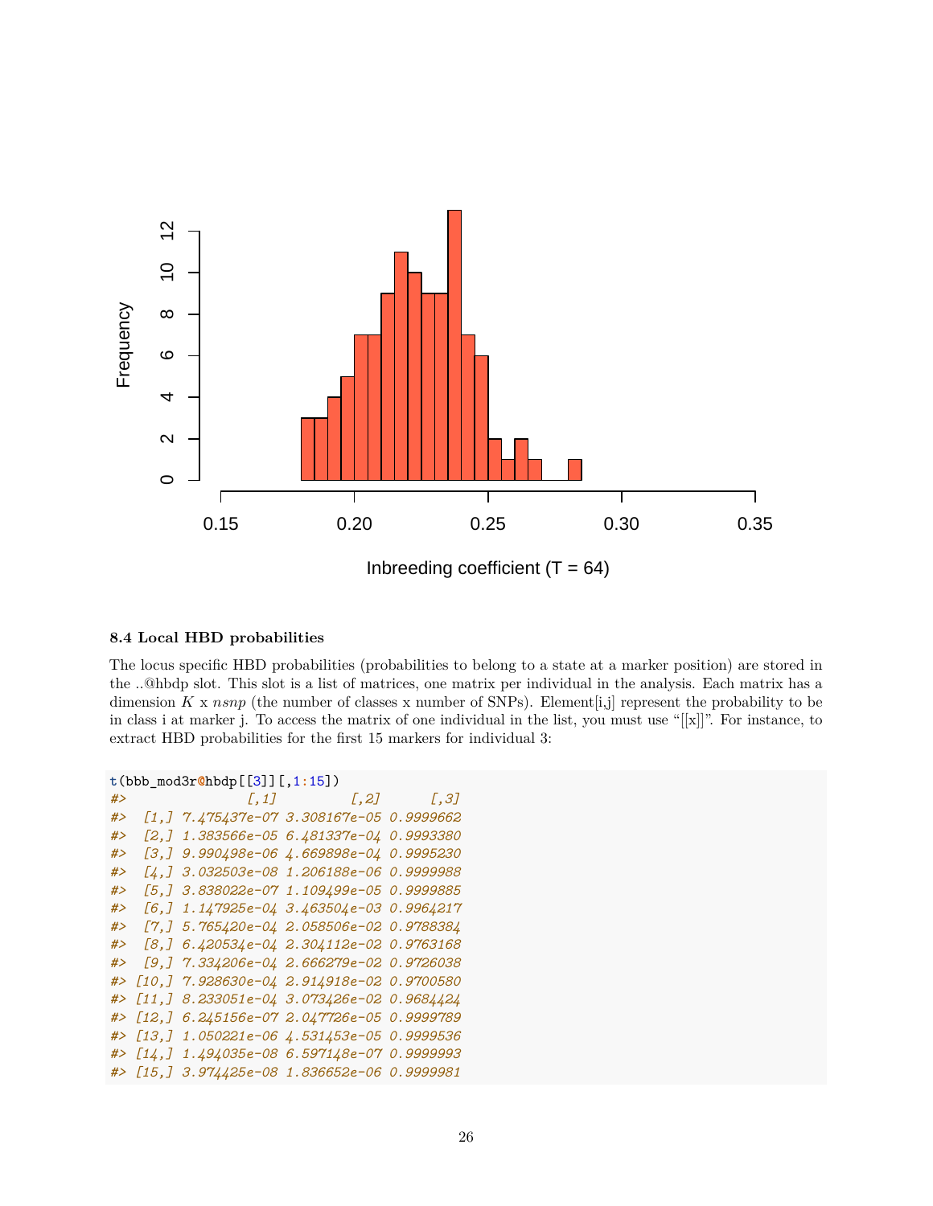### 8.4 Local HBD probabilities

The locus specific HBD probabilities (probabilities to belong to a state at a marker position) are stored in the ..@hbdp slot. This slot is a list of matrices, one matrix per individual in the analysis. Each matrix has a dimension $K$ x *nsnp* (the number of classes x number of SNPs). Element[i,j] represent the probability to be in class i at marker j. To access the matrix of one individual in the list, you must use "[[x]]". For instance, to extract HBD probabilities for the first 15 markers for individual 3:

```
t(bbb_mod3r@hbdp[[3]][,1:15])
#>               [,1]         [,2]      [,3]
#>  [1,] 7.475437e-07 3.308167e-05 0.9999662
#>  [2,] 1.383566e-05 6.481337e-04 0.9993380
#>  [3,] 9.990498e-06 4.669898e-04 0.9995230
#>  [4,] 3.032503e-08 1.206188e-06 0.9999988
#>  [5,] 3.838022e-07 1.109499e-05 0.9999885
#>  [6,] 1.147925e-04 3.463504e-03 0.9964217
#>  [7,] 5.765420e-04 2.058506e-02 0.9788384
#>  [8,] 6.420534e-04 2.304112e-02 0.9763168
#>  [9,] 7.334206e-04 2.666279e-02 0.9726038
#> [10,] 7.928630e-04 2.914918e-02 0.9700580
#> [11,] 8.233051e-04 3.073426e-02 0.9684424
#> [12,] 6.245156e-07 2.047726e-05 0.9999789
#> [13,] 1.050221e-06 4.531453e-05 0.9999536
#> [14,] 1.494035e-08 6.597148e-07 0.9999993
#> [15,] 3.974425e-08 1.836652e-06 0.9999981
```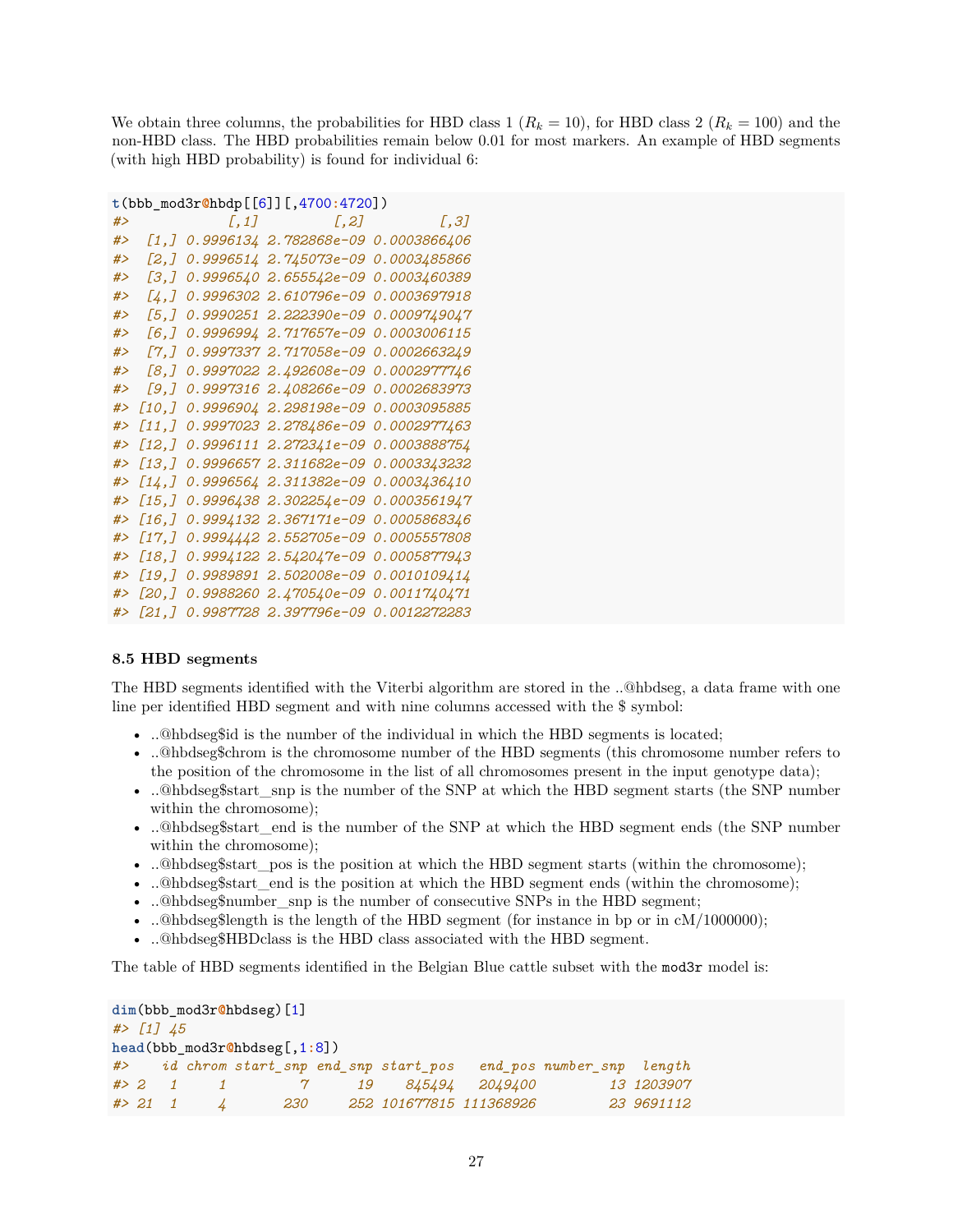We obtain three columns, the probabilities for HBD class 1 ($R_k = 10$), for HBD class 2 ($R_k = 100$) and the non-HBD class. The HBD probabilities remain below 0.01 for most markers. An example of HBD segments (with high HBD probability) is found for individual 6:

```
t(bbb_mod3r@hbdp[[6]][,4700:4720])
#>            [,1]         [,2]         [,3]
#>  [1,] 0.9996134 2.782868e-09 0.0003866406
#>  [2,] 0.9996514 2.745073e-09 0.0003485866
#>  [3,] 0.9996540 2.655542e-09 0.0003460389
#>  [4,] 0.9996302 2.610796e-09 0.0003697918
#>  [5,] 0.9990251 2.222390e-09 0.0009749047
#>  [6,] 0.9996994 2.717657e-09 0.0003006115
#>  [7,] 0.9997337 2.717058e-09 0.0002663249
#>  [8,] 0.9997022 2.492608e-09 0.0002977746
#>  [9,] 0.9997316 2.408266e-09 0.0002683973
#> [10,] 0.9996904 2.298198e-09 0.0003095885
#> [11,] 0.9997023 2.278486e-09 0.0002977463
#> [12,] 0.9996111 2.272341e-09 0.0003888754
#> [13,] 0.9996657 2.311682e-09 0.0003343232
#> [14,] 0.9996564 2.311382e-09 0.0003436410
#> [15,] 0.9996438 2.302254e-09 0.0003561947
#> [16,] 0.9994132 2.367171e-09 0.0005868346
#> [17,] 0.9994442 2.552705e-09 0.0005557808
#> [18,] 0.9994122 2.542047e-09 0.0005877943
#> [19,] 0.9989891 2.502008e-09 0.0010109414
#> [20,] 0.9988260 2.470540e-09 0.0011740471
#> [21,] 0.9987728 2.397796e-09 0.0012272283
```

### 8.5 HBD segments

The HBD segments identified with the Viterbi algorithm are stored in the ..@hbdseg, a data frame with one line per identified HBD segment and with nine columns accessed with the $ symbol:

- ..@hbdseg$id is the number of the individual in which the HBD segments is located;
- ..@hbdseg$chrom is the chromosome number of the HBD segments (this chromosome number refers to the position of the chromosome in the list of all chromosomes present in the input genotype data);
- ..@hbdseg$start_snp is the number of the SNP at which the HBD segment starts (the SNP number within the chromosome);
- ..@hbdseg$start_end is the number of the SNP at which the HBD segment ends (the SNP number within the chromosome);
- ..@hbdseg$start_pos is the position at which the HBD segment starts (within the chromosome);
- ..@hbdseg$start_end is the position at which the HBD segment ends (within the chromosome);
- ..@hbdseg$number_snp is the number of consecutive SNPs in the HBD segment;
- ..@hbdseg$length is the length of the HBD segment (for instance in bp or in cM/1000000);
- ..@hbdseg$HBDclass is the HBD class associated with the HBD segment.

The table of HBD segments identified in the Belgian Blue cattle subset with the `mod3r` model is:

```
dim(bbb_mod3r@hbdseg)[1]
#> [1] 45
head(bbb_mod3r@hbdseg[,1:8])
#>    id chrom start_snp end_snp start_pos   end_pos number_snp  length
#> 2   1     1         7      19    845494   2049400         13 1203907
#> 21  1     4       230     252 101677815 111368926         23 9691112
```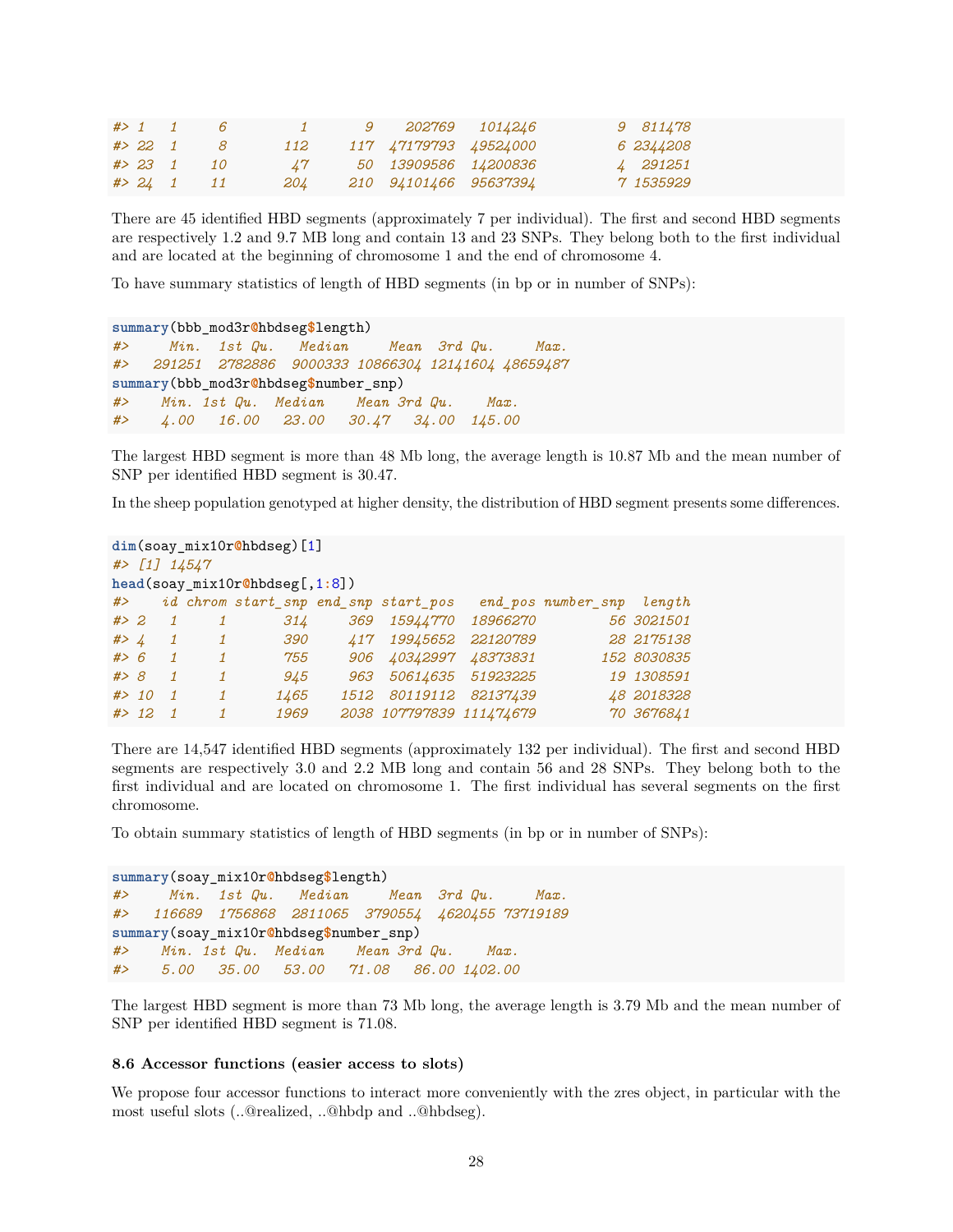```
#> 1   1     6        1       9    202769   1014246           9  811478
#> 22  1     8      112     117  47179793  49524000           6 2344208
#> 23  1    10       47      50  13909586  14200836           4  291251
#> 24  1    11      204     210  94101466  95637394           7 1535929
```

There are 45 identified HBD segments (approximately 7 per individual). The first and second HBD segments are respectively 1.2 and 9.7 MB long and contain 13 and 23 SNPs. They belong both to the first individual and are located at the beginning of chromosome 1 and the end of chromosome 4.

To have summary statistics of length of HBD segments (in bp or in number of SNPs):

```
summary(bbb_mod3r@hbdseg$length)
#>     Min.  1st Qu.   Median     Mean  3rd Qu.     Max.
#>   291251  2782886  9000333 10866304 12141604 48659487
summary(bbb_mod3r@hbdseg$number_snp)
#>    Min. 1st Qu.  Median    Mean 3rd Qu.    Max.
#>    4.00   16.00   23.00   30.47   34.00  145.00
```

The largest HBD segment is more than 48 Mb long, the average length is 10.87 Mb and the mean number of SNP per identified HBD segment is 30.47.

In the sheep population genotyped at higher density, the distribution of HBD segment presents some differences.

```
dim(soay_mix10r@hbdseg)[1]
#> [1] 14547
head(soay_mix10r@hbdseg[,1:8])
#>    id chrom start_snp end_snp start_pos   end_pos number_snp  length
#> 2   1     1       314     369  15944770  18966270         56 3021501
#> 4   1     1       390     417  19945652  22120789         28 2175138
#> 6   1     1       755     906  40342997  48373831        152 8030835
#> 8   1     1       945     963  50614635  51923225         19 1308591
#> 10  1     1      1465    1512  80119112  82137439         48 2018328
#> 12  1     1      1969    2038 107797839 111474679         70 3676841
```

There are 14,547 identified HBD segments (approximately 132 per individual). The first and second HBD segments are respectively 3.0 and 2.2 MB long and contain 56 and 28 SNPs. They belong both to the first individual and are located on chromosome 1. The first individual has several segments on the first chromosome.

To obtain summary statistics of length of HBD segments (in bp or in number of SNPs):

```
summary(soay_mix10r@hbdseg$length)
#>     Min.  1st Qu.   Median     Mean  3rd Qu.     Max.
#>   116689  1756868  2811065  3790554  4620455 73719189
summary(soay_mix10r@hbdseg$number_snp)
#>    Min. 1st Qu.  Median    Mean 3rd Qu.    Max.
#>    5.00   35.00   53.00   71.08   86.00 1402.00
```

The largest HBD segment is more than 73 Mb long, the average length is 3.79 Mb and the mean number of SNP per identified HBD segment is 71.08.

### 8.6 Accessor functions (easier access to slots)

We propose four accessor functions to interact more conveniently with the zres object, in particular with the most useful slots (..@realized, ..@hbdp and ..@hbdseg).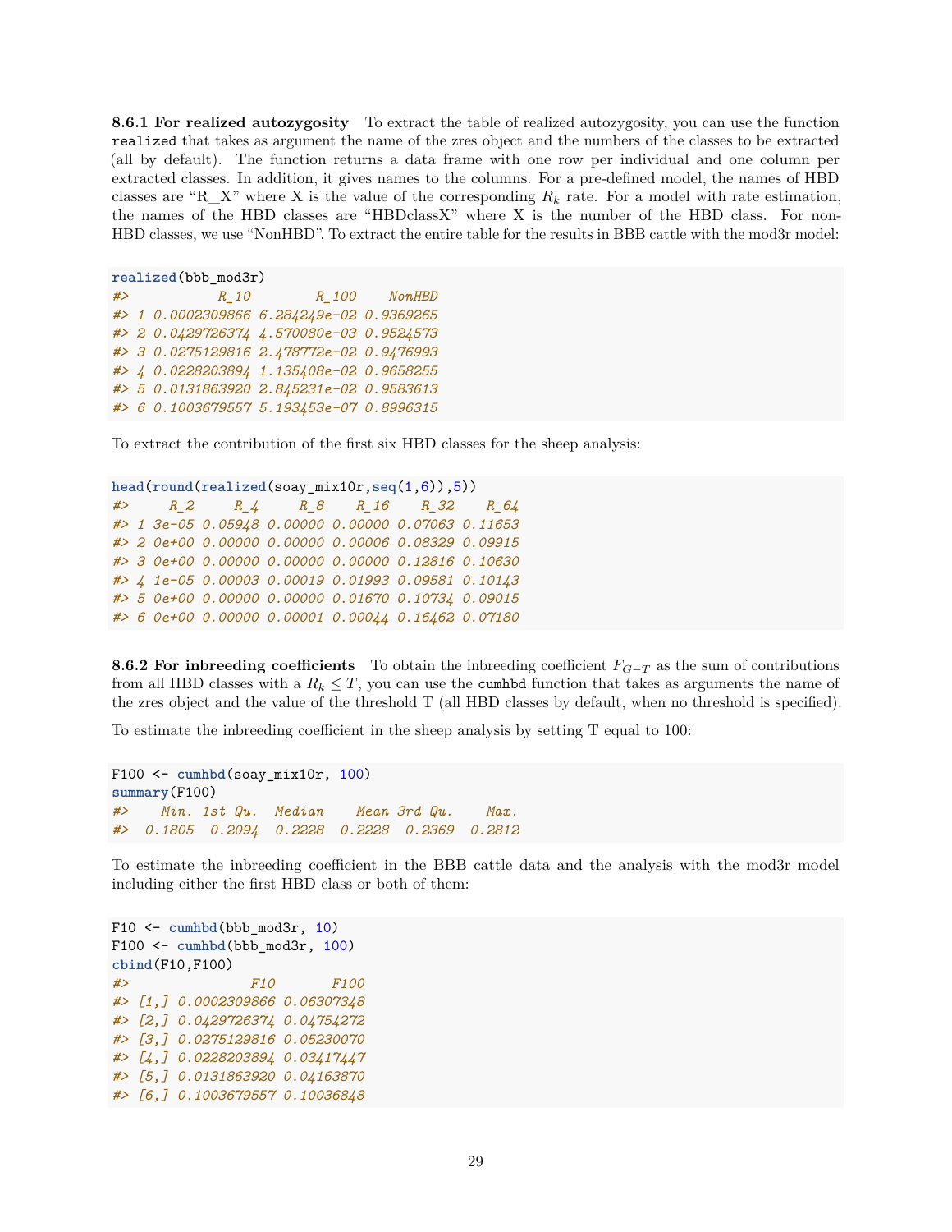**8.6.1 For realized autozygosity** To extract the table of realized autozygosity, you can use the function `realized` that takes as argument the name of the zres object and the numbers of the classes to be extracted (all by default). The function returns a data frame with one row per individual and one column per extracted classes. In addition, it gives names to the columns. For a pre-defined model, the names of HBD classes are "R_X" where X is the value of the corresponding $R_k$ rate. For a model with rate estimation, the names of the HBD classes are "HBDclassX" where X is the number of the HBD class. For non-HBD classes, we use "NonHBD". To extract the entire table for the results in BBB cattle with the mod3r model:

```
realized(bbb_mod3r)
#>           R_10        R_100    NonHBD
#> 1 0.0002309866 6.284249e-02 0.9369265
#> 2 0.0429726374 4.570080e-03 0.9524573
#> 3 0.0275129816 2.478772e-02 0.9476993
#> 4 0.0228203894 1.135408e-02 0.9658255
#> 5 0.0131863920 2.845231e-02 0.9583613
#> 6 0.1003679557 5.193453e-07 0.8996315
```

To extract the contribution of the first six HBD classes for the sheep analysis:

```
head(round(realized(soay_mix10r,seq(1,6)),5))
#>     R_2     R_4     R_8    R_16    R_32    R_64
#> 1 3e-05 0.05948 0.00000 0.00000 0.07063 0.11653
#> 2 0e+00 0.00000 0.00000 0.00006 0.08329 0.09915
#> 3 0e+00 0.00000 0.00000 0.00000 0.12816 0.10630
#> 4 1e-05 0.00003 0.00019 0.01993 0.09581 0.10143
#> 5 0e+00 0.00000 0.00000 0.01670 0.10734 0.09015
#> 6 0e+00 0.00000 0.00001 0.00044 0.16462 0.07180
```

**8.6.2 For inbreeding coefficients** To obtain the inbreeding coefficient $F_{G-T}$ as the sum of contributions from all HBD classes with a $R_k \leq T$, you can use the `cumhbd` function that takes as arguments the name of the zres object and the value of the threshold T (all HBD classes by default, when no threshold is specified).

To estimate the inbreeding coefficient in the sheep analysis by setting T equal to 100:

```
F100 <- cumhbd(soay_mix10r, 100)
summary(F100)
#>    Min. 1st Qu.  Median    Mean 3rd Qu.    Max.
#>  0.1805  0.2094  0.2228  0.2228  0.2369  0.2812
```

To estimate the inbreeding coefficient in the BBB cattle data and the analysis with the mod3r model including either the first HBD class or both of them:

```
F10 <- cumhbd(bbb_mod3r, 10)
F100 <- cumhbd(bbb_mod3r, 100)
cbind(F10,F100)
#>               F10       F100
#> [1,] 0.0002309866 0.06307348
#> [2,] 0.0429726374 0.04754272
#> [3,] 0.0275129816 0.05230070
#> [4,] 0.0228203894 0.03417447
#> [5,] 0.0131863920 0.04163870
#> [6,] 0.1003679557 0.10036848
```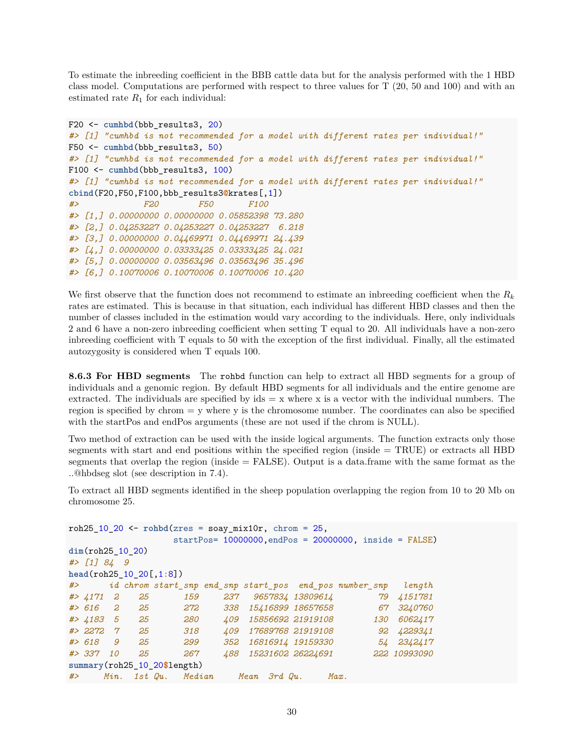To estimate the inbreeding coefficient in the BBB cattle data but for the analysis performed with the 1 HBD class model. Computations are performed with respect to three values for T (20, 50 and 100) and with an estimated rate $R_1$ for each individual:

```
F20 <- cumhbd(bbb_results3, 20)
#> [1] "cumhbd is not recommended for a model with different rates per individual!"
F50 <- cumhbd(bbb_results3, 50)
#> [1] "cumhbd is not recommended for a model with different rates per individual!"
F100 <- cumhbd(bbb_results3, 100)
#> [1] "cumhbd is not recommended for a model with different rates per individual!"
cbind(F20,F50,F100,bbb_results3@krates[,1])
#>             F20        F50       F100
#> [1,] 0.00000000 0.00000000 0.05852398 73.280
#> [2,] 0.04253227 0.04253227 0.04253227  6.218
#> [3,] 0.00000000 0.04469971 0.04469971 24.439
#> [4,] 0.00000000 0.03333425 0.03333425 24.021
#> [5,] 0.00000000 0.03563496 0.03563496 35.496
#> [6,] 0.10070006 0.10070006 0.10070006 10.420
```

We first observe that the function does not recommend to estimate an inbreeding coefficient when the $R_k$ rates are estimated. This is because in that situation, each individual has different HBD classes and then the number of classes included in the estimation would vary according to the individuals. Here, only individuals 2 and 6 have a non-zero inbreeding coefficient when setting T equal to 20. All individuals have a non-zero inbreeding coefficient with T equals to 50 with the exception of the first individual. Finally, all the estimated autozygosity is considered when T equals 100.

**8.6.3 For HBD segments** The rohbd function can help to extract all HBD segments for a group of individuals and a genomic region. By default HBD segments for all individuals and the entire genome are extracted. The individuals are specified by ids = x where x is a vector with the individual numbers. The region is specified by chrom = y where y is the chromosome number. The coordinates can also be specified with the startPos and endPos arguments (these are not used if the chrom is NULL).

Two method of extraction can be used with the inside logical arguments. The function extracts only those segments with start and end positions within the specified region (inside = TRUE) or extracts all HBD segments that overlap the region (inside = FALSE). Output is a data.frame with the same format as the ..@hbdseg slot (see description in 7.4).

To extract all HBD segments identified in the sheep population overlapping the region from 10 to 20 Mb on chromosome 25.

```
roh25_10_20 <- rohbd(zres = soay_mix10r, chrom = 25,
                     startPos= 10000000,endPos = 20000000, inside = FALSE)
dim(roh25_10_20)
#> [1] 84  9
head(roh25_10_20[,1:8])
#>      id chrom start_snp end_snp start_pos  end_pos number_snp   length
#> 4171  2    25       159     237   9657834 13809614         79  4151781
#> 616   2    25       272     338  15416899 18657658         67  3240760
#> 4183  5    25       280     409  15856692 21919108        130  6062417
#> 2272  7    25       318     409  17689768 21919108         92  4229341
#> 618   9    25       299     352  16816914 19159330         54  2342417
#> 337  10    25       267     488  15231602 26224691        222 10993090
summary(roh25_10_20$length)
#>     Min.  1st Qu.   Median     Mean  3rd Qu.     Max.
```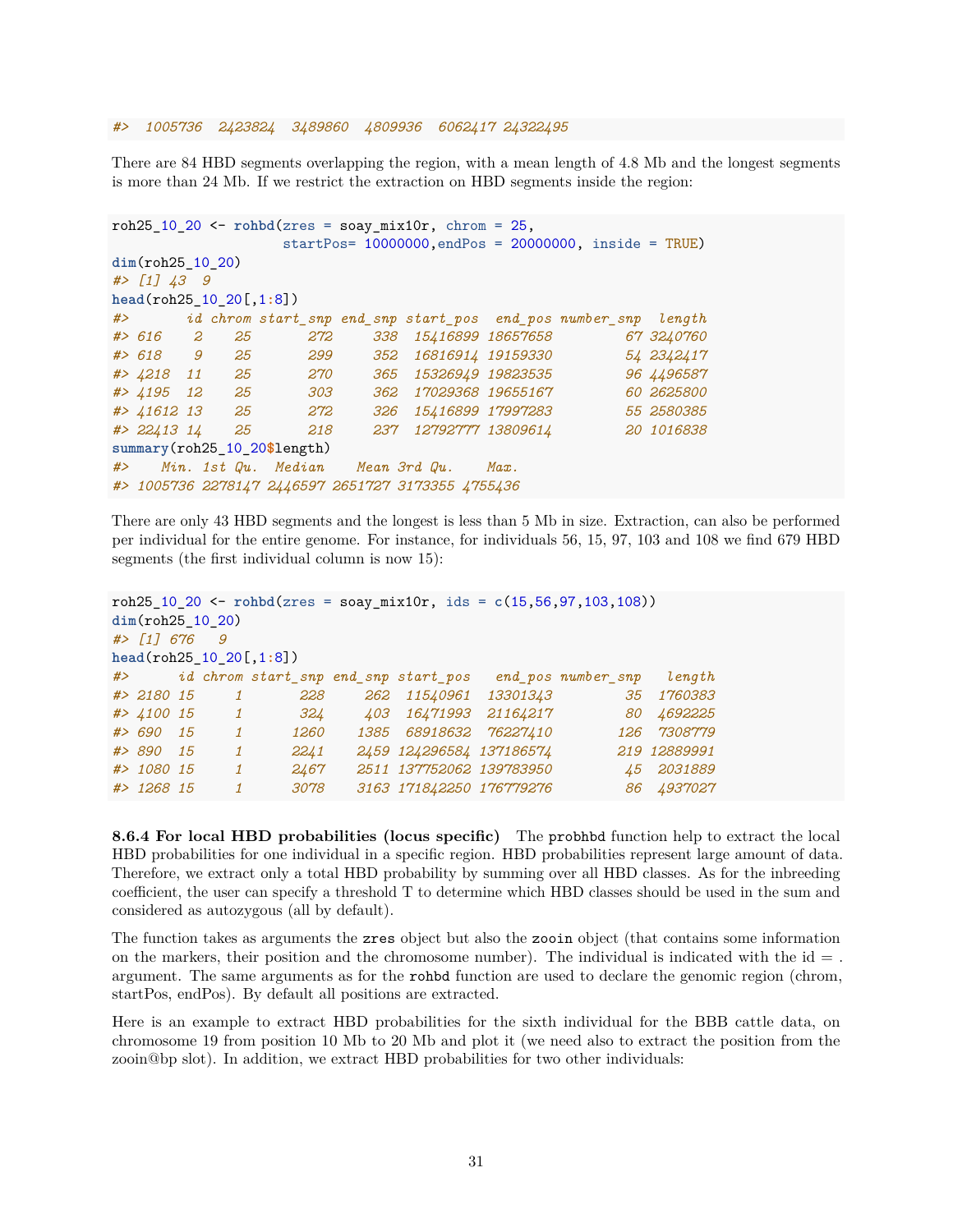```
#>  1005736  2423824  3489860  4809936  6062417 24322495
```

There are 84 HBD segments overlapping the region, with a mean length of 4.8 Mb and the longest segments is more than 24 Mb. If we restrict the extraction on HBD segments inside the region:

```
roh25_10_20 <- rohbd(zres = soay_mix10r, chrom = 25,
                     startPos= 10000000,endPos = 20000000, inside = TRUE)
dim(roh25_10_20)
#> [1] 43  9
head(roh25_10_20[,1:8])
#>       id chrom start_snp end_snp start_pos  end_pos number_snp  length
#> 616    2    25       272     338  15416899 18657658         67 3240760
#> 618    9    25       299     352  16816914 19159330         54 2342417
#> 4218  11    25       270     365  15326949 19823535         96 4496587
#> 4195  12    25       303     362  17029368 19655167         60 2625800
#> 41612 13    25       272     326  15416899 17997283         55 2580385
#> 22413 14    25       218     237  12792777 13809614         20 1016838
summary(roh25_10_20$length)
#>    Min. 1st Qu.  Median    Mean 3rd Qu.    Max.
#> 1005736 2278147 2446597 2651727 3173355 4755436
```

There are only 43 HBD segments and the longest is less than 5 Mb in size. Extraction, can also be performed per individual for the entire genome. For instance, for individuals 56, 15, 97, 103 and 108 we find 679 HBD segments (the first individual column is now 15):

```
roh25_10_20 <- rohbd(zres = soay_mix10r, ids = c(15,56,97,103,108))
dim(roh25_10_20)
#> [1] 676   9
head(roh25_10_20[,1:8])
#>      id chrom start_snp end_snp start_pos   end_pos number_snp   length
#> 2180 15     1       228     262  11540961  13301343         35  1760383
#> 4100 15     1       324     403  16471993  21164217         80  4692225
#> 690  15     1      1260    1385  68918632  76227410        126  7308779
#> 890  15     1      2241    2459 124296584 137186574        219 12889991
#> 1080 15     1      2467    2511 137752062 139783950         45  2031889
#> 1268 15     1      3078    3163 171842250 176779276         86  4937027
```

**8.6.4 For local HBD probabilities (locus specific)** The `probhbd` function help to extract the local HBD probabilities for one individual in a specific region. HBD probabilities represent large amount of data. Therefore, we extract only a total HBD probability by summing over all HBD classes. As for the inbreeding coefficient, the user can specify a threshold T to determine which HBD classes should be used in the sum and considered as autozygous (all by default).

The function takes as arguments the `zres` object but also the `zooin` object (that contains some information on the markers, their position and the chromosome number). The individual is indicated with the id = . argument. The same arguments as for the `rohbd` function are used to declare the genomic region (chrom, startPos, endPos). By default all positions are extracted.

Here is an example to extract HBD probabilities for the sixth individual for the BBB cattle data, on chromosome 19 from position 10 Mb to 20 Mb and plot it (we need also to extract the position from the zooin@bp slot). In addition, we extract HBD probabilities for two other individuals: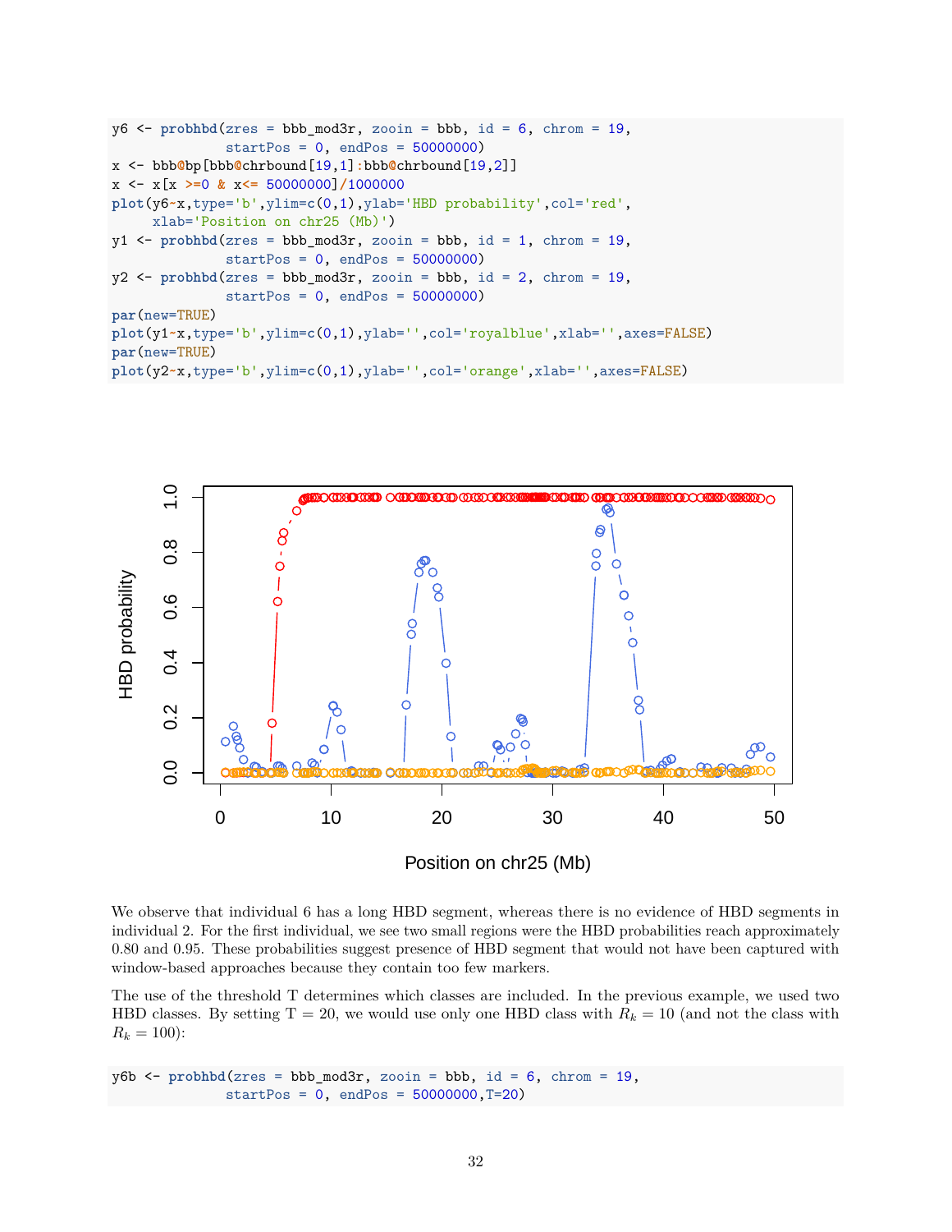```
y6 <- probhbd(zres = bbb_mod3r, zooin = bbb, id = 6, chrom = 19,
              startPos = 0, endPos = 50000000)
x <- bbb@bp[bbb@chrbound[19,1]:bbb@chrbound[19,2]]
x <- x[x >=0 & x<= 50000000]/1000000
plot(y6~x,type='b',ylim=c(0,1),ylab='HBD probability',col='red',
     xlab='Position on chr25 (Mb)')
y1 <- probhbd(zres = bbb_mod3r, zooin = bbb, id = 1, chrom = 19,
              startPos = 0, endPos = 50000000)
y2 <- probhbd(zres = bbb_mod3r, zooin = bbb, id = 2, chrom = 19,
              startPos = 0, endPos = 50000000)
par(new=TRUE)
plot(y1~x,type='b',ylim=c(0,1),ylab='',col='royalblue',xlab='',axes=FALSE)
par(new=TRUE)
plot(y2~x,type='b',ylim=c(0,1),ylab='',col='orange',xlab='',axes=FALSE)
```

We observe that individual 6 has a long HBD segment, whereas there is no evidence of HBD segments in individual 2. For the first individual, we see two small regions were the HBD probabilities reach approximately 0.80 and 0.95. These probabilities suggest presence of HBD segment that would not have been captured with window-based approaches because they contain too few markers.

The use of the threshold T determines which classes are included. In the previous example, we used two HBD classes. By setting T = 20, we would use only one HBD class with $R_k = 10$ (and not the class with $R_k = 100$):

```
y6b <- probhbd(zres = bbb_mod3r, zooin = bbb, id = 6, chrom = 19,
               startPos = 0, endPos = 50000000,T=20)
```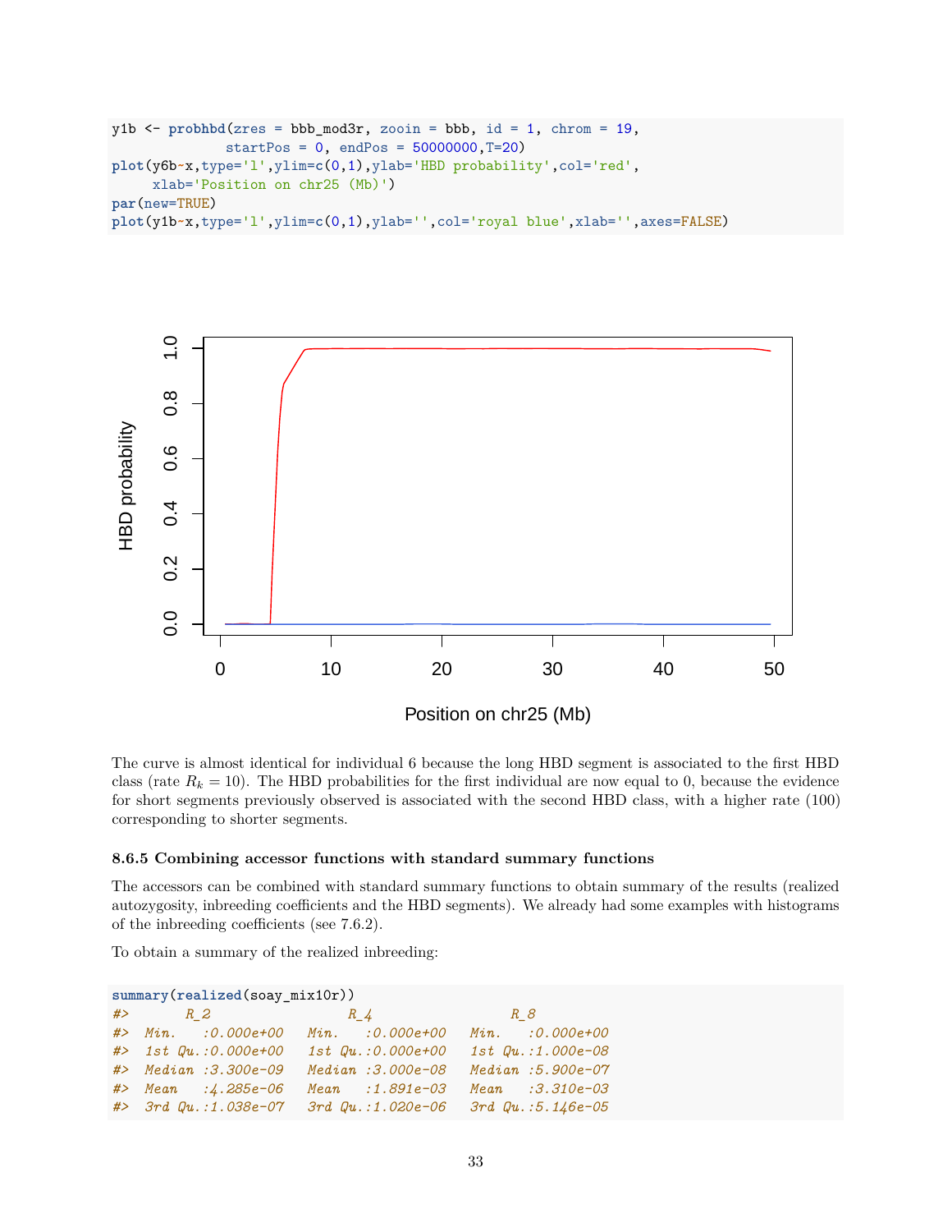```r
y1b <- probhbd(zres = bbb_mod3r, zooin = bbb, id = 1, chrom = 19,
               startPos = 0, endPos = 50000000,T=20)
plot(y6b~x,type='l',ylim=c(0,1),ylab='HBD probability',col='red',
     xlab='Position on chr25 (Mb)')
par(new=TRUE)
plot(y1b~x,type='l',ylim=c(0,1),ylab='',col='royal blue',xlab='',axes=FALSE)
```

The curve is almost identical for individual 6 because the long HBD segment is associated to the first HBD class (rate $R_k = 10$). The HBD probabilities for the first individual are now equal to 0, because the evidence for short segments previously observed is associated with the second HBD class, with a higher rate (100) corresponding to shorter segments.

#### 8.6.5 Combining accessor functions with standard summary functions

The accessors can be combined with standard summary functions to obtain summary of the results (realized autozygosity, inbreeding coefficients and the HBD segments). We already had some examples with histograms of the inbreeding coefficients (see 7.6.2).

To obtain a summary of the realized inbreeding:

```r
summary(realized(soay_mix10r))
#>       R_2                 R_4                 R_8            
#>  Min.   :0.000e+00   Min.   :0.000e+00   Min.   :0.000e+00  
#>  1st Qu.:0.000e+00   1st Qu.:0.000e+00   1st Qu.:1.000e-08  
#>  Median :3.300e-09   Median :3.000e-08   Median :5.900e-07  
#>  Mean   :4.285e-06   Mean   :1.891e-03   Mean   :3.310e-03  
#>  3rd Qu.:1.038e-07   3rd Qu.:1.020e-06   3rd Qu.:5.146e-05
```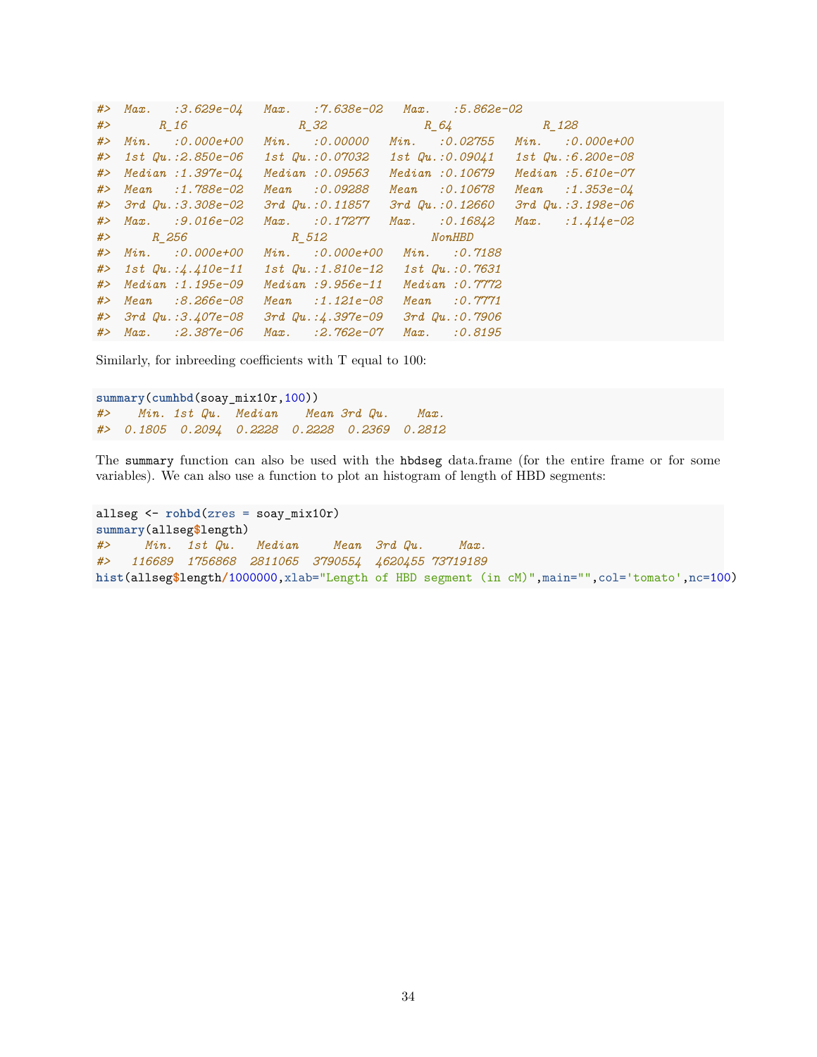```
#>  Max.   :3.629e-04   Max.   :7.638e-02   Max.   :5.862e-02
#>       R_16                R_32               R_64              R_128
#>  Min.   :0.000e+00   Min.   :0.00000   Min.   :0.02755   Min.   :0.000e+00
#>  1st Qu.:2.850e-06   1st Qu.:0.07032   1st Qu.:0.09041   1st Qu.:6.200e-08
#>  Median :1.397e-04   Median :0.09563   Median :0.10679   Median :5.610e-07
#>  Mean   :1.788e-02   Mean   :0.09288   Mean   :0.10678   Mean   :1.353e-04
#>  3rd Qu.:3.308e-02   3rd Qu.:0.11857   3rd Qu.:0.12660   3rd Qu.:3.198e-06
#>  Max.   :9.016e-02   Max.   :0.17277   Max.   :0.16842   Max.   :1.414e-02
#>      R_256               R_512              NonHBD
#>  Min.   :0.000e+00   Min.   :0.000e+00   Min.   :0.7188
#>  1st Qu.:4.410e-11   1st Qu.:1.810e-12   1st Qu.:0.7631
#>  Median :1.195e-09   Median :9.956e-11   Median :0.7772
#>  Mean   :8.266e-08   Mean   :1.121e-08   Mean   :0.7771
#>  3rd Qu.:3.407e-08   3rd Qu.:4.397e-09   3rd Qu.:0.7906
#>  Max.   :2.387e-06   Max.   :2.762e-07   Max.   :0.8195
```

Similarly, for inbreeding coefficients with T equal to 100:

```
summary(cumhbd(soay_mix10r,100))
#>    Min. 1st Qu.  Median    Mean 3rd Qu.    Max.
#>  0.1805  0.2094  0.2228  0.2228  0.2369  0.2812
```

The summary function can also be used with the hbdseg data.frame (for the entire frame or for some variables). We can also use a function to plot an histogram of length of HBD segments:

```
allseg <- rohbd(zres = soay_mix10r)
summary(allseg$length)
#>     Min.  1st Qu.   Median     Mean  3rd Qu.     Max.
#>   116689  1756868  2811065  3790554  4620455 73719189
hist(allseg$length/1000000,xlab="Length of HBD segment (in cM)",main="",col='tomato',nc=100)
```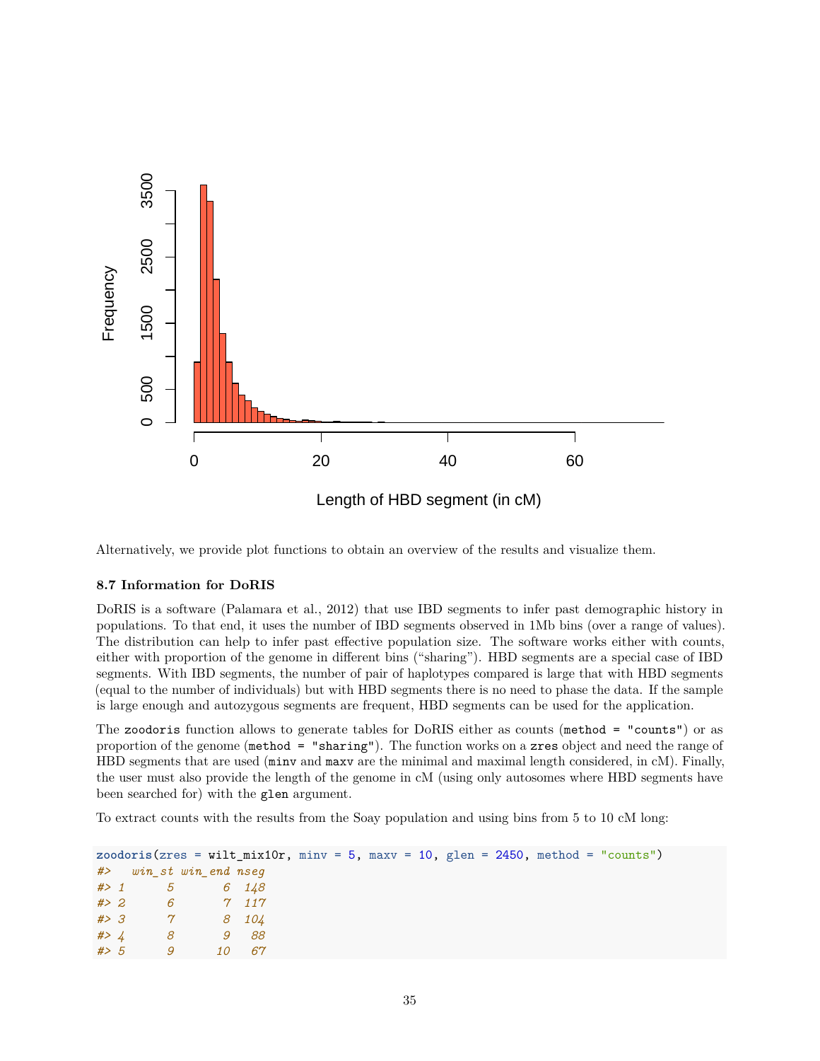Alternatively, we provide plot functions to obtain an overview of the results and visualize them.

### 8.7 Information for DoRIS

DoRIS is a software (Palamara et al., 2012) that use IBD segments to infer past demographic history in populations. To that end, it uses the number of IBD segments observed in 1Mb bins (over a range of values). The distribution can help to infer past effective population size. The software works either with counts, either with proportion of the genome in different bins ("sharing"). HBD segments are a special case of IBD segments. With IBD segments, the number of pair of haplotypes compared is large that with HBD segments (equal to the number of individuals) but with HBD segments there is no need to phase the data. If the sample is large enough and autozygous segments are frequent, HBD segments can be used for the application.

The `zoodoris` function allows to generate tables for DoRIS either as counts (`method = "counts"`) or as proportion of the genome (`method = "sharing"`). The function works on a `zres` object and need the range of HBD segments that are used (`minv` and `maxv` are the minimal and maximal length considered, in cM). Finally, the user must also provide the length of the genome in cM (using only autosomes where HBD segments have been searched for) with the `glen` argument.

To extract counts with the results from the Soay population and using bins from 5 to 10 cM long:

```
zoodoris(zres = wilt_mix10r, minv = 5, maxv = 10, glen = 2450, method = "counts")
#>   win_st win_end nseg
#> 1      5       6  148
#> 2      6       7  117
#> 3      7       8  104
#> 4      8       9   88
#> 5      9      10   67
```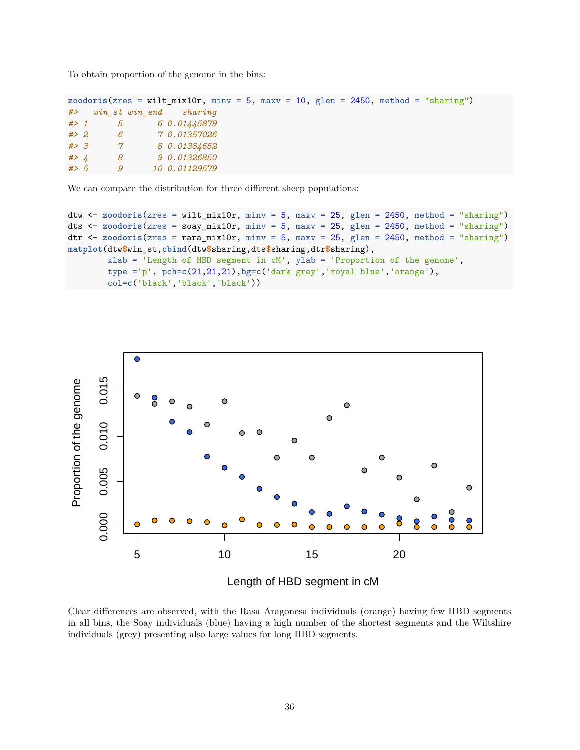To obtain proportion of the genome in the bins:

```
zoodoris(zres = wilt_mix10r, minv = 5, maxv = 10, glen = 2450, method = "sharing")
#>   win_st win_end    sharing
#> 1      5       6 0.01445879
#> 2      6       7 0.01357026
#> 3      7       8 0.01384652
#> 4      8       9 0.01326850
#> 5      9      10 0.01129579
```

We can compare the distribution for three different sheep populations:

```
dtw <- zoodoris(zres = wilt_mix10r, minv = 5, maxv = 25, glen = 2450, method = "sharing")
dts <- zoodoris(zres = soay_mix10r, minv = 5, maxv = 25, glen = 2450, method = "sharing")
dtr <- zoodoris(zres = rara_mix10r, minv = 5, maxv = 25, glen = 2450, method = "sharing")
matplot(dtw$win_st,cbind(dtw$sharing,dts$sharing,dtr$sharing),
        xlab = 'Length of HBD segment in cM', ylab = 'Proportion of the genome',
        type ='p', pch=c(21,21,21),bg=c('dark grey','royal blue','orange'),
        col=c('black','black','black'))
```

Clear differences are observed, with the Rasa Aragonesa individuals (orange) having few HBD segments in all bins, the Soay individuals (blue) having a high number of the shortest segments and the Wiltshire individuals (grey) presenting also large values for long HBD segments.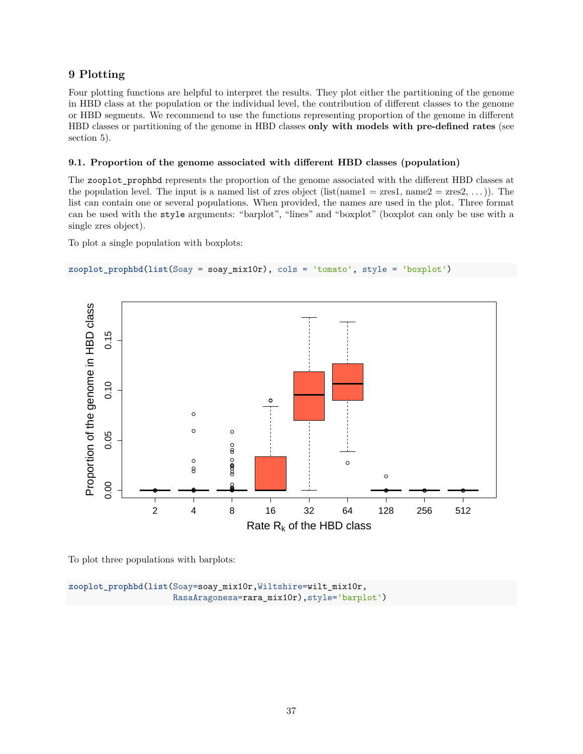## 9 Plotting

Four plotting functions are helpful to interpret the results. They plot either the partitioning of the genome in HBD class at the population or the individual level, the contribution of different classes to the genome or HBD segments. We recommend to use the functions representing proportion of the genome in different HBD classes or partitioning of the genome in HBD classes **only with models with pre-defined rates** (see section 5).

### 9.1. Proportion of the genome associated with different HBD classes (population)

The `zooplot_prophbd` represents the proportion of the genome associated with the different HBD classes at the population level. The input is a named list of zres object (list(name1 = zres1, name2 = zres2, . . . )). The list can contain one or several populations. When provided, the names are used in the plot. Three format can be used with the `style` arguments: "barplot", "lines" and "boxplot" (boxplot can only be use with a single zres object).

To plot a single population with boxplots:

```
zooplot_prophbd(list(Soay = soay_mix10r), cols = 'tomato', style = 'boxplot')
```

To plot three populations with barplots:

```
zooplot_prophbd(list(Soay=soay_mix10r,Wiltshire=wilt_mix10r,
                RasaAragonesa=rara_mix10r),style='barplot')
```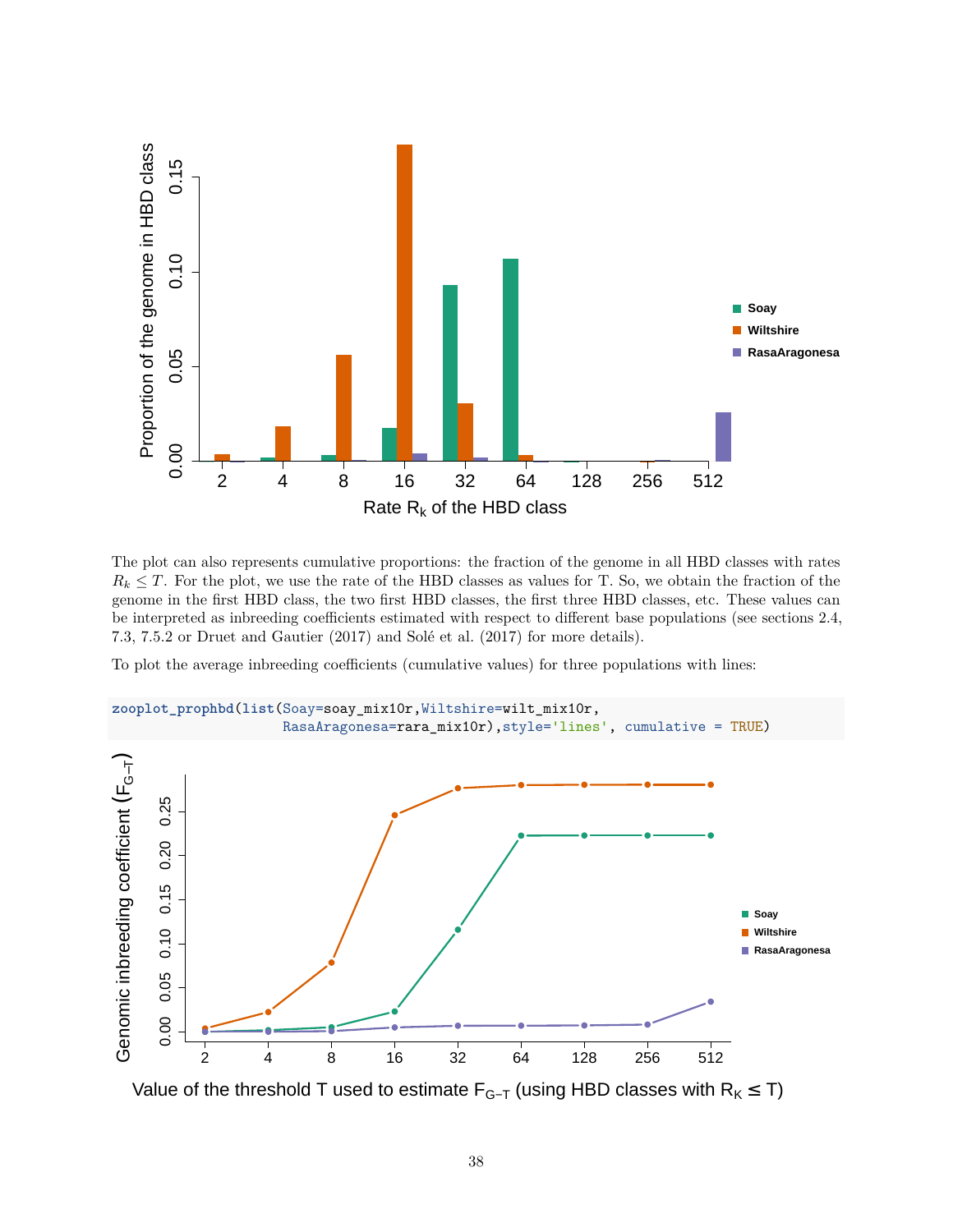The plot can also represents cumulative proportions: the fraction of the genome in all HBD classes with rates $R_k \leq T$. For the plot, we use the rate of the HBD classes as values for T. So, we obtain the fraction of the genome in the first HBD class, the two first HBD classes, the first three HBD classes, etc. These values can be interpreted as inbreeding coefficients estimated with respect to different base populations (see sections 2.4, 7.3, 7.5.2 or Druet and Gautier (2017) and Solé et al. (2017) for more details).

To plot the average inbreeding coefficients (cumulative values) for three populations with lines:

```
zooplot_prophbd(list(Soay=soay_mix10r,Wiltshire=wilt_mix10r,
                RasaAragonesa=rara_mix10r),style='lines', cumulative = TRUE)
```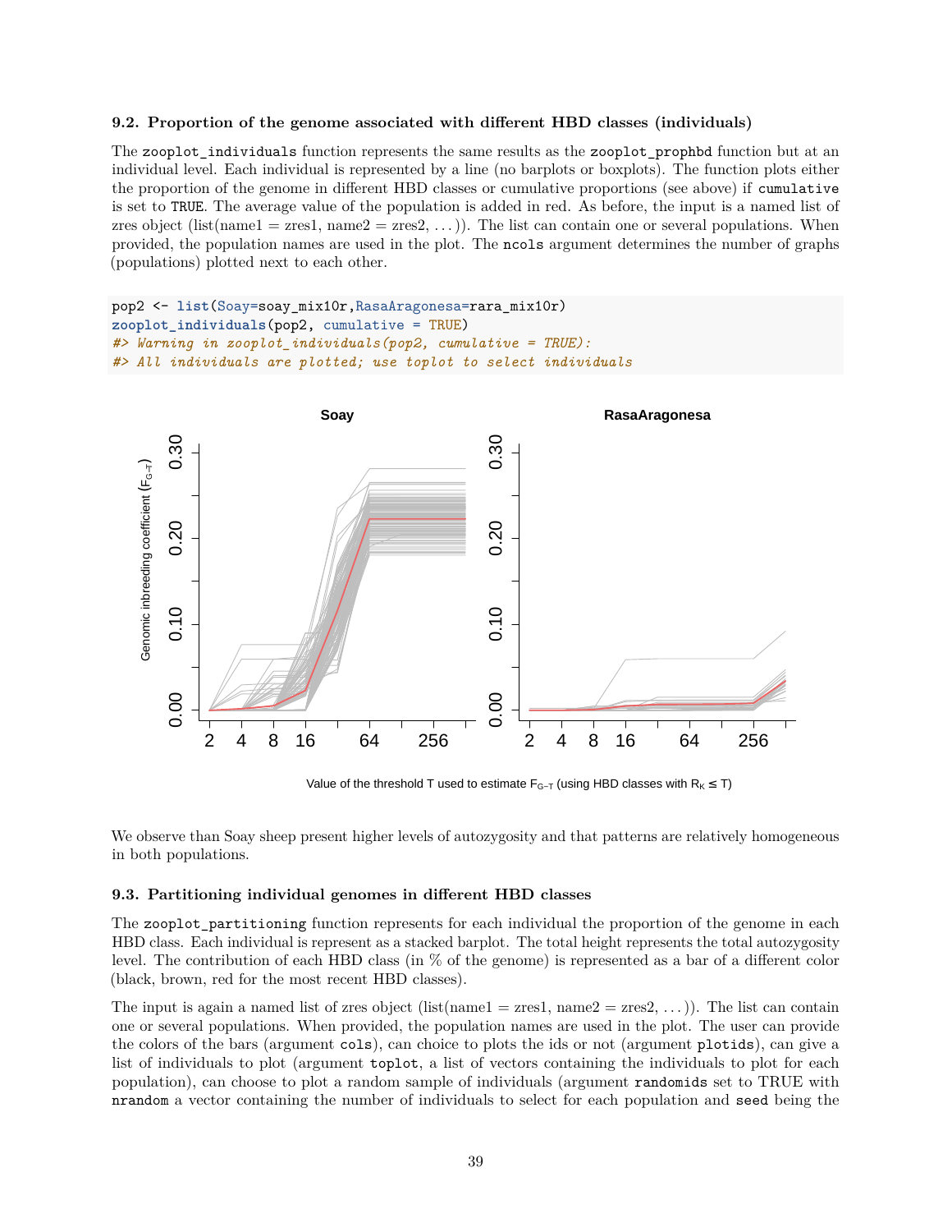### 9.2. Proportion of the genome associated with different HBD classes (individuals)

The `zooplot_individuals` function represents the same results as the `zooplot_prophbd` function but at an individual level. Each individual is represented by a line (no barplots or boxplots). The function plots either the proportion of the genome in different HBD classes or cumulative proportions (see above) if `cumulative` is set to `TRUE`. The average value of the population is added in red. As before, the input is a named list of zres object (list(name1 = zres1, name2 = zres2, . . . )). The list can contain one or several populations. When provided, the population names are used in the plot. The `ncols` argument determines the number of graphs (populations) plotted next to each other.

```
pop2 <- list(Soay=soay_mix10r,RasaAragonesa=rara_mix10r)
zooplot_individuals(pop2, cumulative = TRUE)
#> Warning in zooplot_individuals(pop2, cumulative = TRUE):
#> All individuals are plotted; use toplot to select individuals
```

We observe than Soay sheep present higher levels of autozygosity and that patterns are relatively homogeneous in both populations.

### 9.3. Partitioning individual genomes in different HBD classes

The `zooplot_partitioning` function represents for each individual the proportion of the genome in each HBD class. Each individual is represent as a stacked barplot. The total height represents the total autozygosity level. The contribution of each HBD class (in % of the genome) is represented as a bar of a different color (black, brown, red for the most recent HBD classes).

The input is again a named list of zres object (list(name1 = zres1, name2 = zres2, . . . )). The list can contain one or several populations. When provided, the population names are used in the plot. The user can provide the colors of the bars (argument `cols`), can choice to plots the ids or not (argument `plotids`), can give a list of individuals to plot (argument `toplot`, a list of vectors containing the individuals to plot for each population), can choose to plot a random sample of individuals (argument `randomids` set to TRUE with `nrandom` a vector containing the number of individuals to select for each population and `seed` being the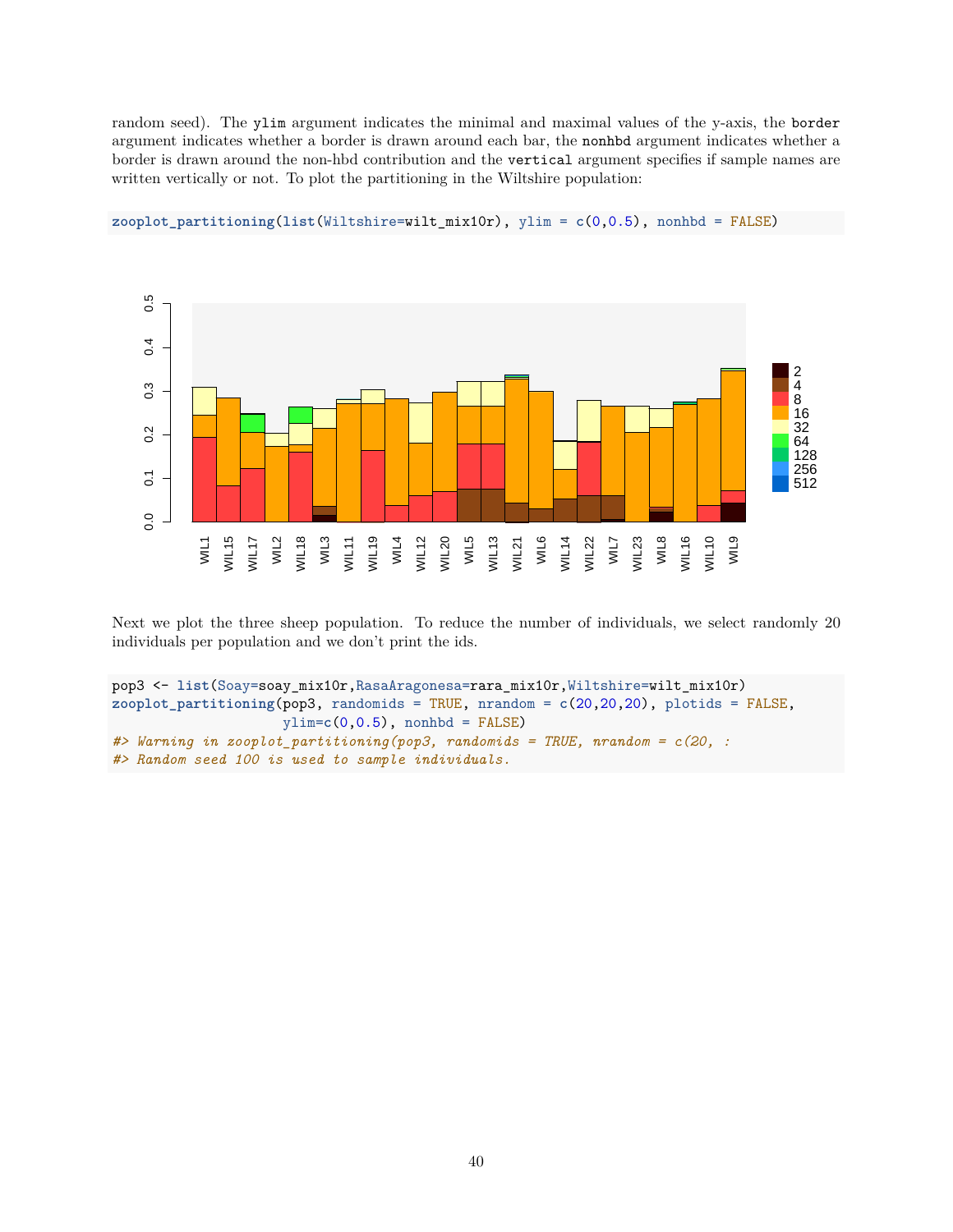random seed). The `ylim` argument indicates the minimal and maximal values of the y-axis, the `border` argument indicates whether a border is drawn around each bar, the `nonhbd` argument indicates whether a border is drawn around the non-hbd contribution and the `vertical` argument specifies if sample names are written vertically or not. To plot the partitioning in the Wiltshire population:

```
zooplot_partitioning(list(Wiltshire=wilt_mix10r), ylim = c(0,0.5), nonhbd = FALSE)
```

Next we plot the three sheep population. To reduce the number of individuals, we select randomly 20 individuals per population and we don't print the ids.

```
pop3 <- list(Soay=soay_mix10r,RasaAragonesa=rara_mix10r,Wiltshire=wilt_mix10r)
zooplot_partitioning(pop3, randomids = TRUE, nrandom = c(20,20,20), plotids = FALSE,
                     ylim=c(0,0.5), nonhbd = FALSE)
#> Warning in zooplot_partitioning(pop3, randomids = TRUE, nrandom = c(20, :
#> Random seed 100 is used to sample individuals.
```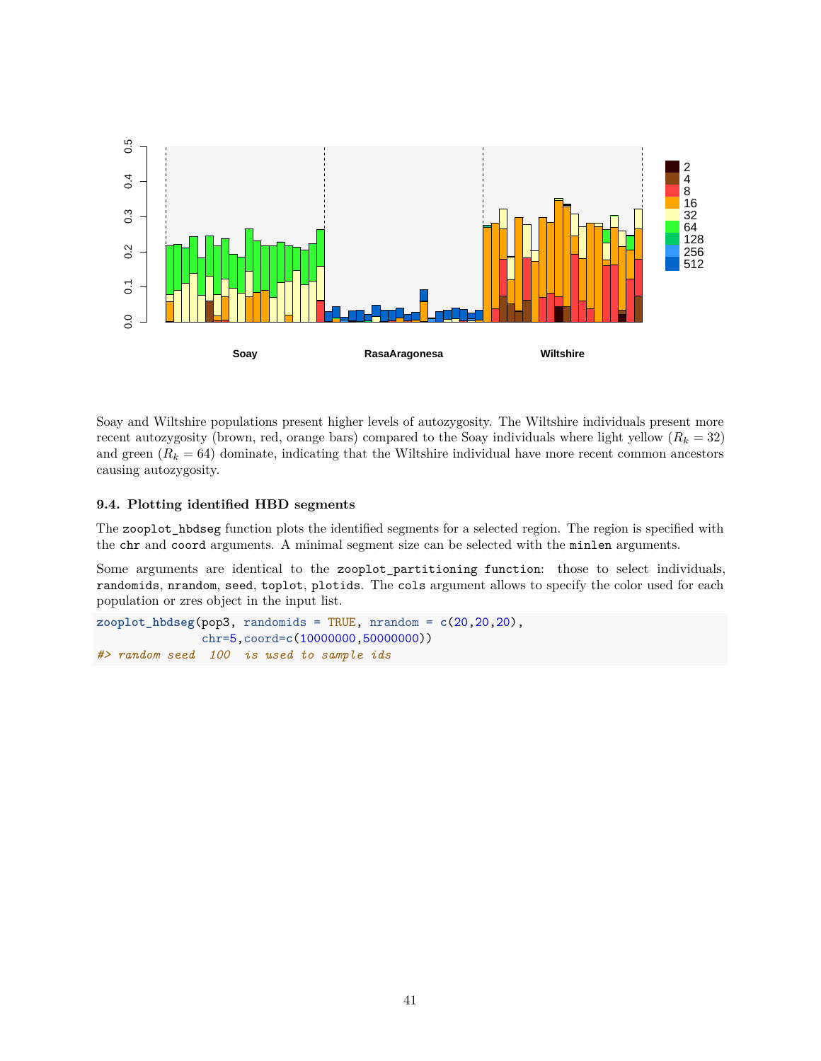Soay and Wiltshire populations present higher levels of autozygosity. The Wiltshire individuals present more recent autozygosity (brown, red, orange bars) compared to the Soay individuals where light yellow ($R_k = 32$) and green ($R_k = 64$) dominate, indicating that the Wiltshire individual have more recent common ancestors causing autozygosity.

### 9.4. Plotting identified HBD segments

The `zooplot_hbdseg` function plots the identified segments for a selected region. The region is specified with the `chr` and `coord` arguments. A minimal segment size can be selected with the `minlen` arguments.

Some arguments are identical to the `zooplot_partitioning function`: those to select individuals, `randomids`, `nrandom`, `seed`, `toplot`, `plotids`. The `cols` argument allows to specify the color used for each population or zres object in the input list.

```
zooplot_hbdseg(pop3, randomids = TRUE, nrandom = c(20,20,20),
               chr=5,coord=c(10000000,50000000))
#> random seed  100  is used to sample ids
```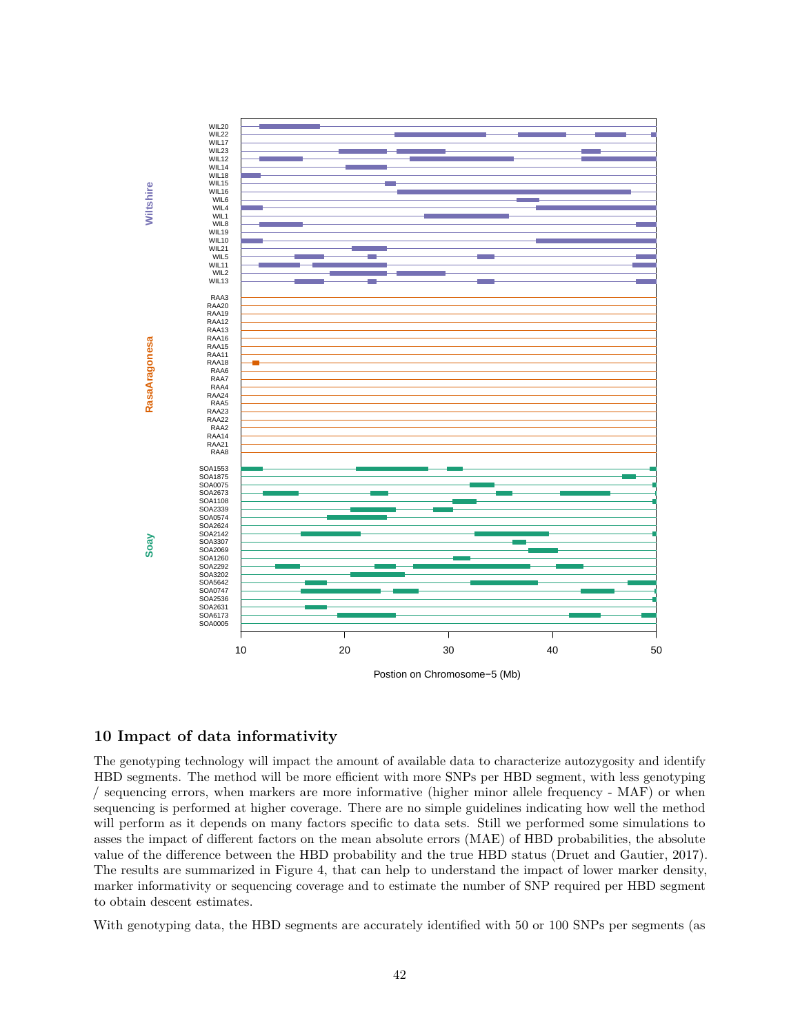## 10 Impact of data informativity

The genotyping technology will impact the amount of available data to characterize autozygosity and identify HBD segments. The method will be more efficient with more SNPs per HBD segment, with less genotyping / sequencing errors, when markers are more informative (higher minor allele frequency - MAF) or when sequencing is performed at higher coverage. There are no simple guidelines indicating how well the method will perform as it depends on many factors specific to data sets. Still we performed some simulations to asses the impact of different factors on the mean absolute errors (MAE) of HBD probabilities, the absolute value of the difference between the HBD probability and the true HBD status (Druet and Gautier, 2017). The results are summarized in Figure 4, that can help to understand the impact of lower marker density, marker informativity or sequencing coverage and to estimate the number of SNP required per HBD segment to obtain descent estimates.

With genotyping data, the HBD segments are accurately identified with 50 or 100 SNPs per segments (as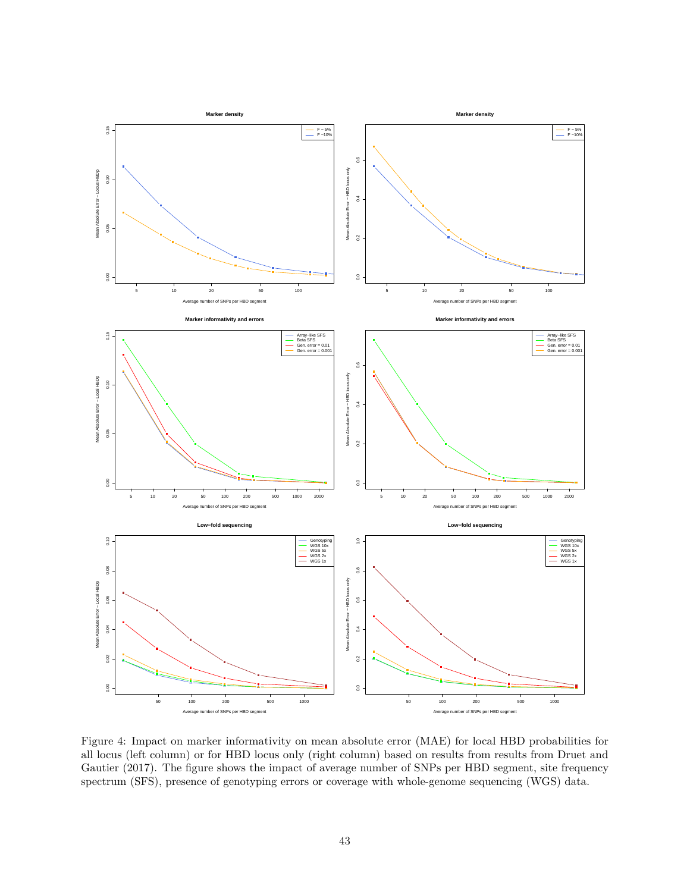Figure 4: Impact on marker informativity on mean absolute error (MAE) for local HBD probabilities for all locus (left column) or for HBD locus only (right column) based on results from results from Druet and Gautier (2017). The figure shows the impact of average number of SNPs per HBD segment, site frequency spectrum (SFS), presence of genotyping errors or coverage with whole-genome sequencing (WGS) data.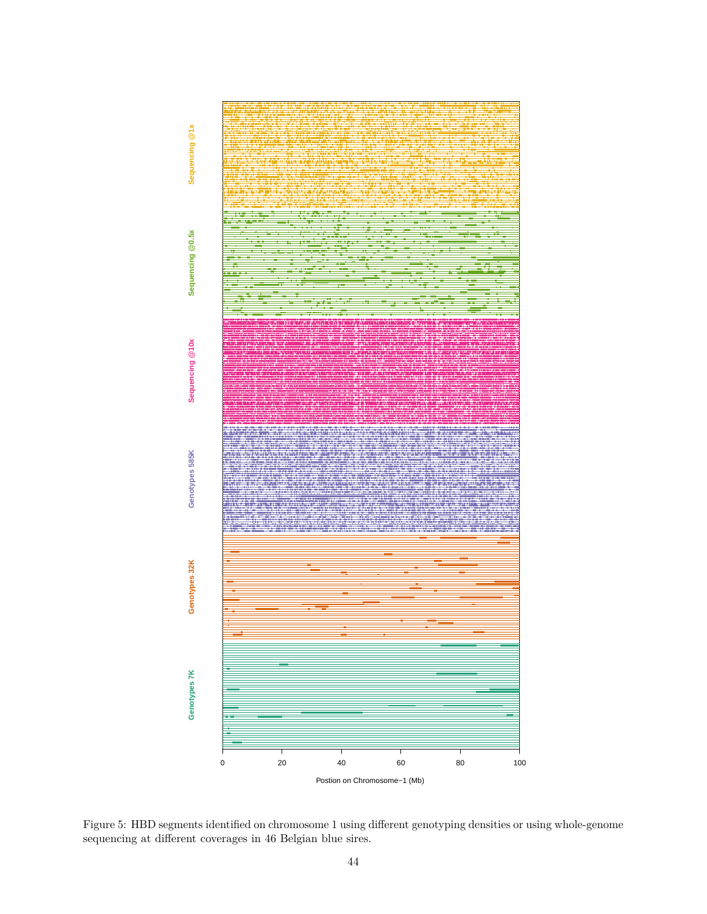Figure 5: HBD segments identified on chromosome 1 using different genotyping densities or using whole-genome sequencing at different coverages in 46 Belgian blue sires.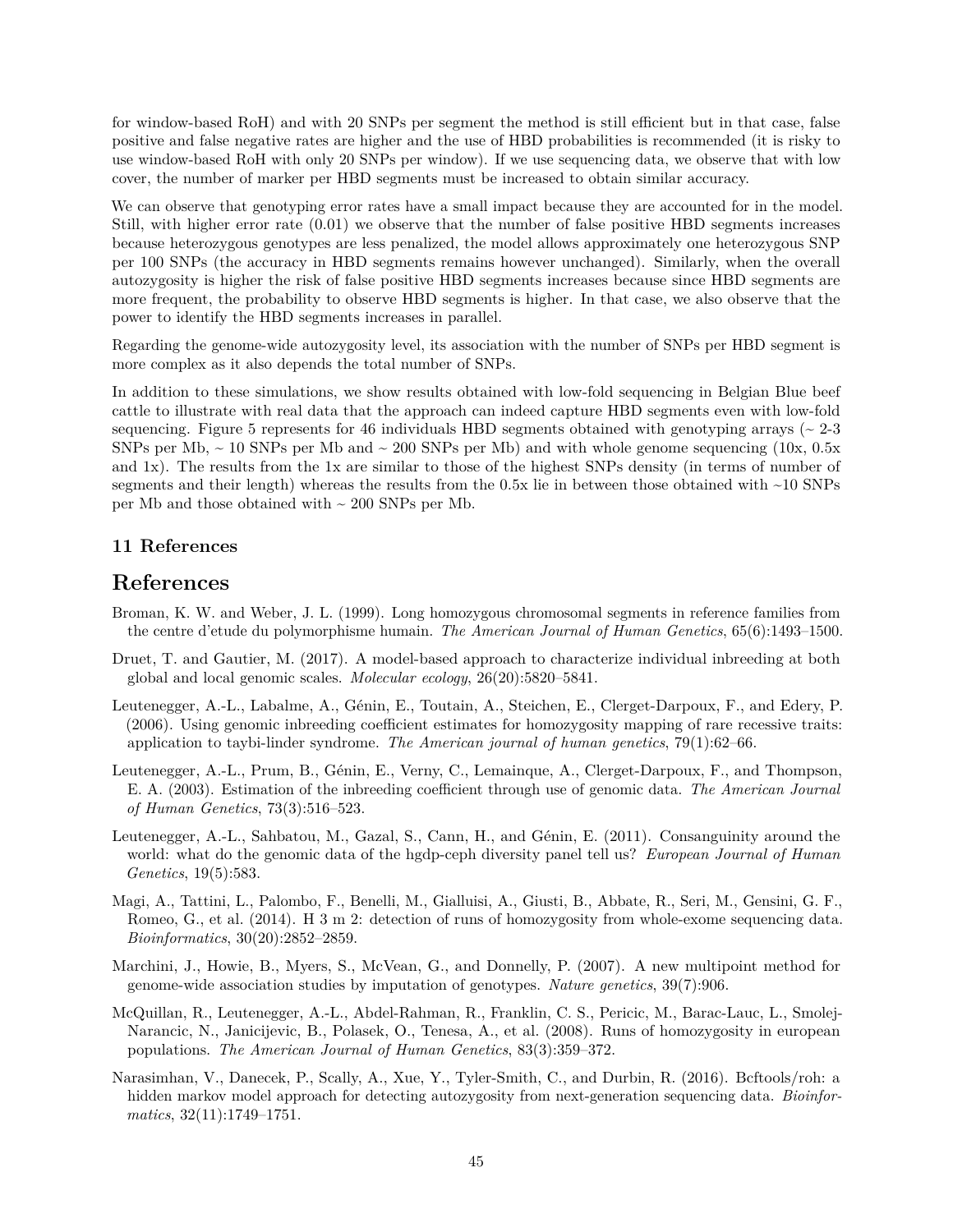for window-based RoH) and with 20 SNPs per segment the method is still efficient but in that case, false positive and false negative rates are higher and the use of HBD probabilities is recommended (it is risky to use window-based RoH with only 20 SNPs per window). If we use sequencing data, we observe that with low cover, the number of marker per HBD segments must be increased to obtain similar accuracy.

We can observe that genotyping error rates have a small impact because they are accounted for in the model. Still, with higher error rate (0.01) we observe that the number of false positive HBD segments increases because heterozygous genotypes are less penalized, the model allows approximately one heterozygous SNP per 100 SNPs (the accuracy in HBD segments remains however unchanged). Similarly, when the overall autozygosity is higher the risk of false positive HBD segments increases because since HBD segments are more frequent, the probability to observe HBD segments is higher. In that case, we also observe that the power to identify the HBD segments increases in parallel.

Regarding the genome-wide autozygosity level, its association with the number of SNPs per HBD segment is more complex as it also depends the total number of SNPs.

In addition to these simulations, we show results obtained with low-fold sequencing in Belgian Blue beef cattle to illustrate with real data that the approach can indeed capture HBD segments even with low-fold sequencing. Figure 5 represents for 46 individuals HBD segments obtained with genotyping arrays (~ 2-3 SNPs per Mb, ~ 10 SNPs per Mb and ~ 200 SNPs per Mb) and with whole genome sequencing (10x, 0.5x and 1x). The results from the 1x are similar to those of the highest SNPs density (in terms of number of segments and their length) whereas the results from the 0.5x lie in between those obtained with ~10 SNPs per Mb and those obtained with ~ 200 SNPs per Mb.

### 11 References

## References

Broman, K. W. and Weber, J. L. (1999). Long homozygous chromosomal segments in reference families from the centre d'etude du polymorphisme humain. *The American Journal of Human Genetics*, 65(6):1493–1500.

Druet, T. and Gautier, M. (2017). A model-based approach to characterize individual inbreeding at both global and local genomic scales. *Molecular ecology*, 26(20):5820–5841.

Leutenegger, A.-L., Labalme, A., Génin, E., Toutain, A., Steichen, E., Clerget-Darpoux, F., and Edery, P. (2006). Using genomic inbreeding coefficient estimates for homozygosity mapping of rare recessive traits: application to taybi-linder syndrome. *The American journal of human genetics*, 79(1):62–66.

Leutenegger, A.-L., Prum, B., Génin, E., Verny, C., Lemainque, A., Clerget-Darpoux, F., and Thompson, E. A. (2003). Estimation of the inbreeding coefficient through use of genomic data. *The American Journal of Human Genetics*, 73(3):516–523.

Leutenegger, A.-L., Sahbatou, M., Gazal, S., Cann, H., and Génin, E. (2011). Consanguinity around the world: what do the genomic data of the hgdp-ceph diversity panel tell us? *European Journal of Human Genetics*, 19(5):583.

Magi, A., Tattini, L., Palombo, F., Benelli, M., Gialluisi, A., Giusti, B., Abbate, R., Seri, M., Gensini, G. F., Romeo, G., et al. (2014). H 3 m 2: detection of runs of homozygosity from whole-exome sequencing data. *Bioinformatics*, 30(20):2852–2859.

Marchini, J., Howie, B., Myers, S., McVean, G., and Donnelly, P. (2007). A new multipoint method for genome-wide association studies by imputation of genotypes. *Nature genetics*, 39(7):906.

McQuillan, R., Leutenegger, A.-L., Abdel-Rahman, R., Franklin, C. S., Pericic, M., Barac-Lauc, L., Smolej-Narancic, N., Janicijevic, B., Polasek, O., Tenesa, A., et al. (2008). Runs of homozygosity in european populations. *The American Journal of Human Genetics*, 83(3):359–372.

Narasimhan, V., Danecek, P., Scally, A., Xue, Y., Tyler-Smith, C., and Durbin, R. (2016). Bcftools/roh: a hidden markov model approach for detecting autozygosity from next-generation sequencing data. *Bioinformatics*, 32(11):1749–1751.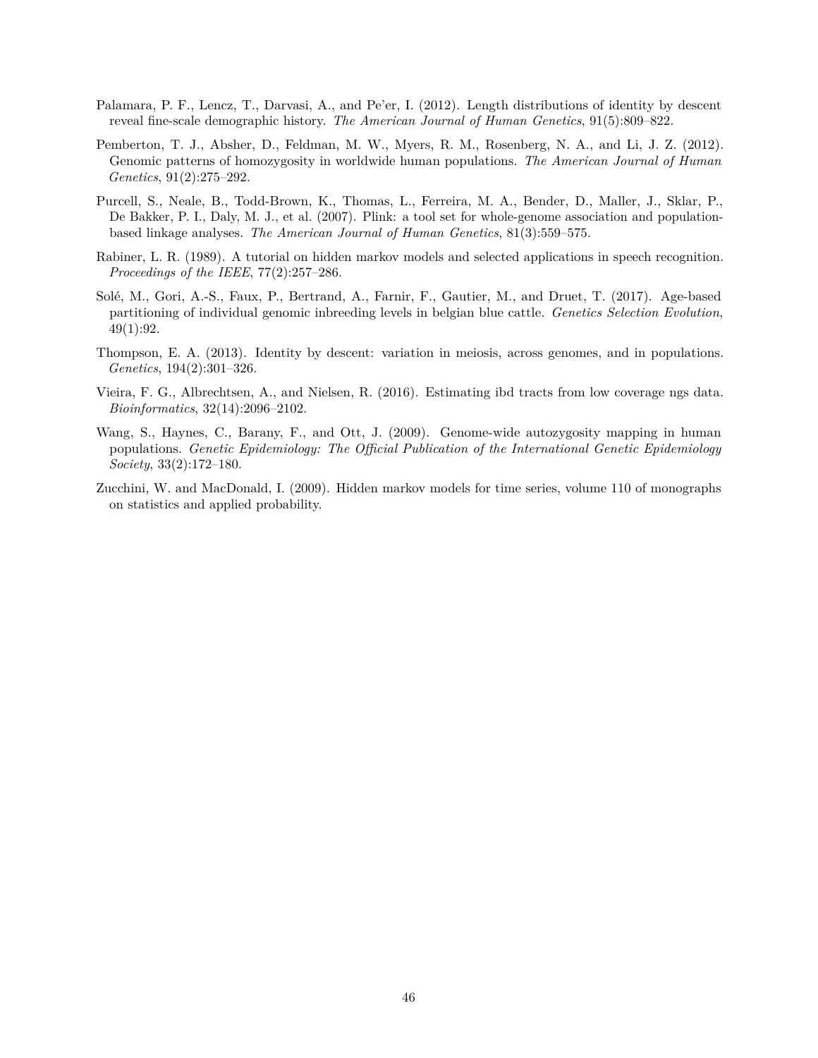Palamara, P. F., Lencz, T., Darvasi, A., and Pe'er, I. (2012). Length distributions of identity by descent reveal fine-scale demographic history. *The American Journal of Human Genetics*, 91(5):809–822.

Pemberton, T. J., Absher, D., Feldman, M. W., Myers, R. M., Rosenberg, N. A., and Li, J. Z. (2012). Genomic patterns of homozygosity in worldwide human populations. *The American Journal of Human Genetics*, 91(2):275–292.

Purcell, S., Neale, B., Todd-Brown, K., Thomas, L., Ferreira, M. A., Bender, D., Maller, J., Sklar, P., De Bakker, P. I., Daly, M. J., et al. (2007). Plink: a tool set for whole-genome association and population-based linkage analyses. *The American Journal of Human Genetics*, 81(3):559–575.

Rabiner, L. R. (1989). A tutorial on hidden markov models and selected applications in speech recognition. *Proceedings of the IEEE*, 77(2):257–286.

Solé, M., Gori, A.-S., Faux, P., Bertrand, A., Farnir, F., Gautier, M., and Druet, T. (2017). Age-based partitioning of individual genomic inbreeding levels in belgian blue cattle. *Genetics Selection Evolution*, 49(1):92.

Thompson, E. A. (2013). Identity by descent: variation in meiosis, across genomes, and in populations. *Genetics*, 194(2):301–326.

Vieira, F. G., Albrechtsen, A., and Nielsen, R. (2016). Estimating ibd tracts from low coverage ngs data. *Bioinformatics*, 32(14):2096–2102.

Wang, S., Haynes, C., Barany, F., and Ott, J. (2009). Genome-wide autozygosity mapping in human populations. *Genetic Epidemiology: The Official Publication of the International Genetic Epidemiology Society*, 33(2):172–180.

Zucchini, W. and MacDonald, I. (2009). Hidden markov models for time series, volume 110 of monographs on statistics and applied probability.